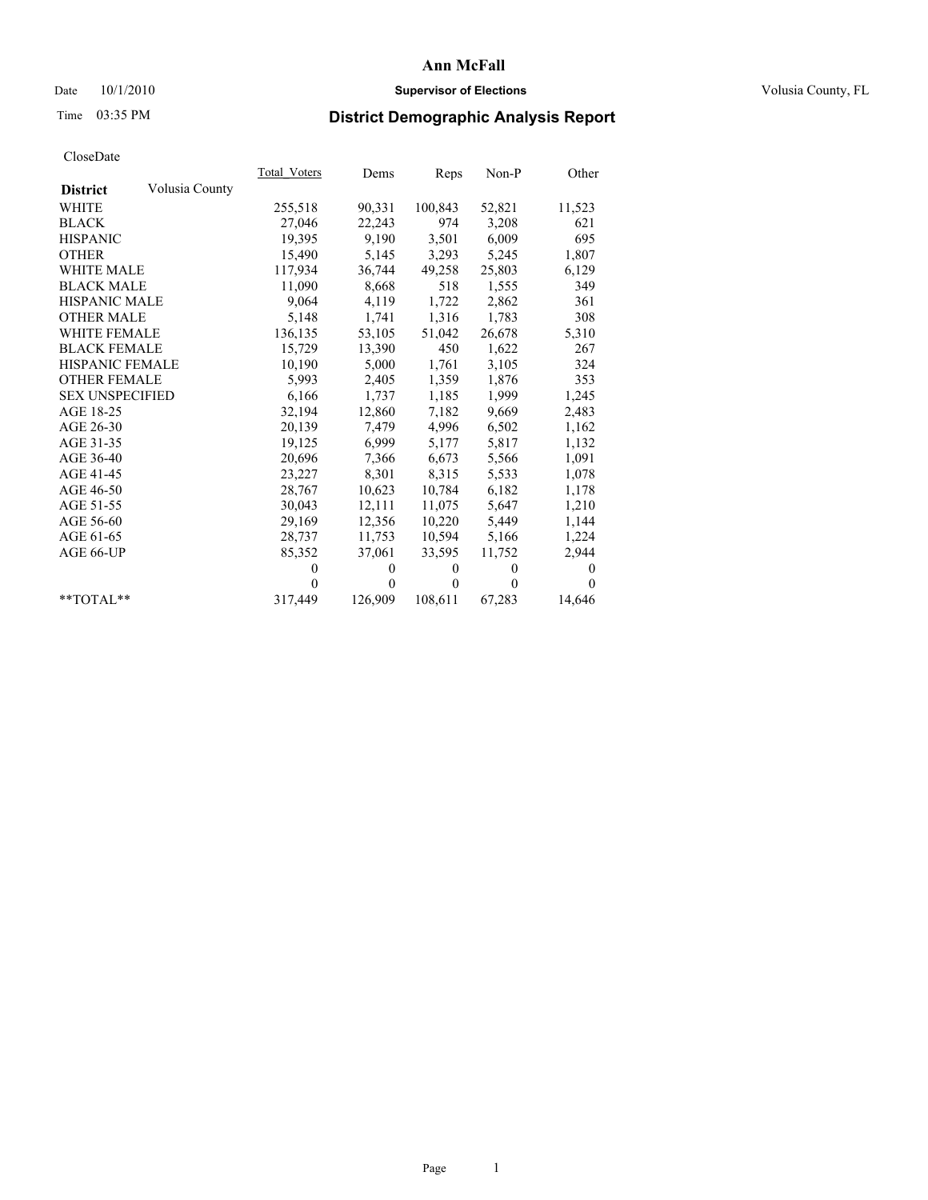# Ann McFall

Date 10/1/2010 **Supervisor of Elections** Volusia County, FL

Time 03:35 PM

## District Demographic Analysis Report

CloseDate

| **District** Volusia County | Total_Voters | Dems | Reps | Non-P | Other |
|---|---|---|---|---|---|
| WHITE | 255,518 | 90,331 | 100,843 | 52,821 | 11,523 |
| BLACK | 27,046 | 22,243 | 974 | 3,208 | 621 |
| HISPANIC | 19,395 | 9,190 | 3,501 | 6,009 | 695 |
| OTHER | 15,490 | 5,145 | 3,293 | 5,245 | 1,807 |
| WHITE MALE | 117,934 | 36,744 | 49,258 | 25,803 | 6,129 |
| BLACK MALE | 11,090 | 8,668 | 518 | 1,555 | 349 |
| HISPANIC MALE | 9,064 | 4,119 | 1,722 | 2,862 | 361 |
| OTHER MALE | 5,148 | 1,741 | 1,316 | 1,783 | 308 |
| WHITE FEMALE | 136,135 | 53,105 | 51,042 | 26,678 | 5,310 |
| BLACK FEMALE | 15,729 | 13,390 | 450 | 1,622 | 267 |
| HISPANIC FEMALE | 10,190 | 5,000 | 1,761 | 3,105 | 324 |
| OTHER FEMALE | 5,993 | 2,405 | 1,359 | 1,876 | 353 |
| SEX UNSPECIFIED | 6,166 | 1,737 | 1,185 | 1,999 | 1,245 |
| AGE 18-25 | 32,194 | 12,860 | 7,182 | 9,669 | 2,483 |
| AGE 26-30 | 20,139 | 7,479 | 4,996 | 6,502 | 1,162 |
| AGE 31-35 | 19,125 | 6,999 | 5,177 | 5,817 | 1,132 |
| AGE 36-40 | 20,696 | 7,366 | 6,673 | 5,566 | 1,091 |
| AGE 41-45 | 23,227 | 8,301 | 8,315 | 5,533 | 1,078 |
| AGE 46-50 | 28,767 | 10,623 | 10,784 | 6,182 | 1,178 |
| AGE 51-55 | 30,043 | 12,111 | 11,075 | 5,647 | 1,210 |
| AGE 56-60 | 29,169 | 12,356 | 10,220 | 5,449 | 1,144 |
| AGE 61-65 | 28,737 | 11,753 | 10,594 | 5,166 | 1,224 |
| AGE 66-UP | 85,352 | 37,061 | 33,595 | 11,752 | 2,944 |
| | 0 | 0 | 0 | 0 | 0 |
| | 0 | 0 | 0 | 0 | 0 |
| **TOTAL** | 317,449 | 126,909 | 108,611 | 67,283 | 14,646 |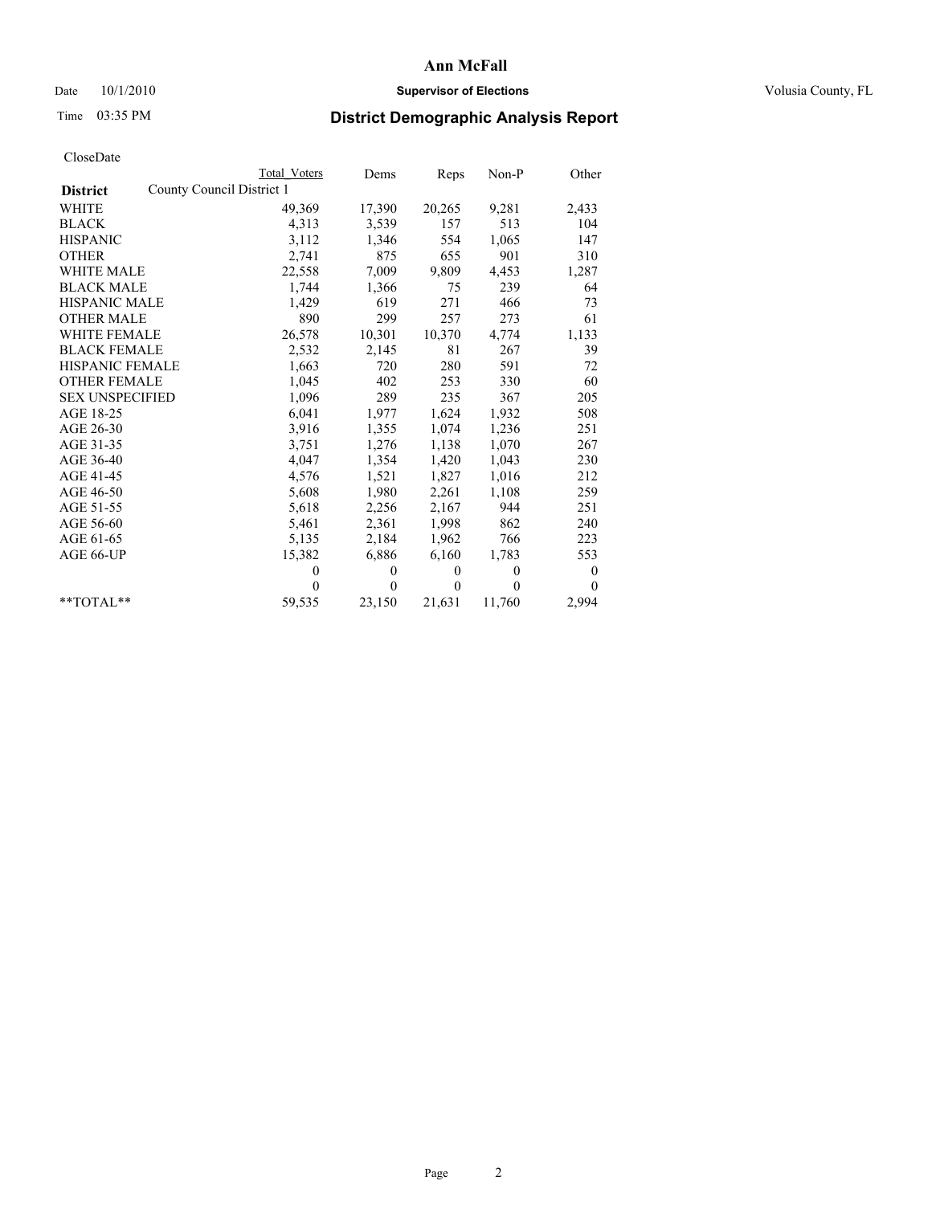# Ann McFall

Date 10/1/2010 **Supervisor of Elections** Volusia County, FL

Time 03:35 PM **District Demographic Analysis Report**

CloseDate

| **District** County Council District 1 | Total Voters | Dems | Reps | Non-P | Other |
|---|---|---|---|---|---|
| WHITE | 49,369 | 17,390 | 20,265 | 9,281 | 2,433 |
| BLACK | 4,313 | 3,539 | 157 | 513 | 104 |
| HISPANIC | 3,112 | 1,346 | 554 | 1,065 | 147 |
| OTHER | 2,741 | 875 | 655 | 901 | 310 |
| WHITE MALE | 22,558 | 7,009 | 9,809 | 4,453 | 1,287 |
| BLACK MALE | 1,744 | 1,366 | 75 | 239 | 64 |
| HISPANIC MALE | 1,429 | 619 | 271 | 466 | 73 |
| OTHER MALE | 890 | 299 | 257 | 273 | 61 |
| WHITE FEMALE | 26,578 | 10,301 | 10,370 | 4,774 | 1,133 |
| BLACK FEMALE | 2,532 | 2,145 | 81 | 267 | 39 |
| HISPANIC FEMALE | 1,663 | 720 | 280 | 591 | 72 |
| OTHER FEMALE | 1,045 | 402 | 253 | 330 | 60 |
| SEX UNSPECIFIED | 1,096 | 289 | 235 | 367 | 205 |
| AGE 18-25 | 6,041 | 1,977 | 1,624 | 1,932 | 508 |
| AGE 26-30 | 3,916 | 1,355 | 1,074 | 1,236 | 251 |
| AGE 31-35 | 3,751 | 1,276 | 1,138 | 1,070 | 267 |
| AGE 36-40 | 4,047 | 1,354 | 1,420 | 1,043 | 230 |
| AGE 41-45 | 4,576 | 1,521 | 1,827 | 1,016 | 212 |
| AGE 46-50 | 5,608 | 1,980 | 2,261 | 1,108 | 259 |
| AGE 51-55 | 5,618 | 2,256 | 2,167 | 944 | 251 |
| AGE 56-60 | 5,461 | 2,361 | 1,998 | 862 | 240 |
| AGE 61-65 | 5,135 | 2,184 | 1,962 | 766 | 223 |
| AGE 66-UP | 15,382 | 6,886 | 6,160 | 1,783 | 553 |
| | 0 | 0 | 0 | 0 | 0 |
| | 0 | 0 | 0 | 0 | 0 |
| **TOTAL** | 59,535 | 23,150 | 21,631 | 11,760 | 2,994 |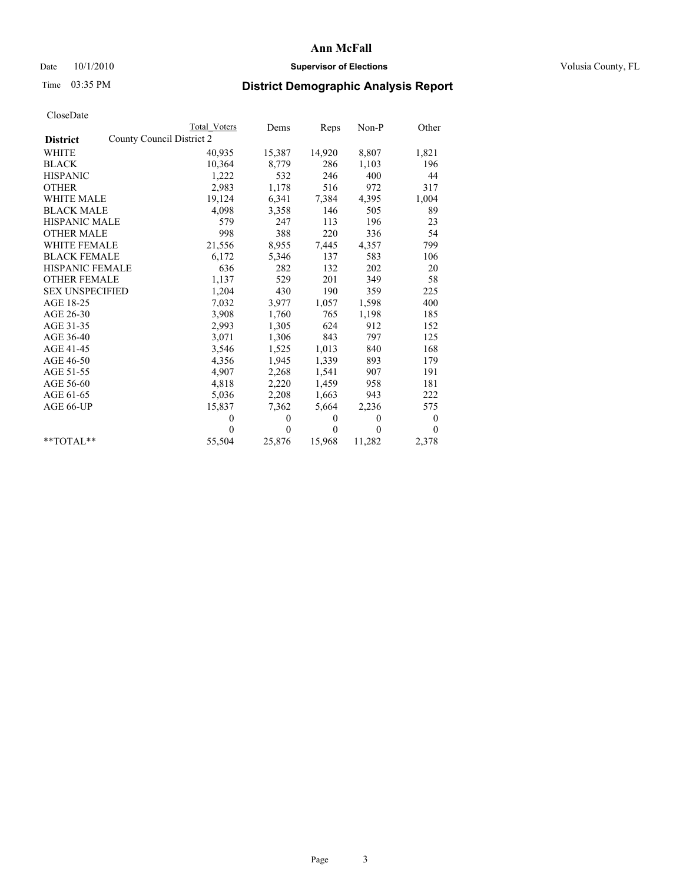**Ann McFall**

Date 10/1/2010 **Supervisor of Elections** Volusia County, FL

Time 03:35 PM

## District Demographic Analysis Report

CloseDate

| | Total Voters | Dems | Reps | Non-P | Other |
|---|---|---|---|---|---|
| **District** County Council District 2 | | | | | |
| WHITE | 40,935 | 15,387 | 14,920 | 8,807 | 1,821 |
| BLACK | 10,364 | 8,779 | 286 | 1,103 | 196 |
| HISPANIC | 1,222 | 532 | 246 | 400 | 44 |
| OTHER | 2,983 | 1,178 | 516 | 972 | 317 |
| WHITE MALE | 19,124 | 6,341 | 7,384 | 4,395 | 1,004 |
| BLACK MALE | 4,098 | 3,358 | 146 | 505 | 89 |
| HISPANIC MALE | 579 | 247 | 113 | 196 | 23 |
| OTHER MALE | 998 | 388 | 220 | 336 | 54 |
| WHITE FEMALE | 21,556 | 8,955 | 7,445 | 4,357 | 799 |
| BLACK FEMALE | 6,172 | 5,346 | 137 | 583 | 106 |
| HISPANIC FEMALE | 636 | 282 | 132 | 202 | 20 |
| OTHER FEMALE | 1,137 | 529 | 201 | 349 | 58 |
| SEX UNSPECIFIED | 1,204 | 430 | 190 | 359 | 225 |
| AGE 18-25 | 7,032 | 3,977 | 1,057 | 1,598 | 400 |
| AGE 26-30 | 3,908 | 1,760 | 765 | 1,198 | 185 |
| AGE 31-35 | 2,993 | 1,305 | 624 | 912 | 152 |
| AGE 36-40 | 3,071 | 1,306 | 843 | 797 | 125 |
| AGE 41-45 | 3,546 | 1,525 | 1,013 | 840 | 168 |
| AGE 46-50 | 4,356 | 1,945 | 1,339 | 893 | 179 |
| AGE 51-55 | 4,907 | 2,268 | 1,541 | 907 | 191 |
| AGE 56-60 | 4,818 | 2,220 | 1,459 | 958 | 181 |
| AGE 61-65 | 5,036 | 2,208 | 1,663 | 943 | 222 |
| AGE 66-UP | 15,837 | 7,362 | 5,664 | 2,236 | 575 |
| | 0 | 0 | 0 | 0 | 0 |
| | 0 | 0 | 0 | 0 | 0 |
| **TOTAL** | 55,504 | 25,876 | 15,968 | 11,282 | 2,378 |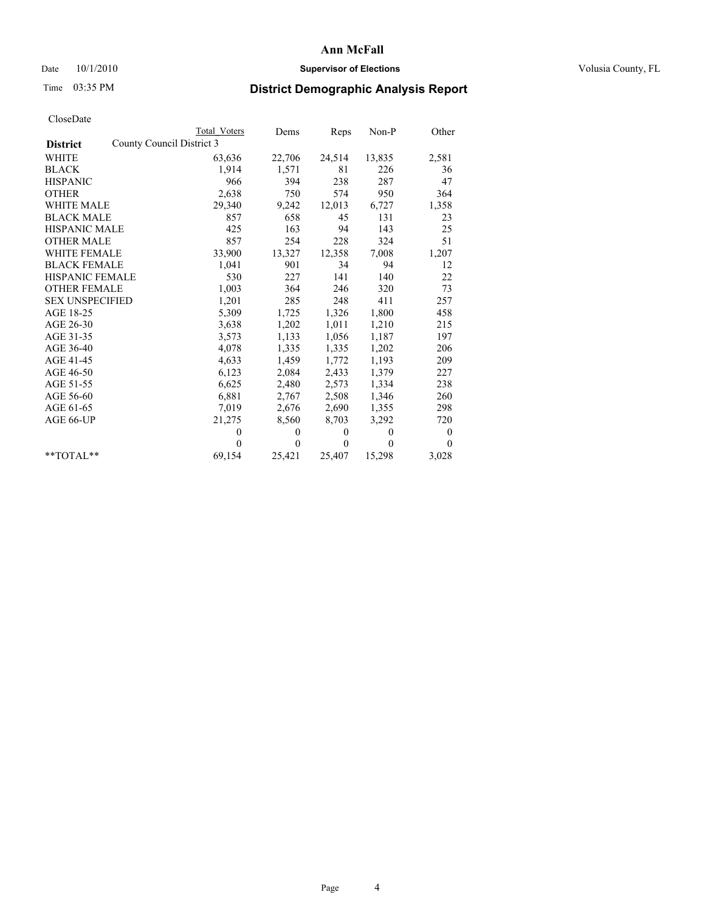# Ann McFall

Date 10/1/2010 **Supervisor of Elections** Volusia County, FL

Time 03:35 PM

## District Demographic Analysis Report

CloseDate

| | Total Voters | Dems | Reps | Non-P | Other |
|---|---|---|---|---|---|
| **District** County Council District 3 | | | | | |
| WHITE | 63,636 | 22,706 | 24,514 | 13,835 | 2,581 |
| BLACK | 1,914 | 1,571 | 81 | 226 | 36 |
| HISPANIC | 966 | 394 | 238 | 287 | 47 |
| OTHER | 2,638 | 750 | 574 | 950 | 364 |
| WHITE MALE | 29,340 | 9,242 | 12,013 | 6,727 | 1,358 |
| BLACK MALE | 857 | 658 | 45 | 131 | 23 |
| HISPANIC MALE | 425 | 163 | 94 | 143 | 25 |
| OTHER MALE | 857 | 254 | 228 | 324 | 51 |
| WHITE FEMALE | 33,900 | 13,327 | 12,358 | 7,008 | 1,207 |
| BLACK FEMALE | 1,041 | 901 | 34 | 94 | 12 |
| HISPANIC FEMALE | 530 | 227 | 141 | 140 | 22 |
| OTHER FEMALE | 1,003 | 364 | 246 | 320 | 73 |
| SEX UNSPECIFIED | 1,201 | 285 | 248 | 411 | 257 |
| AGE 18-25 | 5,309 | 1,725 | 1,326 | 1,800 | 458 |
| AGE 26-30 | 3,638 | 1,202 | 1,011 | 1,210 | 215 |
| AGE 31-35 | 3,573 | 1,133 | 1,056 | 1,187 | 197 |
| AGE 36-40 | 4,078 | 1,335 | 1,335 | 1,202 | 206 |
| AGE 41-45 | 4,633 | 1,459 | 1,772 | 1,193 | 209 |
| AGE 46-50 | 6,123 | 2,084 | 2,433 | 1,379 | 227 |
| AGE 51-55 | 6,625 | 2,480 | 2,573 | 1,334 | 238 |
| AGE 56-60 | 6,881 | 2,767 | 2,508 | 1,346 | 260 |
| AGE 61-65 | 7,019 | 2,676 | 2,690 | 1,355 | 298 |
| AGE 66-UP | 21,275 | 8,560 | 8,703 | 3,292 | 720 |
| | 0 | 0 | 0 | 0 | 0 |
| | 0 | 0 | 0 | 0 | 0 |
| **TOTAL** | 69,154 | 25,421 | 25,407 | 15,298 | 3,028 |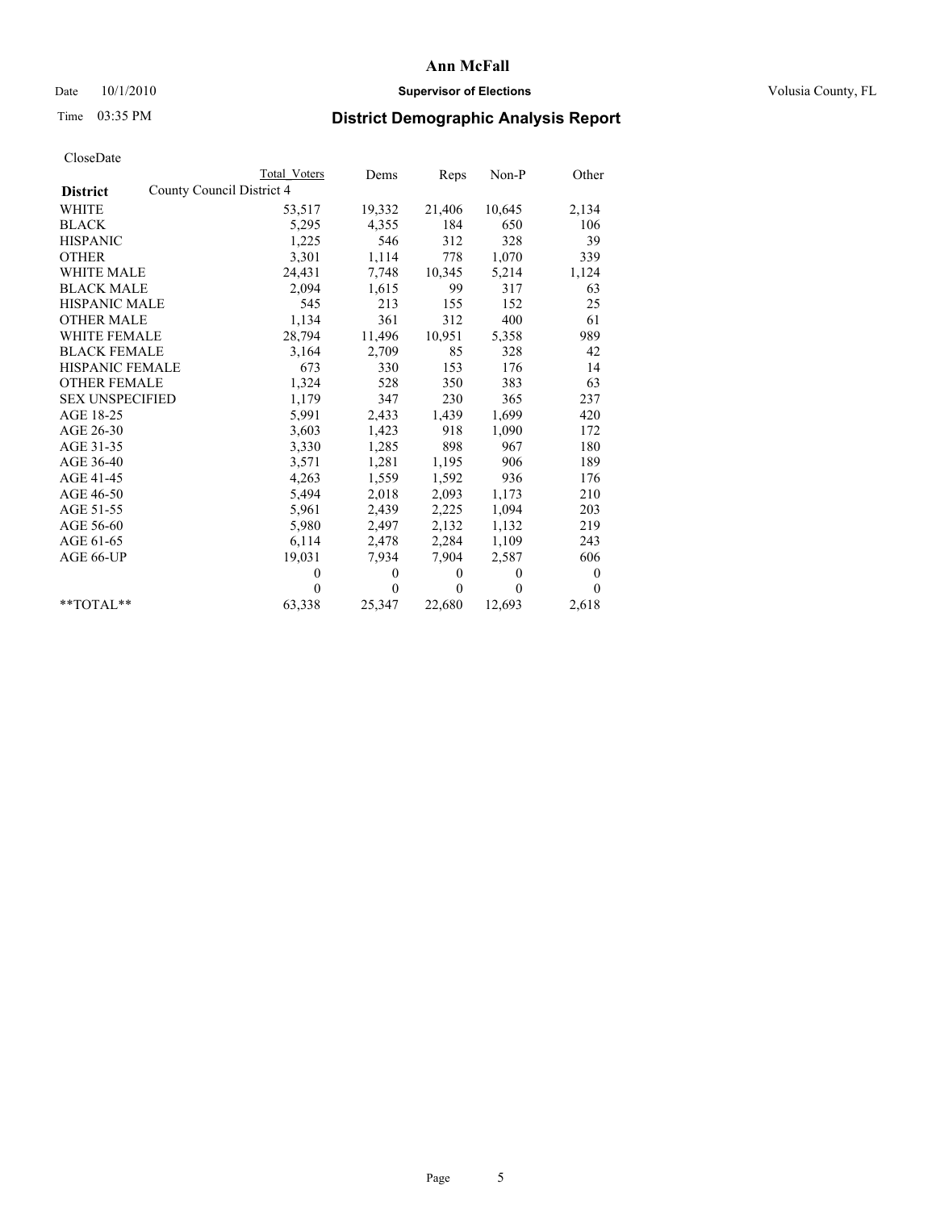# Ann McFall

Date 10/1/2010 **Supervisor of Elections** Volusia County, FL

Time 03:35 PM

## District Demographic Analysis Report

CloseDate

| | Total Voters | Dems | Reps | Non-P | Other |
|---|---|---|---|---|---|
| **District** County Council District 4 | | | | | |
| WHITE | 53,517 | 19,332 | 21,406 | 10,645 | 2,134 |
| BLACK | 5,295 | 4,355 | 184 | 650 | 106 |
| HISPANIC | 1,225 | 546 | 312 | 328 | 39 |
| OTHER | 3,301 | 1,114 | 778 | 1,070 | 339 |
| WHITE MALE | 24,431 | 7,748 | 10,345 | 5,214 | 1,124 |
| BLACK MALE | 2,094 | 1,615 | 99 | 317 | 63 |
| HISPANIC MALE | 545 | 213 | 155 | 152 | 25 |
| OTHER MALE | 1,134 | 361 | 312 | 400 | 61 |
| WHITE FEMALE | 28,794 | 11,496 | 10,951 | 5,358 | 989 |
| BLACK FEMALE | 3,164 | 2,709 | 85 | 328 | 42 |
| HISPANIC FEMALE | 673 | 330 | 153 | 176 | 14 |
| OTHER FEMALE | 1,324 | 528 | 350 | 383 | 63 |
| SEX UNSPECIFIED | 1,179 | 347 | 230 | 365 | 237 |
| AGE 18-25 | 5,991 | 2,433 | 1,439 | 1,699 | 420 |
| AGE 26-30 | 3,603 | 1,423 | 918 | 1,090 | 172 |
| AGE 31-35 | 3,330 | 1,285 | 898 | 967 | 180 |
| AGE 36-40 | 3,571 | 1,281 | 1,195 | 906 | 189 |
| AGE 41-45 | 4,263 | 1,559 | 1,592 | 936 | 176 |
| AGE 46-50 | 5,494 | 2,018 | 2,093 | 1,173 | 210 |
| AGE 51-55 | 5,961 | 2,439 | 2,225 | 1,094 | 203 |
| AGE 56-60 | 5,980 | 2,497 | 2,132 | 1,132 | 219 |
| AGE 61-65 | 6,114 | 2,478 | 2,284 | 1,109 | 243 |
| AGE 66-UP | 19,031 | 7,934 | 7,904 | 2,587 | 606 |
| | 0 | 0 | 0 | 0 | 0 |
| | 0 | 0 | 0 | 0 | 0 |
| **TOTAL** | 63,338 | 25,347 | 22,680 | 12,693 | 2,618 |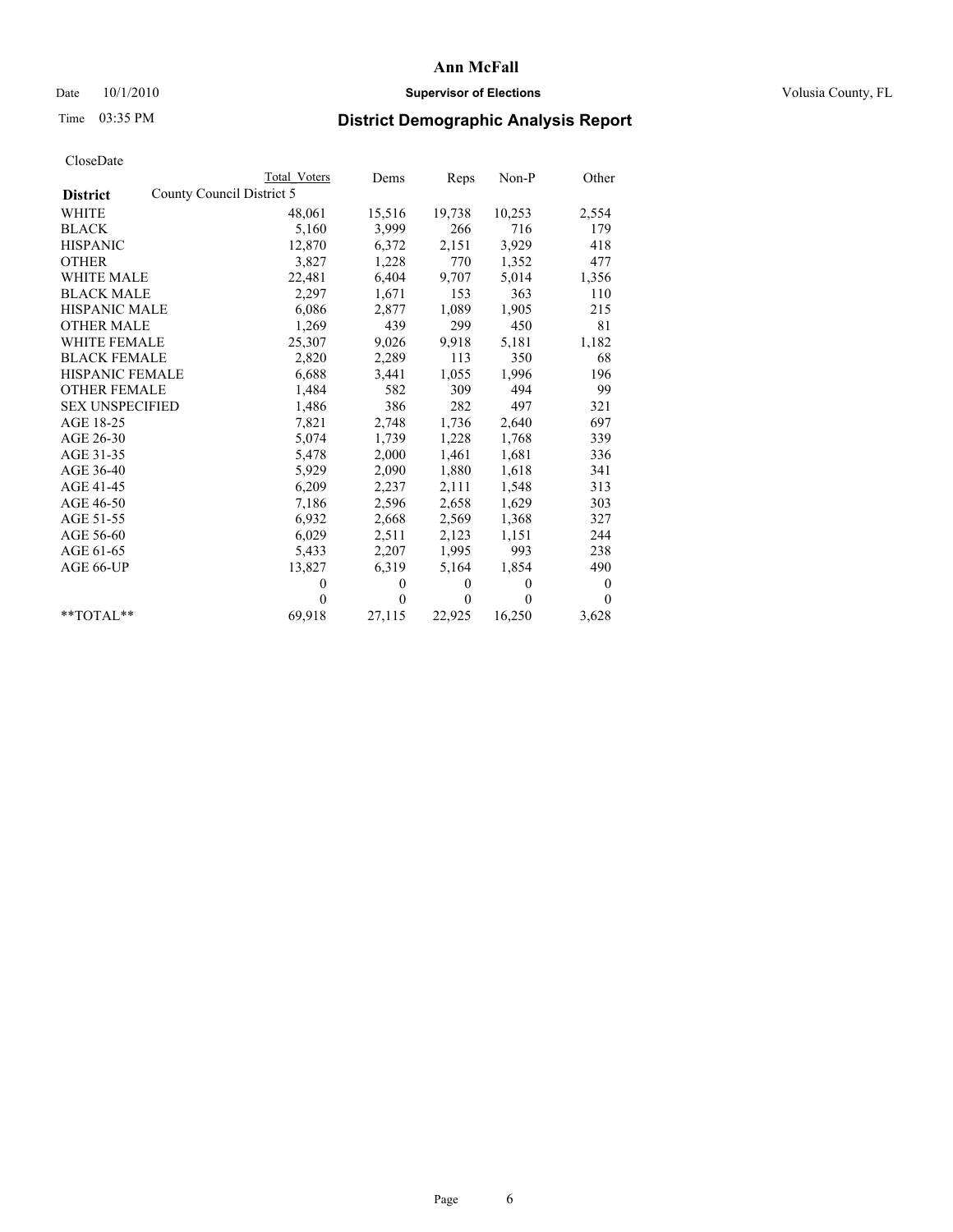Date 10/1/2010 **Supervisor of Elections** Volusia County, FL

Time 03:35 PM

# District Demographic Analysis Report

CloseDate

| **District** | Total Voters | Dems | Reps | Non-P | Other |
|---|---|---|---|---|---|
| County Council District 5 | | | | | |
| WHITE | 48,061 | 15,516 | 19,738 | 10,253 | 2,554 |
| BLACK | 5,160 | 3,999 | 266 | 716 | 179 |
| HISPANIC | 12,870 | 6,372 | 2,151 | 3,929 | 418 |
| OTHER | 3,827 | 1,228 | 770 | 1,352 | 477 |
| WHITE MALE | 22,481 | 6,404 | 9,707 | 5,014 | 1,356 |
| BLACK MALE | 2,297 | 1,671 | 153 | 363 | 110 |
| HISPANIC MALE | 6,086 | 2,877 | 1,089 | 1,905 | 215 |
| OTHER MALE | 1,269 | 439 | 299 | 450 | 81 |
| WHITE FEMALE | 25,307 | 9,026 | 9,918 | 5,181 | 1,182 |
| BLACK FEMALE | 2,820 | 2,289 | 113 | 350 | 68 |
| HISPANIC FEMALE | 6,688 | 3,441 | 1,055 | 1,996 | 196 |
| OTHER FEMALE | 1,484 | 582 | 309 | 494 | 99 |
| SEX UNSPECIFIED | 1,486 | 386 | 282 | 497 | 321 |
| AGE 18-25 | 7,821 | 2,748 | 1,736 | 2,640 | 697 |
| AGE 26-30 | 5,074 | 1,739 | 1,228 | 1,768 | 339 |
| AGE 31-35 | 5,478 | 2,000 | 1,461 | 1,681 | 336 |
| AGE 36-40 | 5,929 | 2,090 | 1,880 | 1,618 | 341 |
| AGE 41-45 | 6,209 | 2,237 | 2,111 | 1,548 | 313 |
| AGE 46-50 | 7,186 | 2,596 | 2,658 | 1,629 | 303 |
| AGE 51-55 | 6,932 | 2,668 | 2,569 | 1,368 | 327 |
| AGE 56-60 | 6,029 | 2,511 | 2,123 | 1,151 | 244 |
| AGE 61-65 | 5,433 | 2,207 | 1,995 | 993 | 238 |
| AGE 66-UP | 13,827 | 6,319 | 5,164 | 1,854 | 490 |
| | 0 | 0 | 0 | 0 | 0 |
| | 0 | 0 | 0 | 0 | 0 |
| **TOTAL** | 69,918 | 27,115 | 22,925 | 16,250 | 3,628 |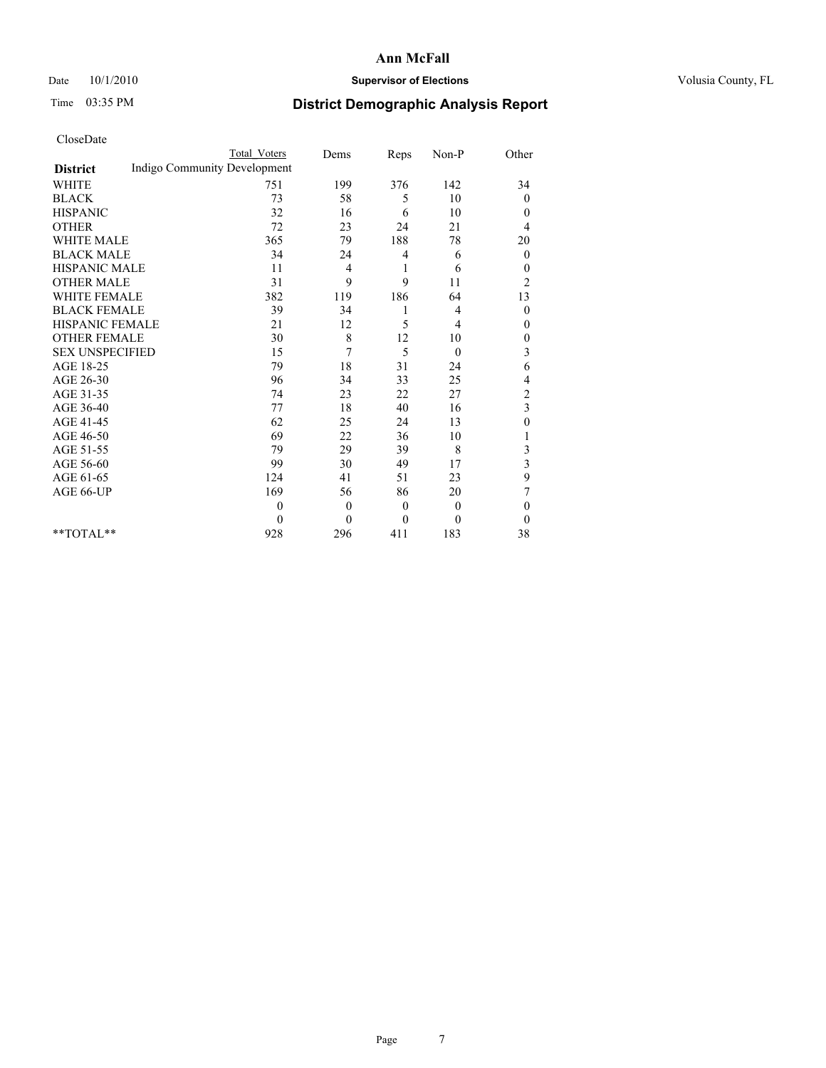**Ann McFall**

Date 10/1/2010 **Supervisor of Elections** Volusia County, FL

Time 03:35 PM **District Demographic Analysis Report**

CloseDate

| **District** | Total Voters | Dems | Reps | Non-P | Other |
|---|---|---|---|---|---|
| Indigo Community Development | | | | | |
| WHITE | 751 | 199 | 376 | 142 | 34 |
| BLACK | 73 | 58 | 5 | 10 | 0 |
| HISPANIC | 32 | 16 | 6 | 10 | 0 |
| OTHER | 72 | 23 | 24 | 21 | 4 |
| WHITE MALE | 365 | 79 | 188 | 78 | 20 |
| BLACK MALE | 34 | 24 | 4 | 6 | 0 |
| HISPANIC MALE | 11 | 4 | 1 | 6 | 0 |
| OTHER MALE | 31 | 9 | 9 | 11 | 2 |
| WHITE FEMALE | 382 | 119 | 186 | 64 | 13 |
| BLACK FEMALE | 39 | 34 | 1 | 4 | 0 |
| HISPANIC FEMALE | 21 | 12 | 5 | 4 | 0 |
| OTHER FEMALE | 30 | 8 | 12 | 10 | 0 |
| SEX UNSPECIFIED | 15 | 7 | 5 | 0 | 3 |
| AGE 18-25 | 79 | 18 | 31 | 24 | 6 |
| AGE 26-30 | 96 | 34 | 33 | 25 | 4 |
| AGE 31-35 | 74 | 23 | 22 | 27 | 2 |
| AGE 36-40 | 77 | 18 | 40 | 16 | 3 |
| AGE 41-45 | 62 | 25 | 24 | 13 | 0 |
| AGE 46-50 | 69 | 22 | 36 | 10 | 1 |
| AGE 51-55 | 79 | 29 | 39 | 8 | 3 |
| AGE 56-60 | 99 | 30 | 49 | 17 | 3 |
| AGE 61-65 | 124 | 41 | 51 | 23 | 9 |
| AGE 66-UP | 169 | 56 | 86 | 20 | 7 |
| | 0 | 0 | 0 | 0 | 0 |
| | 0 | 0 | 0 | 0 | 0 |
| **TOTAL** | 928 | 296 | 411 | 183 | 38 |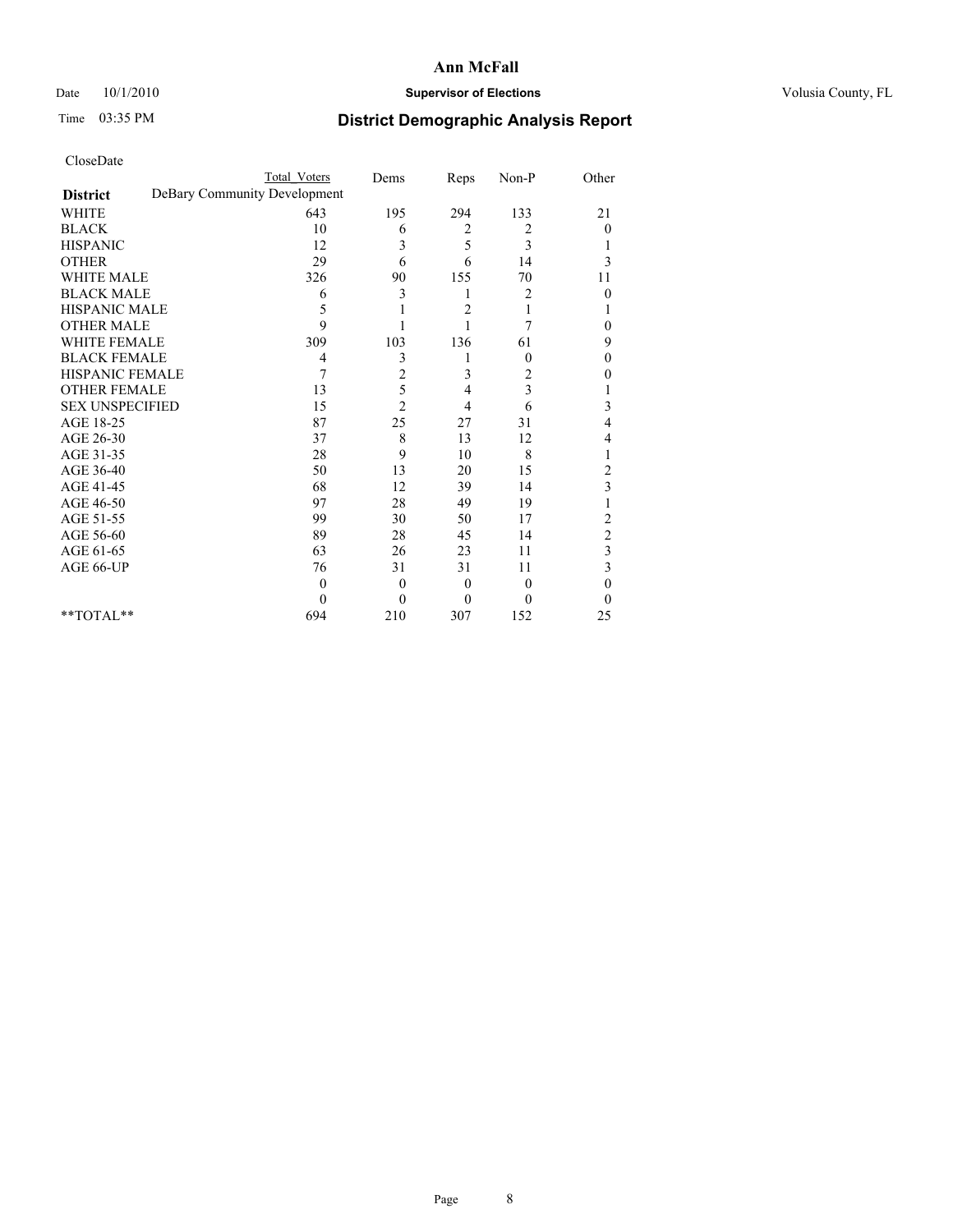# Ann McFall

Date 10/1/2010 **Supervisor of Elections** Volusia County, FL

Time 03:35 PM **District Demographic Analysis Report**

CloseDate

| **District** | Total Voters | Dems | Reps | Non-P | Other |
|---|---|---|---|---|---|
| DeBary Community Development | | | | | |
| WHITE | 643 | 195 | 294 | 133 | 21 |
| BLACK | 10 | 6 | 2 | 2 | 0 |
| HISPANIC | 12 | 3 | 5 | 3 | 1 |
| OTHER | 29 | 6 | 6 | 14 | 3 |
| WHITE MALE | 326 | 90 | 155 | 70 | 11 |
| BLACK MALE | 6 | 3 | 1 | 2 | 0 |
| HISPANIC MALE | 5 | 1 | 2 | 1 | 1 |
| OTHER MALE | 9 | 1 | 1 | 7 | 0 |
| WHITE FEMALE | 309 | 103 | 136 | 61 | 9 |
| BLACK FEMALE | 4 | 3 | 1 | 0 | 0 |
| HISPANIC FEMALE | 7 | 2 | 3 | 2 | 0 |
| OTHER FEMALE | 13 | 5 | 4 | 3 | 1 |
| SEX UNSPECIFIED | 15 | 2 | 4 | 6 | 3 |
| AGE 18-25 | 87 | 25 | 27 | 31 | 4 |
| AGE 26-30 | 37 | 8 | 13 | 12 | 4 |
| AGE 31-35 | 28 | 9 | 10 | 8 | 1 |
| AGE 36-40 | 50 | 13 | 20 | 15 | 2 |
| AGE 41-45 | 68 | 12 | 39 | 14 | 3 |
| AGE 46-50 | 97 | 28 | 49 | 19 | 1 |
| AGE 51-55 | 99 | 30 | 50 | 17 | 2 |
| AGE 56-60 | 89 | 28 | 45 | 14 | 2 |
| AGE 61-65 | 63 | 26 | 23 | 11 | 3 |
| AGE 66-UP | 76 | 31 | 31 | 11 | 3 |
| | 0 | 0 | 0 | 0 | 0 |
| | 0 | 0 | 0 | 0 | 0 |
| **TOTAL** | 694 | 210 | 307 | 152 | 25 |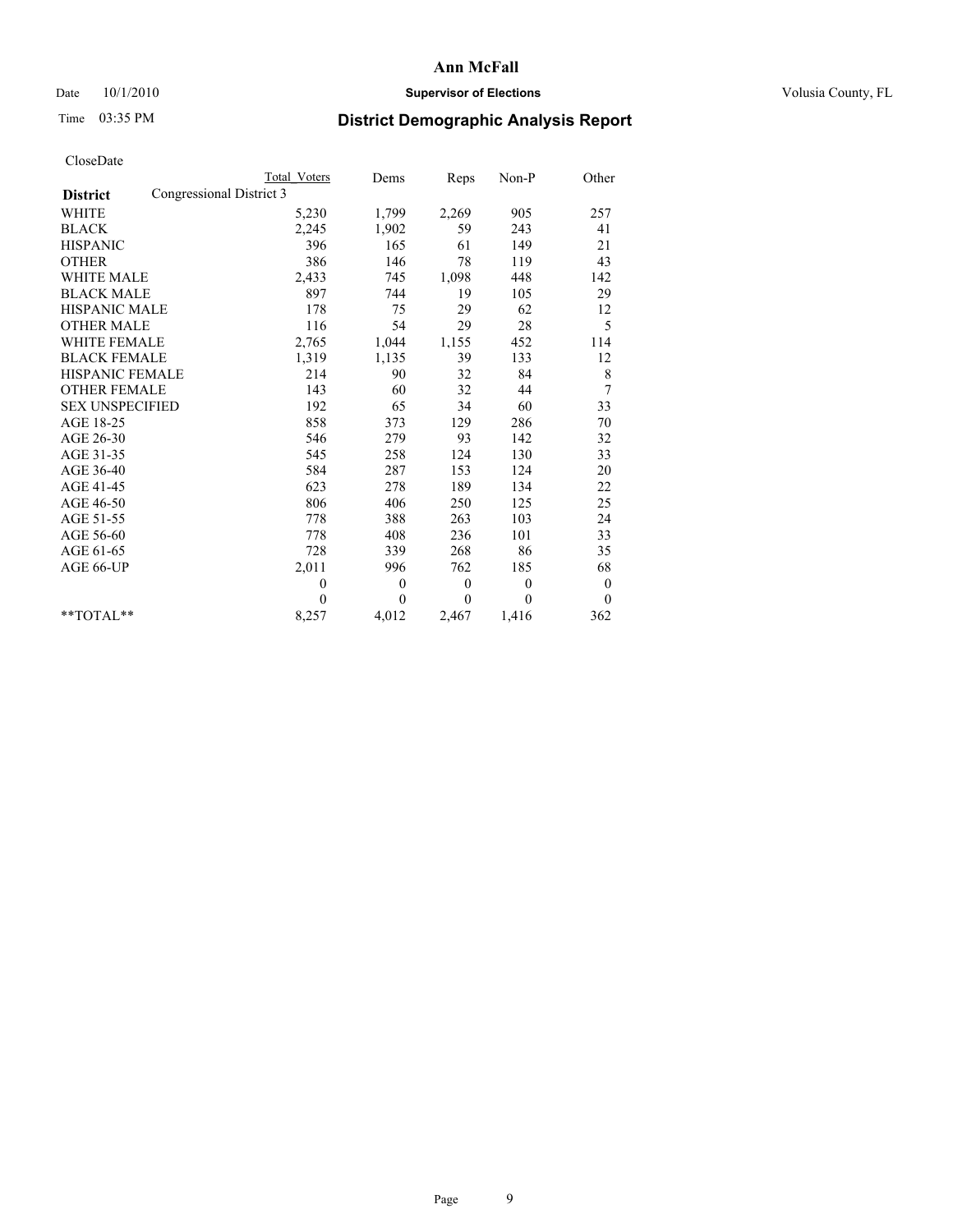# Ann McFall

Date 10/1/2010 **Supervisor of Elections** Volusia County, FL

Time 03:35 PM **District Demographic Analysis Report**

CloseDate

| **District** | Congressional District 3 | Total Voters | Dems | Reps | Non-P | Other |
|---|---|---|---|---|---|---|
| WHITE | | 5,230 | 1,799 | 2,269 | 905 | 257 |
| BLACK | | 2,245 | 1,902 | 59 | 243 | 41 |
| HISPANIC | | 396 | 165 | 61 | 149 | 21 |
| OTHER | | 386 | 146 | 78 | 119 | 43 |
| WHITE MALE | | 2,433 | 745 | 1,098 | 448 | 142 |
| BLACK MALE | | 897 | 744 | 19 | 105 | 29 |
| HISPANIC MALE | | 178 | 75 | 29 | 62 | 12 |
| OTHER MALE | | 116 | 54 | 29 | 28 | 5 |
| WHITE FEMALE | | 2,765 | 1,044 | 1,155 | 452 | 114 |
| BLACK FEMALE | | 1,319 | 1,135 | 39 | 133 | 12 |
| HISPANIC FEMALE | | 214 | 90 | 32 | 84 | 8 |
| OTHER FEMALE | | 143 | 60 | 32 | 44 | 7 |
| SEX UNSPECIFIED | | 192 | 65 | 34 | 60 | 33 |
| AGE 18-25 | | 858 | 373 | 129 | 286 | 70 |
| AGE 26-30 | | 546 | 279 | 93 | 142 | 32 |
| AGE 31-35 | | 545 | 258 | 124 | 130 | 33 |
| AGE 36-40 | | 584 | 287 | 153 | 124 | 20 |
| AGE 41-45 | | 623 | 278 | 189 | 134 | 22 |
| AGE 46-50 | | 806 | 406 | 250 | 125 | 25 |
| AGE 51-55 | | 778 | 388 | 263 | 103 | 24 |
| AGE 56-60 | | 778 | 408 | 236 | 101 | 33 |
| AGE 61-65 | | 728 | 339 | 268 | 86 | 35 |
| AGE 66-UP | | 2,011 | 996 | 762 | 185 | 68 |
| | | 0 | 0 | 0 | 0 | 0 |
| | | 0 | 0 | 0 | 0 | 0 |
| **TOTAL** | | 8,257 | 4,012 | 2,467 | 1,416 | 362 |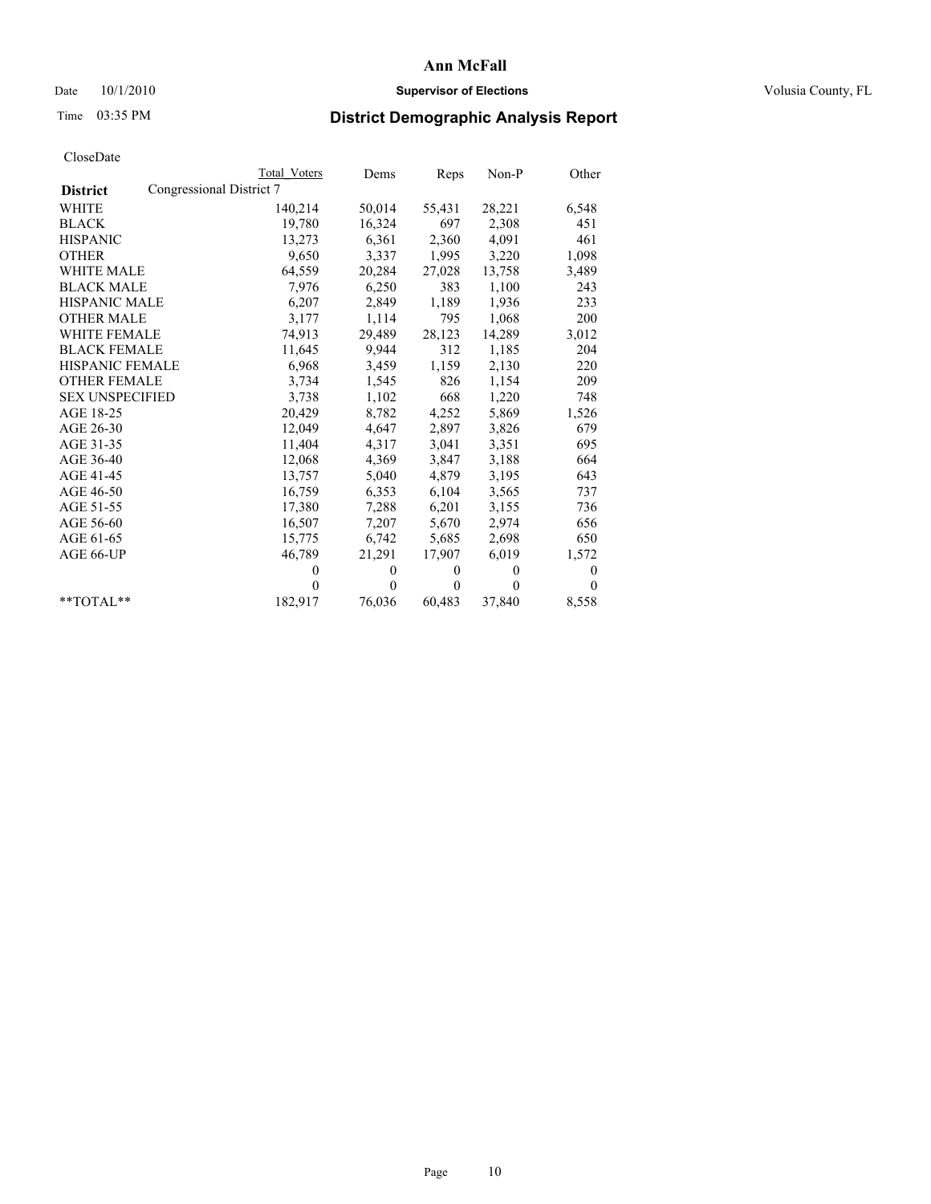Ann McFall

Date 10/1/2010 **Supervisor of Elections** Volusia County, FL

Time 03:35 PM

# District Demographic Analysis Report

CloseDate

| **District** | Congressional District 7 | Total Voters | Dems | Reps | Non-P | Other |
|---|---|---|---|---|---|---|
| WHITE | | 140,214 | 50,014 | 55,431 | 28,221 | 6,548 |
| BLACK | | 19,780 | 16,324 | 697 | 2,308 | 451 |
| HISPANIC | | 13,273 | 6,361 | 2,360 | 4,091 | 461 |
| OTHER | | 9,650 | 3,337 | 1,995 | 3,220 | 1,098 |
| WHITE MALE | | 64,559 | 20,284 | 27,028 | 13,758 | 3,489 |
| BLACK MALE | | 7,976 | 6,250 | 383 | 1,100 | 243 |
| HISPANIC MALE | | 6,207 | 2,849 | 1,189 | 1,936 | 233 |
| OTHER MALE | | 3,177 | 1,114 | 795 | 1,068 | 200 |
| WHITE FEMALE | | 74,913 | 29,489 | 28,123 | 14,289 | 3,012 |
| BLACK FEMALE | | 11,645 | 9,944 | 312 | 1,185 | 204 |
| HISPANIC FEMALE | | 6,968 | 3,459 | 1,159 | 2,130 | 220 |
| OTHER FEMALE | | 3,734 | 1,545 | 826 | 1,154 | 209 |
| SEX UNSPECIFIED | | 3,738 | 1,102 | 668 | 1,220 | 748 |
| AGE 18-25 | | 20,429 | 8,782 | 4,252 | 5,869 | 1,526 |
| AGE 26-30 | | 12,049 | 4,647 | 2,897 | 3,826 | 679 |
| AGE 31-35 | | 11,404 | 4,317 | 3,041 | 3,351 | 695 |
| AGE 36-40 | | 12,068 | 4,369 | 3,847 | 3,188 | 664 |
| AGE 41-45 | | 13,757 | 5,040 | 4,879 | 3,195 | 643 |
| AGE 46-50 | | 16,759 | 6,353 | 6,104 | 3,565 | 737 |
| AGE 51-55 | | 17,380 | 7,288 | 6,201 | 3,155 | 736 |
| AGE 56-60 | | 16,507 | 7,207 | 5,670 | 2,974 | 656 |
| AGE 61-65 | | 15,775 | 6,742 | 5,685 | 2,698 | 650 |
| AGE 66-UP | | 46,789 | 21,291 | 17,907 | 6,019 | 1,572 |
| | | 0 | 0 | 0 | 0 | 0 |
| | | 0 | 0 | 0 | 0 | 0 |
| **TOTAL** | | 182,917 | 76,036 | 60,483 | 37,840 | 8,558 |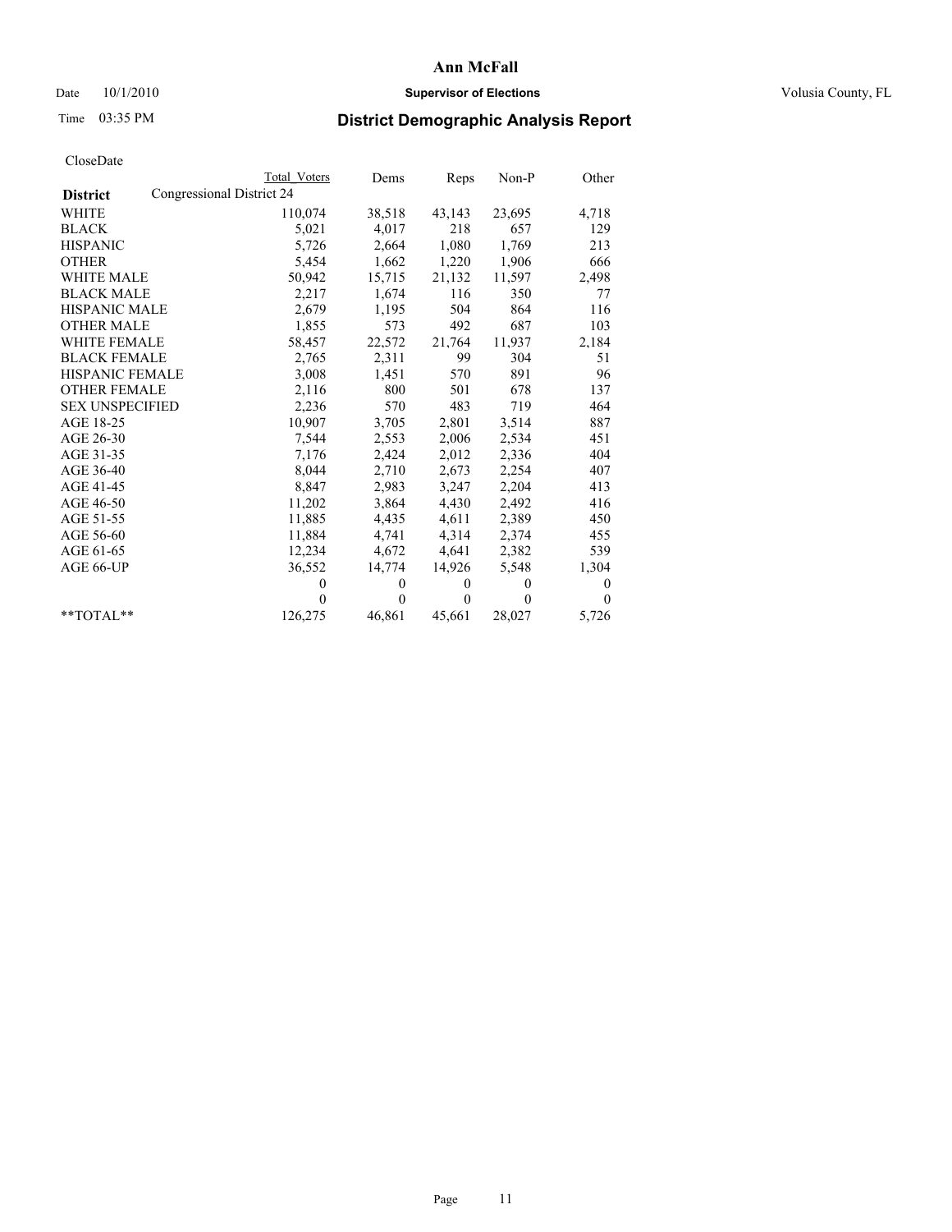# Ann McFall

Date 10/1/2010 **Supervisor of Elections** Volusia County, FL

Time 03:35 PM **District Demographic Analysis Report**

CloseDate

| | Total Voters | Dems | Reps | Non-P | Other |
|---|---|---|---|---|---|
| **District** Congressional District 24 | | | | | |
| WHITE | 110,074 | 38,518 | 43,143 | 23,695 | 4,718 |
| BLACK | 5,021 | 4,017 | 218 | 657 | 129 |
| HISPANIC | 5,726 | 2,664 | 1,080 | 1,769 | 213 |
| OTHER | 5,454 | 1,662 | 1,220 | 1,906 | 666 |
| WHITE MALE | 50,942 | 15,715 | 21,132 | 11,597 | 2,498 |
| BLACK MALE | 2,217 | 1,674 | 116 | 350 | 77 |
| HISPANIC MALE | 2,679 | 1,195 | 504 | 864 | 116 |
| OTHER MALE | 1,855 | 573 | 492 | 687 | 103 |
| WHITE FEMALE | 58,457 | 22,572 | 21,764 | 11,937 | 2,184 |
| BLACK FEMALE | 2,765 | 2,311 | 99 | 304 | 51 |
| HISPANIC FEMALE | 3,008 | 1,451 | 570 | 891 | 96 |
| OTHER FEMALE | 2,116 | 800 | 501 | 678 | 137 |
| SEX UNSPECIFIED | 2,236 | 570 | 483 | 719 | 464 |
| AGE 18-25 | 10,907 | 3,705 | 2,801 | 3,514 | 887 |
| AGE 26-30 | 7,544 | 2,553 | 2,006 | 2,534 | 451 |
| AGE 31-35 | 7,176 | 2,424 | 2,012 | 2,336 | 404 |
| AGE 36-40 | 8,044 | 2,710 | 2,673 | 2,254 | 407 |
| AGE 41-45 | 8,847 | 2,983 | 3,247 | 2,204 | 413 |
| AGE 46-50 | 11,202 | 3,864 | 4,430 | 2,492 | 416 |
| AGE 51-55 | 11,885 | 4,435 | 4,611 | 2,389 | 450 |
| AGE 56-60 | 11,884 | 4,741 | 4,314 | 2,374 | 455 |
| AGE 61-65 | 12,234 | 4,672 | 4,641 | 2,382 | 539 |
| AGE 66-UP | 36,552 | 14,774 | 14,926 | 5,548 | 1,304 |
| | 0 | 0 | 0 | 0 | 0 |
| | 0 | 0 | 0 | 0 | 0 |
| **TOTAL** | 126,275 | 46,861 | 45,661 | 28,027 | 5,726 |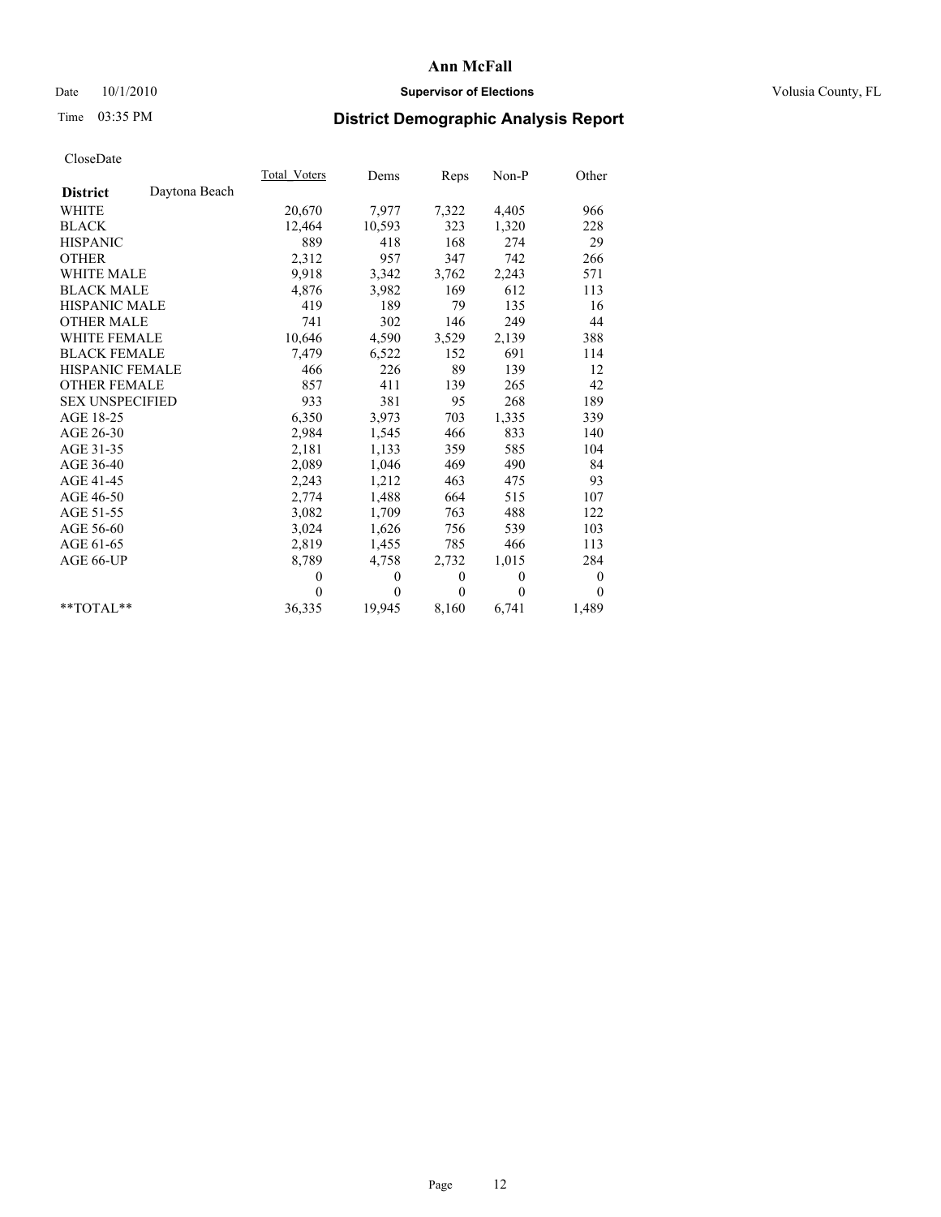# Ann McFall

Date 10/1/2010 **Supervisor of Elections** Volusia County, FL

Time 03:35 PM **District Demographic Analysis Report**

CloseDate

| | Total_Voters | Dems | Reps | Non-P | Other |
|---|---|---|---|---|---|
| **District** Daytona Beach | | | | | |
| WHITE | 20,670 | 7,977 | 7,322 | 4,405 | 966 |
| BLACK | 12,464 | 10,593 | 323 | 1,320 | 228 |
| HISPANIC | 889 | 418 | 168 | 274 | 29 |
| OTHER | 2,312 | 957 | 347 | 742 | 266 |
| WHITE MALE | 9,918 | 3,342 | 3,762 | 2,243 | 571 |
| BLACK MALE | 4,876 | 3,982 | 169 | 612 | 113 |
| HISPANIC MALE | 419 | 189 | 79 | 135 | 16 |
| OTHER MALE | 741 | 302 | 146 | 249 | 44 |
| WHITE FEMALE | 10,646 | 4,590 | 3,529 | 2,139 | 388 |
| BLACK FEMALE | 7,479 | 6,522 | 152 | 691 | 114 |
| HISPANIC FEMALE | 466 | 226 | 89 | 139 | 12 |
| OTHER FEMALE | 857 | 411 | 139 | 265 | 42 |
| SEX UNSPECIFIED | 933 | 381 | 95 | 268 | 189 |
| AGE 18-25 | 6,350 | 3,973 | 703 | 1,335 | 339 |
| AGE 26-30 | 2,984 | 1,545 | 466 | 833 | 140 |
| AGE 31-35 | 2,181 | 1,133 | 359 | 585 | 104 |
| AGE 36-40 | 2,089 | 1,046 | 469 | 490 | 84 |
| AGE 41-45 | 2,243 | 1,212 | 463 | 475 | 93 |
| AGE 46-50 | 2,774 | 1,488 | 664 | 515 | 107 |
| AGE 51-55 | 3,082 | 1,709 | 763 | 488 | 122 |
| AGE 56-60 | 3,024 | 1,626 | 756 | 539 | 103 |
| AGE 61-65 | 2,819 | 1,455 | 785 | 466 | 113 |
| AGE 66-UP | 8,789 | 4,758 | 2,732 | 1,015 | 284 |
| | 0 | 0 | 0 | 0 | 0 |
| | 0 | 0 | 0 | 0 | 0 |
| **TOTAL** | 36,335 | 19,945 | 8,160 | 6,741 | 1,489 |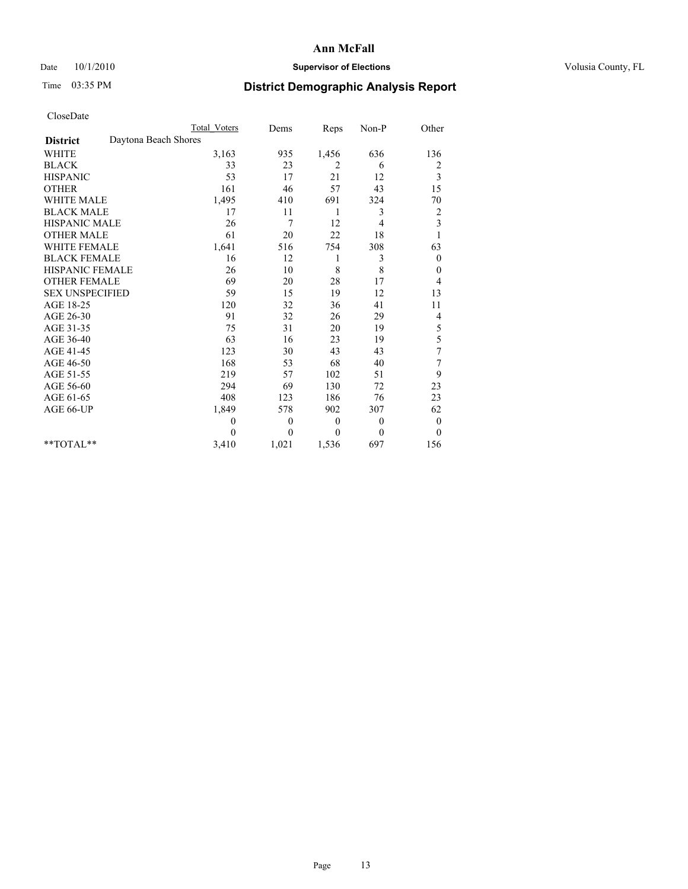**Ann McFall**

Date 10/1/2010 **Supervisor of Elections** Volusia County, FL

Time 03:35 PM **District Demographic Analysis Report**

CloseDate

| | Total Voters | Dems | Reps | Non-P | Other |
|---|---|---|---|---|---|
| **District** Daytona Beach Shores | | | | | |
| WHITE | 3,163 | 935 | 1,456 | 636 | 136 |
| BLACK | 33 | 23 | 2 | 6 | 2 |
| HISPANIC | 53 | 17 | 21 | 12 | 3 |
| OTHER | 161 | 46 | 57 | 43 | 15 |
| WHITE MALE | 1,495 | 410 | 691 | 324 | 70 |
| BLACK MALE | 17 | 11 | 1 | 3 | 2 |
| HISPANIC MALE | 26 | 7 | 12 | 4 | 3 |
| OTHER MALE | 61 | 20 | 22 | 18 | 1 |
| WHITE FEMALE | 1,641 | 516 | 754 | 308 | 63 |
| BLACK FEMALE | 16 | 12 | 1 | 3 | 0 |
| HISPANIC FEMALE | 26 | 10 | 8 | 8 | 0 |
| OTHER FEMALE | 69 | 20 | 28 | 17 | 4 |
| SEX UNSPECIFIED | 59 | 15 | 19 | 12 | 13 |
| AGE 18-25 | 120 | 32 | 36 | 41 | 11 |
| AGE 26-30 | 91 | 32 | 26 | 29 | 4 |
| AGE 31-35 | 75 | 31 | 20 | 19 | 5 |
| AGE 36-40 | 63 | 16 | 23 | 19 | 5 |
| AGE 41-45 | 123 | 30 | 43 | 43 | 7 |
| AGE 46-50 | 168 | 53 | 68 | 40 | 7 |
| AGE 51-55 | 219 | 57 | 102 | 51 | 9 |
| AGE 56-60 | 294 | 69 | 130 | 72 | 23 |
| AGE 61-65 | 408 | 123 | 186 | 76 | 23 |
| AGE 66-UP | 1,849 | 578 | 902 | 307 | 62 |
| | 0 | 0 | 0 | 0 | 0 |
| | 0 | 0 | 0 | 0 | 0 |
| **TOTAL** | 3,410 | 1,021 | 1,536 | 697 | 156 |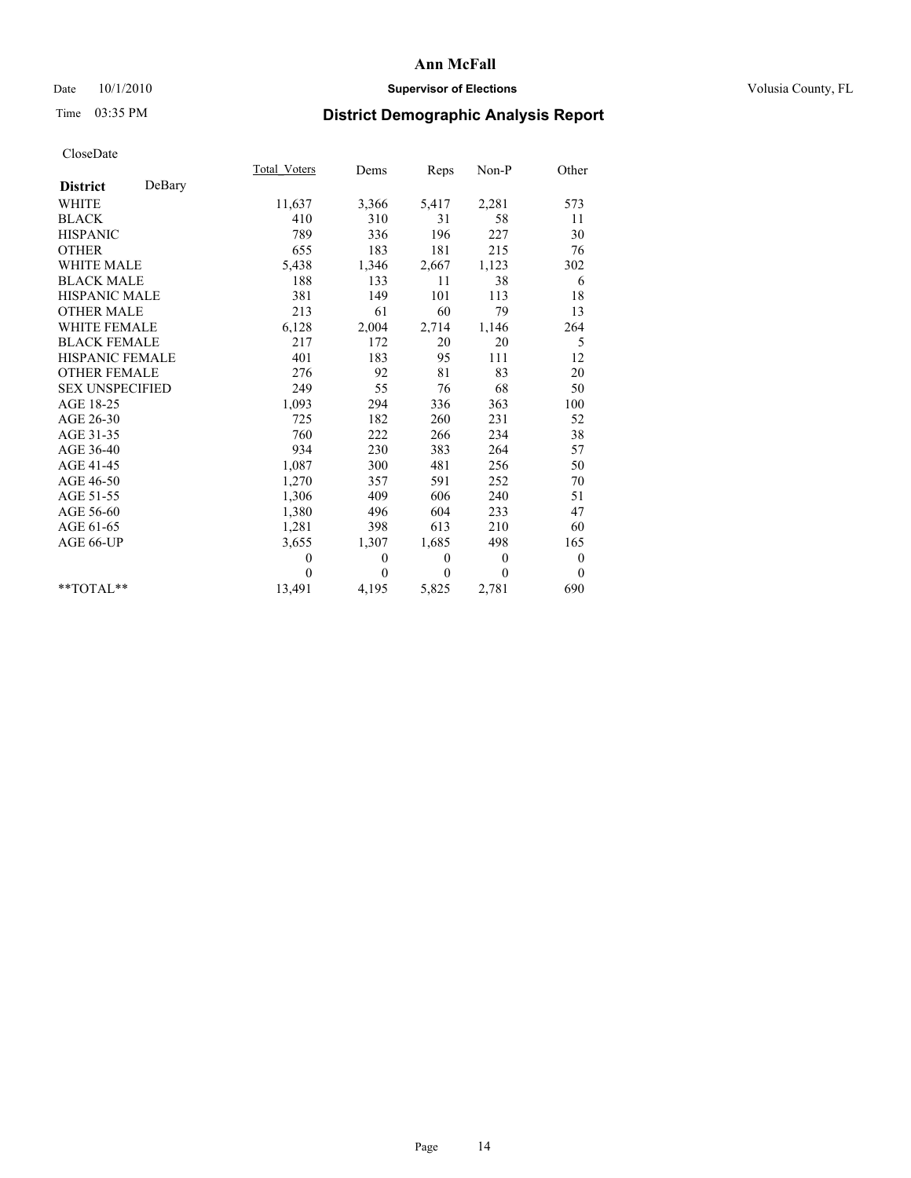# Ann McFall

Date 10/1/2010 **Supervisor of Elections** Volusia County, FL

Time 03:35 PM **District Demographic Analysis Report**

CloseDate

| **District** DeBary | Total_Voters | Dems | Reps | Non-P | Other |
|---|---|---|---|---|---|
| WHITE | 11,637 | 3,366 | 5,417 | 2,281 | 573 |
| BLACK | 410 | 310 | 31 | 58 | 11 |
| HISPANIC | 789 | 336 | 196 | 227 | 30 |
| OTHER | 655 | 183 | 181 | 215 | 76 |
| WHITE MALE | 5,438 | 1,346 | 2,667 | 1,123 | 302 |
| BLACK MALE | 188 | 133 | 11 | 38 | 6 |
| HISPANIC MALE | 381 | 149 | 101 | 113 | 18 |
| OTHER MALE | 213 | 61 | 60 | 79 | 13 |
| WHITE FEMALE | 6,128 | 2,004 | 2,714 | 1,146 | 264 |
| BLACK FEMALE | 217 | 172 | 20 | 20 | 5 |
| HISPANIC FEMALE | 401 | 183 | 95 | 111 | 12 |
| OTHER FEMALE | 276 | 92 | 81 | 83 | 20 |
| SEX UNSPECIFIED | 249 | 55 | 76 | 68 | 50 |
| AGE 18-25 | 1,093 | 294 | 336 | 363 | 100 |
| AGE 26-30 | 725 | 182 | 260 | 231 | 52 |
| AGE 31-35 | 760 | 222 | 266 | 234 | 38 |
| AGE 36-40 | 934 | 230 | 383 | 264 | 57 |
| AGE 41-45 | 1,087 | 300 | 481 | 256 | 50 |
| AGE 46-50 | 1,270 | 357 | 591 | 252 | 70 |
| AGE 51-55 | 1,306 | 409 | 606 | 240 | 51 |
| AGE 56-60 | 1,380 | 496 | 604 | 233 | 47 |
| AGE 61-65 | 1,281 | 398 | 613 | 210 | 60 |
| AGE 66-UP | 3,655 | 1,307 | 1,685 | 498 | 165 |
| | 0 | 0 | 0 | 0 | 0 |
| | 0 | 0 | 0 | 0 | 0 |
| **TOTAL** | 13,491 | 4,195 | 5,825 | 2,781 | 690 |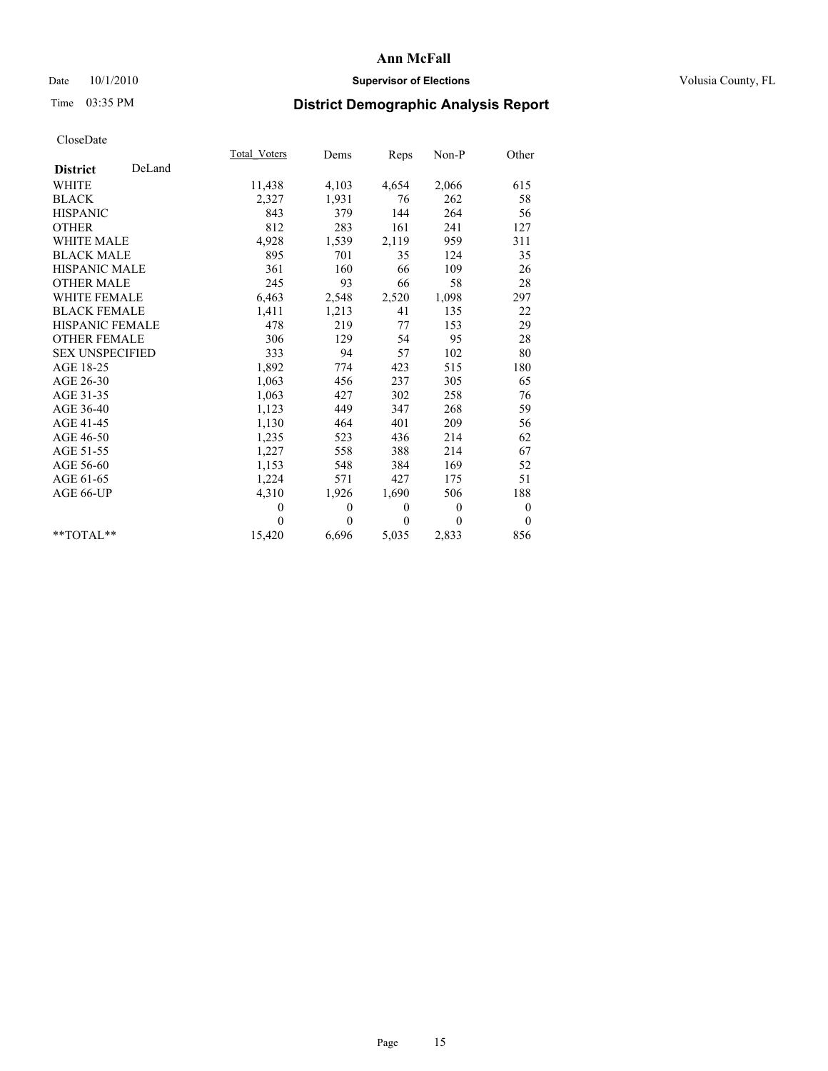Date 10/1/2010

Time 03:35 PM

CloseDate

| | Total_Voters | Dems | Reps | Non-P | Other |
|---|---|---|---|---|---|
| **District** DeLand | | | | | |
| WHITE | 11,438 | 4,103 | 4,654 | 2,066 | 615 |
| BLACK | 2,327 | 1,931 | 76 | 262 | 58 |
| HISPANIC | 843 | 379 | 144 | 264 | 56 |
| OTHER | 812 | 283 | 161 | 241 | 127 |
| WHITE MALE | 4,928 | 1,539 | 2,119 | 959 | 311 |
| BLACK MALE | 895 | 701 | 35 | 124 | 35 |
| HISPANIC MALE | 361 | 160 | 66 | 109 | 26 |
| OTHER MALE | 245 | 93 | 66 | 58 | 28 |
| WHITE FEMALE | 6,463 | 2,548 | 2,520 | 1,098 | 297 |
| BLACK FEMALE | 1,411 | 1,213 | 41 | 135 | 22 |
| HISPANIC FEMALE | 478 | 219 | 77 | 153 | 29 |
| OTHER FEMALE | 306 | 129 | 54 | 95 | 28 |
| SEX UNSPECIFIED | 333 | 94 | 57 | 102 | 80 |
| AGE 18-25 | 1,892 | 774 | 423 | 515 | 180 |
| AGE 26-30 | 1,063 | 456 | 237 | 305 | 65 |
| AGE 31-35 | 1,063 | 427 | 302 | 258 | 76 |
| AGE 36-40 | 1,123 | 449 | 347 | 268 | 59 |
| AGE 41-45 | 1,130 | 464 | 401 | 209 | 56 |
| AGE 46-50 | 1,235 | 523 | 436 | 214 | 62 |
| AGE 51-55 | 1,227 | 558 | 388 | 214 | 67 |
| AGE 56-60 | 1,153 | 548 | 384 | 169 | 52 |
| AGE 61-65 | 1,224 | 571 | 427 | 175 | 51 |
| AGE 66-UP | 4,310 | 1,926 | 1,690 | 506 | 188 |
| | 0 | 0 | 0 | 0 | 0 |
| | 0 | 0 | 0 | 0 | 0 |
| **TOTAL** | 15,420 | 6,696 | 5,035 | 2,833 | 856 |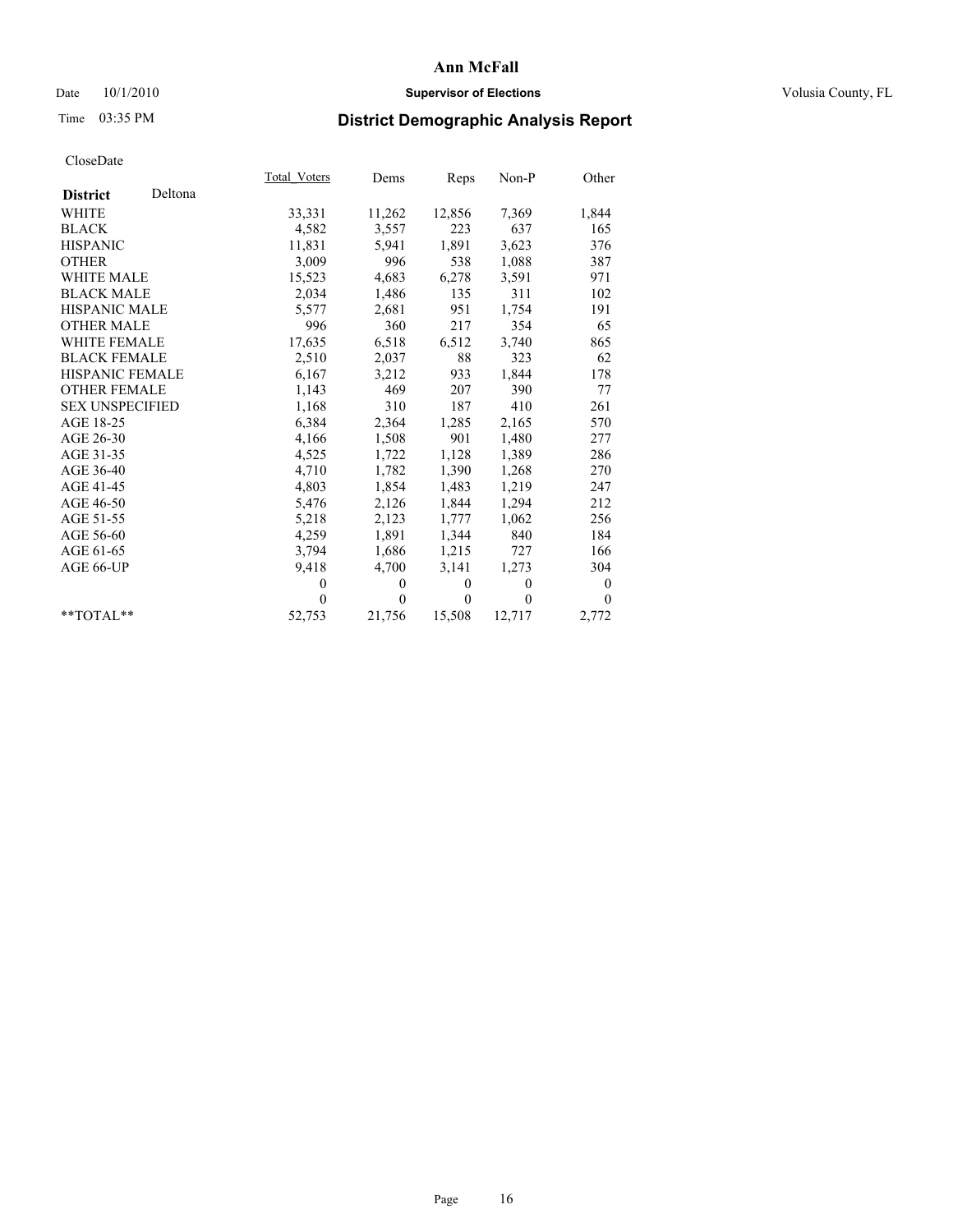**Ann McFall**

Date 10/1/2010 **Supervisor of Elections** Volusia County, FL

Time 03:35 PM **District Demographic Analysis Report**

CloseDate

| **District** Deltona | Total_Voters | Dems | Reps | Non-P | Other |
|---|---|---|---|---|---|
| WHITE | 33,331 | 11,262 | 12,856 | 7,369 | 1,844 |
| BLACK | 4,582 | 3,557 | 223 | 637 | 165 |
| HISPANIC | 11,831 | 5,941 | 1,891 | 3,623 | 376 |
| OTHER | 3,009 | 996 | 538 | 1,088 | 387 |
| WHITE MALE | 15,523 | 4,683 | 6,278 | 3,591 | 971 |
| BLACK MALE | 2,034 | 1,486 | 135 | 311 | 102 |
| HISPANIC MALE | 5,577 | 2,681 | 951 | 1,754 | 191 |
| OTHER MALE | 996 | 360 | 217 | 354 | 65 |
| WHITE FEMALE | 17,635 | 6,518 | 6,512 | 3,740 | 865 |
| BLACK FEMALE | 2,510 | 2,037 | 88 | 323 | 62 |
| HISPANIC FEMALE | 6,167 | 3,212 | 933 | 1,844 | 178 |
| OTHER FEMALE | 1,143 | 469 | 207 | 390 | 77 |
| SEX UNSPECIFIED | 1,168 | 310 | 187 | 410 | 261 |
| AGE 18-25 | 6,384 | 2,364 | 1,285 | 2,165 | 570 |
| AGE 26-30 | 4,166 | 1,508 | 901 | 1,480 | 277 |
| AGE 31-35 | 4,525 | 1,722 | 1,128 | 1,389 | 286 |
| AGE 36-40 | 4,710 | 1,782 | 1,390 | 1,268 | 270 |
| AGE 41-45 | 4,803 | 1,854 | 1,483 | 1,219 | 247 |
| AGE 46-50 | 5,476 | 2,126 | 1,844 | 1,294 | 212 |
| AGE 51-55 | 5,218 | 2,123 | 1,777 | 1,062 | 256 |
| AGE 56-60 | 4,259 | 1,891 | 1,344 | 840 | 184 |
| AGE 61-65 | 3,794 | 1,686 | 1,215 | 727 | 166 |
| AGE 66-UP | 9,418 | 4,700 | 3,141 | 1,273 | 304 |
| | 0 | 0 | 0 | 0 | 0 |
| | 0 | 0 | 0 | 0 | 0 |
| **TOTAL** | 52,753 | 21,756 | 15,508 | 12,717 | 2,772 |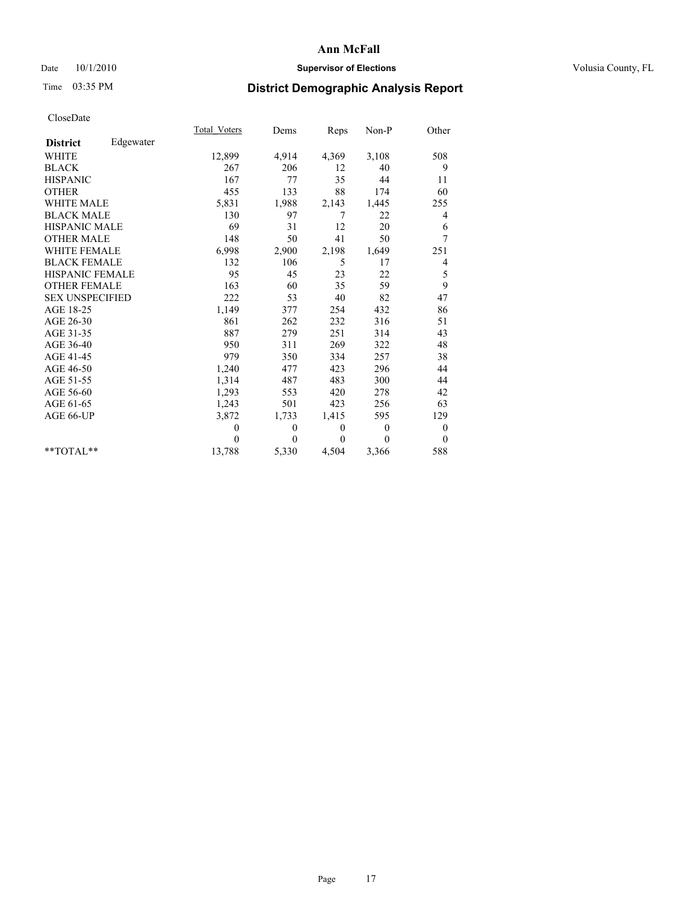# Ann McFall

Date 10/1/2010 **Supervisor of Elections** Volusia County, FL

Time 03:35 PM

## District Demographic Analysis Report

CloseDate

| **District** Edgewater | Total_Voters | Dems | Reps | Non-P | Other |
|---|---|---|---|---|---|
| WHITE | 12,899 | 4,914 | 4,369 | 3,108 | 508 |
| BLACK | 267 | 206 | 12 | 40 | 9 |
| HISPANIC | 167 | 77 | 35 | 44 | 11 |
| OTHER | 455 | 133 | 88 | 174 | 60 |
| WHITE MALE | 5,831 | 1,988 | 2,143 | 1,445 | 255 |
| BLACK MALE | 130 | 97 | 7 | 22 | 4 |
| HISPANIC MALE | 69 | 31 | 12 | 20 | 6 |
| OTHER MALE | 148 | 50 | 41 | 50 | 7 |
| WHITE FEMALE | 6,998 | 2,900 | 2,198 | 1,649 | 251 |
| BLACK FEMALE | 132 | 106 | 5 | 17 | 4 |
| HISPANIC FEMALE | 95 | 45 | 23 | 22 | 5 |
| OTHER FEMALE | 163 | 60 | 35 | 59 | 9 |
| SEX UNSPECIFIED | 222 | 53 | 40 | 82 | 47 |
| AGE 18-25 | 1,149 | 377 | 254 | 432 | 86 |
| AGE 26-30 | 861 | 262 | 232 | 316 | 51 |
| AGE 31-35 | 887 | 279 | 251 | 314 | 43 |
| AGE 36-40 | 950 | 311 | 269 | 322 | 48 |
| AGE 41-45 | 979 | 350 | 334 | 257 | 38 |
| AGE 46-50 | 1,240 | 477 | 423 | 296 | 44 |
| AGE 51-55 | 1,314 | 487 | 483 | 300 | 44 |
| AGE 56-60 | 1,293 | 553 | 420 | 278 | 42 |
| AGE 61-65 | 1,243 | 501 | 423 | 256 | 63 |
| AGE 66-UP | 3,872 | 1,733 | 1,415 | 595 | 129 |
| | 0 | 0 | 0 | 0 | 0 |
| | 0 | 0 | 0 | 0 | 0 |
| **TOTAL** | 13,788 | 5,330 | 4,504 | 3,366 | 588 |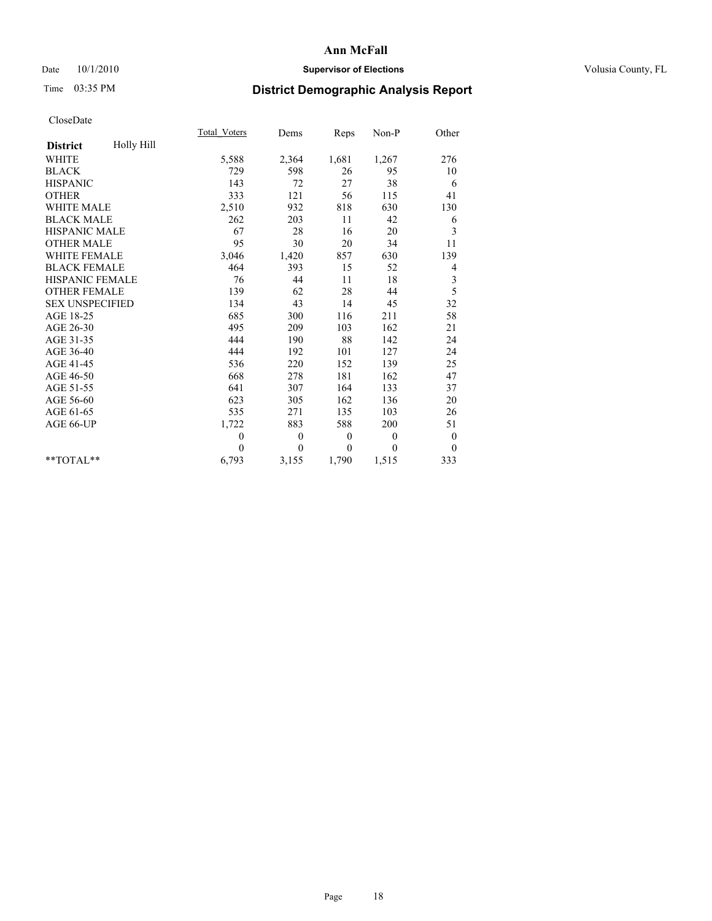# Ann McFall

Date 10/1/2010 **Supervisor of Elections** Volusia County, FL

Time 03:35 PM **District Demographic Analysis Report**

CloseDate

| **District** Holly Hill | Total_Voters | Dems | Reps | Non-P | Other |
|---|---|---|---|---|---|
| WHITE | 5,588 | 2,364 | 1,681 | 1,267 | 276 |
| BLACK | 729 | 598 | 26 | 95 | 10 |
| HISPANIC | 143 | 72 | 27 | 38 | 6 |
| OTHER | 333 | 121 | 56 | 115 | 41 |
| WHITE MALE | 2,510 | 932 | 818 | 630 | 130 |
| BLACK MALE | 262 | 203 | 11 | 42 | 6 |
| HISPANIC MALE | 67 | 28 | 16 | 20 | 3 |
| OTHER MALE | 95 | 30 | 20 | 34 | 11 |
| WHITE FEMALE | 3,046 | 1,420 | 857 | 630 | 139 |
| BLACK FEMALE | 464 | 393 | 15 | 52 | 4 |
| HISPANIC FEMALE | 76 | 44 | 11 | 18 | 3 |
| OTHER FEMALE | 139 | 62 | 28 | 44 | 5 |
| SEX UNSPECIFIED | 134 | 43 | 14 | 45 | 32 |
| AGE 18-25 | 685 | 300 | 116 | 211 | 58 |
| AGE 26-30 | 495 | 209 | 103 | 162 | 21 |
| AGE 31-35 | 444 | 190 | 88 | 142 | 24 |
| AGE 36-40 | 444 | 192 | 101 | 127 | 24 |
| AGE 41-45 | 536 | 220 | 152 | 139 | 25 |
| AGE 46-50 | 668 | 278 | 181 | 162 | 47 |
| AGE 51-55 | 641 | 307 | 164 | 133 | 37 |
| AGE 56-60 | 623 | 305 | 162 | 136 | 20 |
| AGE 61-65 | 535 | 271 | 135 | 103 | 26 |
| AGE 66-UP | 1,722 | 883 | 588 | 200 | 51 |
| | 0 | 0 | 0 | 0 | 0 |
| | 0 | 0 | 0 | 0 | 0 |
| **TOTAL** | 6,793 | 3,155 | 1,790 | 1,515 | 333 |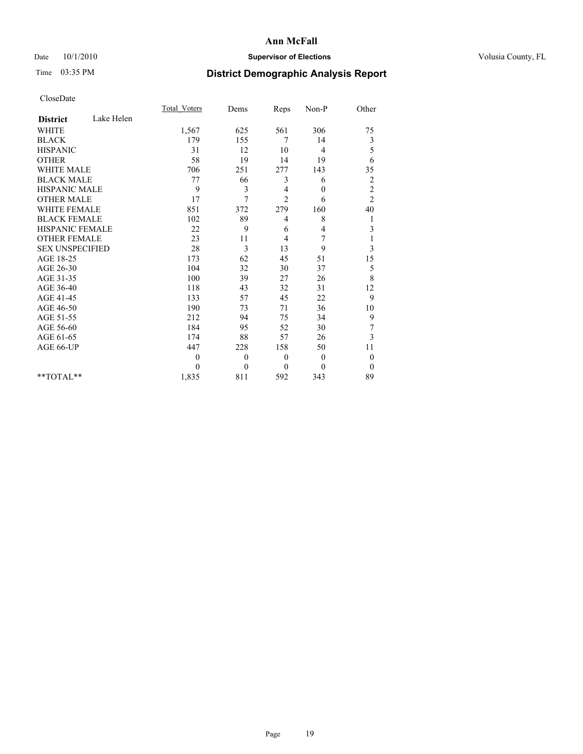**Ann McFall**

Date 10/1/2010 **Supervisor of Elections** Volusia County, FL

Time 03:35 PM **District Demographic Analysis Report**

CloseDate

| **District** Lake Helen | Total_Voters | Dems | Reps | Non-P | Other |
|---|---|---|---|---|---|
| WHITE | 1,567 | 625 | 561 | 306 | 75 |
| BLACK | 179 | 155 | 7 | 14 | 3 |
| HISPANIC | 31 | 12 | 10 | 4 | 5 |
| OTHER | 58 | 19 | 14 | 19 | 6 |
| WHITE MALE | 706 | 251 | 277 | 143 | 35 |
| BLACK MALE | 77 | 66 | 3 | 6 | 2 |
| HISPANIC MALE | 9 | 3 | 4 | 0 | 2 |
| OTHER MALE | 17 | 7 | 2 | 6 | 2 |
| WHITE FEMALE | 851 | 372 | 279 | 160 | 40 |
| BLACK FEMALE | 102 | 89 | 4 | 8 | 1 |
| HISPANIC FEMALE | 22 | 9 | 6 | 4 | 3 |
| OTHER FEMALE | 23 | 11 | 4 | 7 | 1 |
| SEX UNSPECIFIED | 28 | 3 | 13 | 9 | 3 |
| AGE 18-25 | 173 | 62 | 45 | 51 | 15 |
| AGE 26-30 | 104 | 32 | 30 | 37 | 5 |
| AGE 31-35 | 100 | 39 | 27 | 26 | 8 |
| AGE 36-40 | 118 | 43 | 32 | 31 | 12 |
| AGE 41-45 | 133 | 57 | 45 | 22 | 9 |
| AGE 46-50 | 190 | 73 | 71 | 36 | 10 |
| AGE 51-55 | 212 | 94 | 75 | 34 | 9 |
| AGE 56-60 | 184 | 95 | 52 | 30 | 7 |
| AGE 61-65 | 174 | 88 | 57 | 26 | 3 |
| AGE 66-UP | 447 | 228 | 158 | 50 | 11 |
| | 0 | 0 | 0 | 0 | 0 |
| | 0 | 0 | 0 | 0 | 0 |
| **TOTAL** | 1,835 | 811 | 592 | 343 | 89 |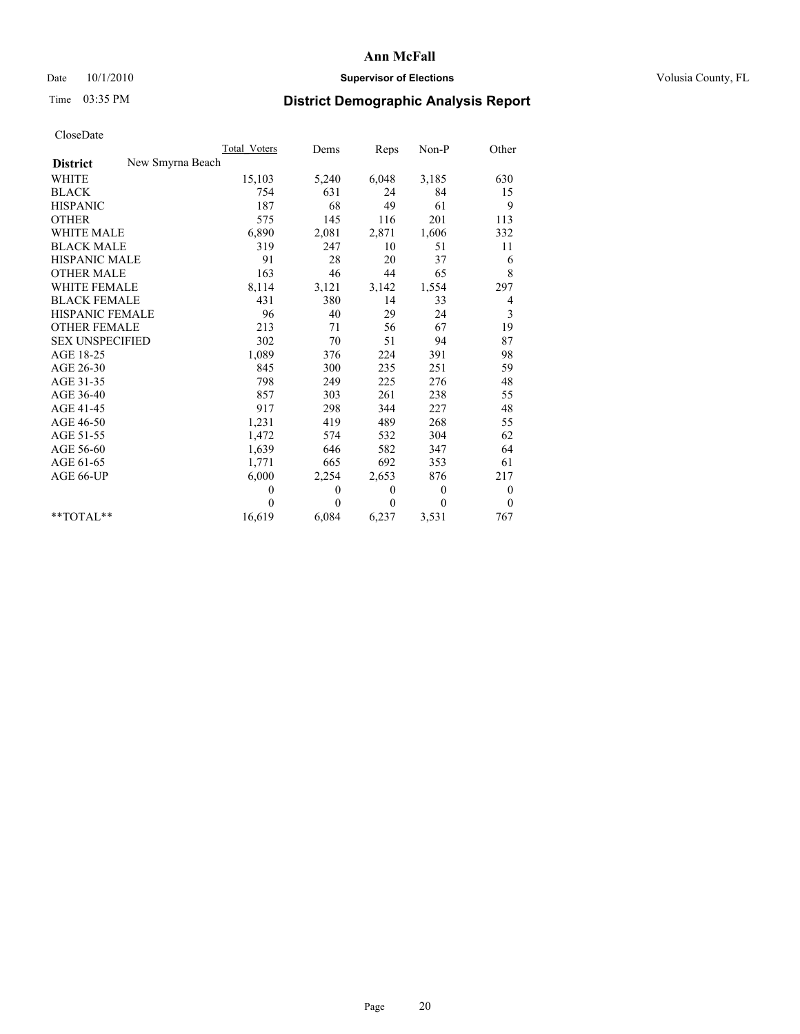Ann McFall

Date 10/1/2010 **Supervisor of Elections** Volusia County, FL

Time 03:35 PM

# District Demographic Analysis Report

CloseDate

| | Total_Voters | Dems | Reps | Non-P | Other |
|---|---|---|---|---|---|
| **District** New Smyrna Beach | | | | | |
| WHITE | 15,103 | 5,240 | 6,048 | 3,185 | 630 |
| BLACK | 754 | 631 | 24 | 84 | 15 |
| HISPANIC | 187 | 68 | 49 | 61 | 9 |
| OTHER | 575 | 145 | 116 | 201 | 113 |
| WHITE MALE | 6,890 | 2,081 | 2,871 | 1,606 | 332 |
| BLACK MALE | 319 | 247 | 10 | 51 | 11 |
| HISPANIC MALE | 91 | 28 | 20 | 37 | 6 |
| OTHER MALE | 163 | 46 | 44 | 65 | 8 |
| WHITE FEMALE | 8,114 | 3,121 | 3,142 | 1,554 | 297 |
| BLACK FEMALE | 431 | 380 | 14 | 33 | 4 |
| HISPANIC FEMALE | 96 | 40 | 29 | 24 | 3 |
| OTHER FEMALE | 213 | 71 | 56 | 67 | 19 |
| SEX UNSPECIFIED | 302 | 70 | 51 | 94 | 87 |
| AGE 18-25 | 1,089 | 376 | 224 | 391 | 98 |
| AGE 26-30 | 845 | 300 | 235 | 251 | 59 |
| AGE 31-35 | 798 | 249 | 225 | 276 | 48 |
| AGE 36-40 | 857 | 303 | 261 | 238 | 55 |
| AGE 41-45 | 917 | 298 | 344 | 227 | 48 |
| AGE 46-50 | 1,231 | 419 | 489 | 268 | 55 |
| AGE 51-55 | 1,472 | 574 | 532 | 304 | 62 |
| AGE 56-60 | 1,639 | 646 | 582 | 347 | 64 |
| AGE 61-65 | 1,771 | 665 | 692 | 353 | 61 |
| AGE 66-UP | 6,000 | 2,254 | 2,653 | 876 | 217 |
| | 0 | 0 | 0 | 0 | 0 |
| | 0 | 0 | 0 | 0 | 0 |
| **TOTAL** | 16,619 | 6,084 | 6,237 | 3,531 | 767 |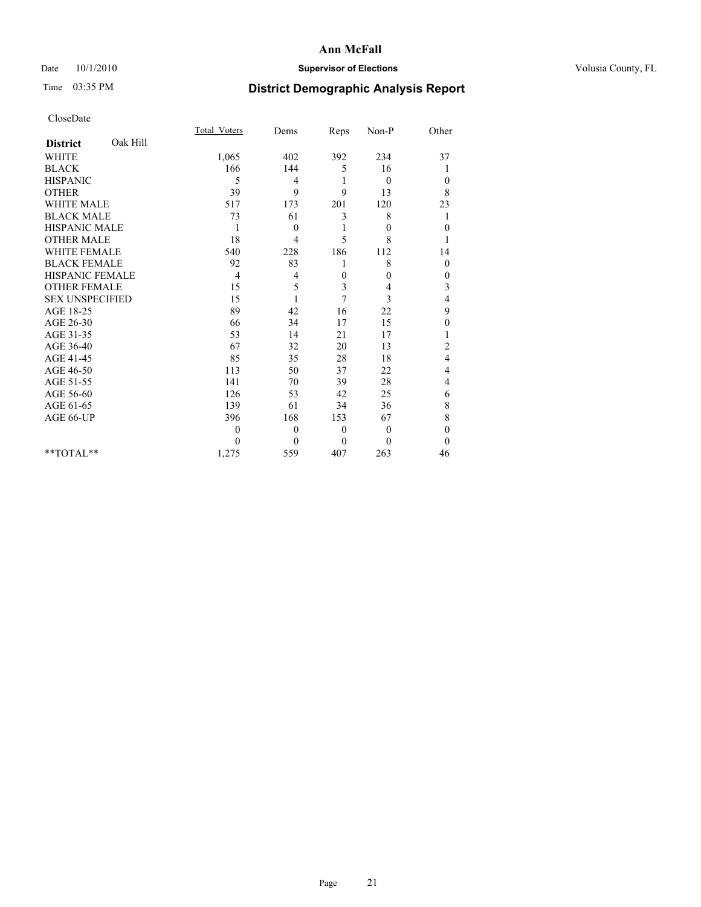# Ann McFall

Date 10/1/2010 **Supervisor of Elections** Volusia County, FL

Time 03:35 PM **District Demographic Analysis Report**

CloseDate

| | Total_Voters | Dems | Reps | Non-P | Other |
|---|---|---|---|---|---|
| **District** Oak Hill | | | | | |
| WHITE | 1,065 | 402 | 392 | 234 | 37 |
| BLACK | 166 | 144 | 5 | 16 | 1 |
| HISPANIC | 5 | 4 | 1 | 0 | 0 |
| OTHER | 39 | 9 | 9 | 13 | 8 |
| WHITE MALE | 517 | 173 | 201 | 120 | 23 |
| BLACK MALE | 73 | 61 | 3 | 8 | 1 |
| HISPANIC MALE | 1 | 0 | 1 | 0 | 0 |
| OTHER MALE | 18 | 4 | 5 | 8 | 1 |
| WHITE FEMALE | 540 | 228 | 186 | 112 | 14 |
| BLACK FEMALE | 92 | 83 | 1 | 8 | 0 |
| HISPANIC FEMALE | 4 | 4 | 0 | 0 | 0 |
| OTHER FEMALE | 15 | 5 | 3 | 4 | 3 |
| SEX UNSPECIFIED | 15 | 1 | 7 | 3 | 4 |
| AGE 18-25 | 89 | 42 | 16 | 22 | 9 |
| AGE 26-30 | 66 | 34 | 17 | 15 | 0 |
| AGE 31-35 | 53 | 14 | 21 | 17 | 1 |
| AGE 36-40 | 67 | 32 | 20 | 13 | 2 |
| AGE 41-45 | 85 | 35 | 28 | 18 | 4 |
| AGE 46-50 | 113 | 50 | 37 | 22 | 4 |
| AGE 51-55 | 141 | 70 | 39 | 28 | 4 |
| AGE 56-60 | 126 | 53 | 42 | 25 | 6 |
| AGE 61-65 | 139 | 61 | 34 | 36 | 8 |
| AGE 66-UP | 396 | 168 | 153 | 67 | 8 |
| | 0 | 0 | 0 | 0 | 0 |
| | 0 | 0 | 0 | 0 | 0 |
| **TOTAL** | 1,275 | 559 | 407 | 263 | 46 |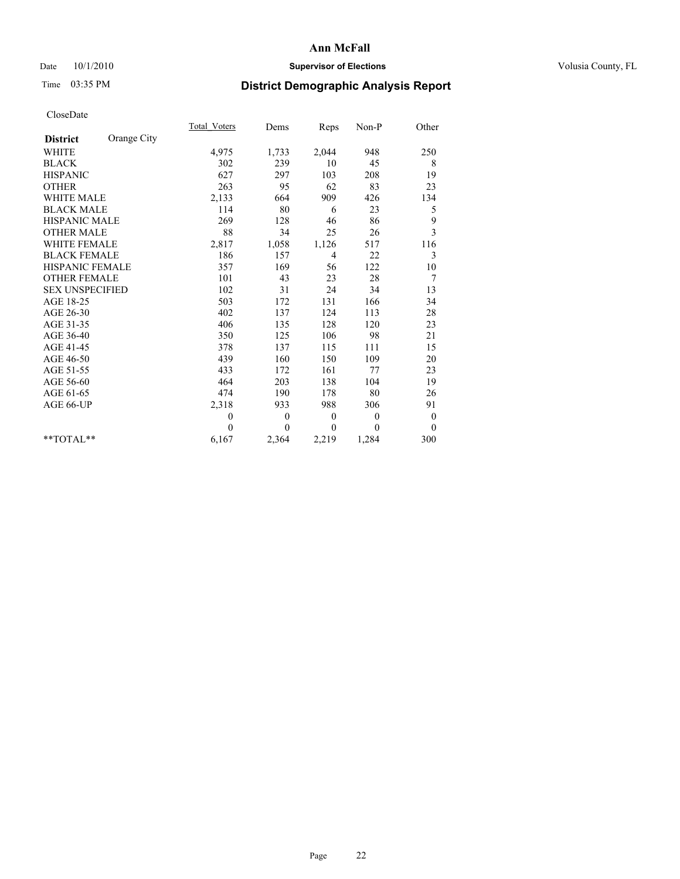# Ann McFall

Date 10/1/2010 **Supervisor of Elections** Volusia County, FL

Time 03:35 PM

## District Demographic Analysis Report

CloseDate

| | Total_Voters | Dems | Reps | Non-P | Other |
|---|---|---|---|---|---|
| **District** Orange City | | | | | |
| WHITE | 4,975 | 1,733 | 2,044 | 948 | 250 |
| BLACK | 302 | 239 | 10 | 45 | 8 |
| HISPANIC | 627 | 297 | 103 | 208 | 19 |
| OTHER | 263 | 95 | 62 | 83 | 23 |
| WHITE MALE | 2,133 | 664 | 909 | 426 | 134 |
| BLACK MALE | 114 | 80 | 6 | 23 | 5 |
| HISPANIC MALE | 269 | 128 | 46 | 86 | 9 |
| OTHER MALE | 88 | 34 | 25 | 26 | 3 |
| WHITE FEMALE | 2,817 | 1,058 | 1,126 | 517 | 116 |
| BLACK FEMALE | 186 | 157 | 4 | 22 | 3 |
| HISPANIC FEMALE | 357 | 169 | 56 | 122 | 10 |
| OTHER FEMALE | 101 | 43 | 23 | 28 | 7 |
| SEX UNSPECIFIED | 102 | 31 | 24 | 34 | 13 |
| AGE 18-25 | 503 | 172 | 131 | 166 | 34 |
| AGE 26-30 | 402 | 137 | 124 | 113 | 28 |
| AGE 31-35 | 406 | 135 | 128 | 120 | 23 |
| AGE 36-40 | 350 | 125 | 106 | 98 | 21 |
| AGE 41-45 | 378 | 137 | 115 | 111 | 15 |
| AGE 46-50 | 439 | 160 | 150 | 109 | 20 |
| AGE 51-55 | 433 | 172 | 161 | 77 | 23 |
| AGE 56-60 | 464 | 203 | 138 | 104 | 19 |
| AGE 61-65 | 474 | 190 | 178 | 80 | 26 |
| AGE 66-UP | 2,318 | 933 | 988 | 306 | 91 |
| | 0 | 0 | 0 | 0 | 0 |
| | 0 | 0 | 0 | 0 | 0 |
| **TOTAL** | 6,167 | 2,364 | 2,219 | 1,284 | 300 |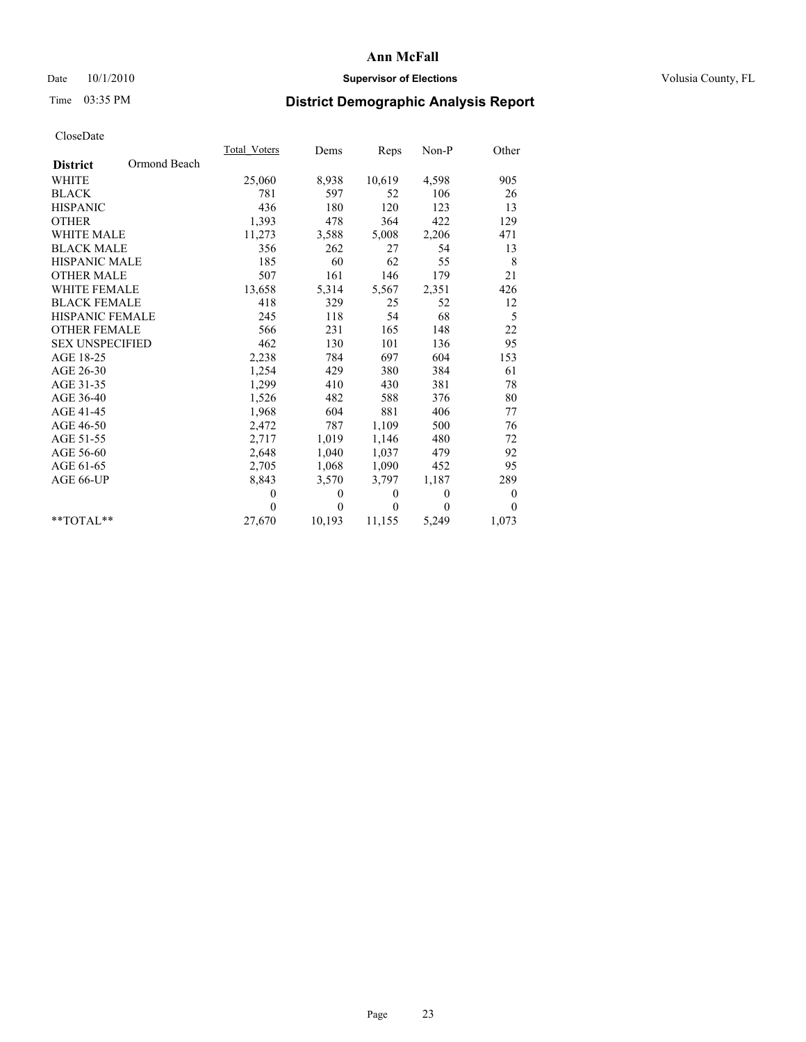# Ann McFall

Date 10/1/2010 **Supervisor of Elections** Volusia County, FL

Time 03:35 PM

## District Demographic Analysis Report

CloseDate

| | Total_Voters | Dems | Reps | Non-P | Other |
|---|---|---|---|---|---|
| **District** Ormond Beach | | | | | |
| WHITE | 25,060 | 8,938 | 10,619 | 4,598 | 905 |
| BLACK | 781 | 597 | 52 | 106 | 26 |
| HISPANIC | 436 | 180 | 120 | 123 | 13 |
| OTHER | 1,393 | 478 | 364 | 422 | 129 |
| WHITE MALE | 11,273 | 3,588 | 5,008 | 2,206 | 471 |
| BLACK MALE | 356 | 262 | 27 | 54 | 13 |
| HISPANIC MALE | 185 | 60 | 62 | 55 | 8 |
| OTHER MALE | 507 | 161 | 146 | 179 | 21 |
| WHITE FEMALE | 13,658 | 5,314 | 5,567 | 2,351 | 426 |
| BLACK FEMALE | 418 | 329 | 25 | 52 | 12 |
| HISPANIC FEMALE | 245 | 118 | 54 | 68 | 5 |
| OTHER FEMALE | 566 | 231 | 165 | 148 | 22 |
| SEX UNSPECIFIED | 462 | 130 | 101 | 136 | 95 |
| AGE 18-25 | 2,238 | 784 | 697 | 604 | 153 |
| AGE 26-30 | 1,254 | 429 | 380 | 384 | 61 |
| AGE 31-35 | 1,299 | 410 | 430 | 381 | 78 |
| AGE 36-40 | 1,526 | 482 | 588 | 376 | 80 |
| AGE 41-45 | 1,968 | 604 | 881 | 406 | 77 |
| AGE 46-50 | 2,472 | 787 | 1,109 | 500 | 76 |
| AGE 51-55 | 2,717 | 1,019 | 1,146 | 480 | 72 |
| AGE 56-60 | 2,648 | 1,040 | 1,037 | 479 | 92 |
| AGE 61-65 | 2,705 | 1,068 | 1,090 | 452 | 95 |
| AGE 66-UP | 8,843 | 3,570 | 3,797 | 1,187 | 289 |
| | 0 | 0 | 0 | 0 | 0 |
| | 0 | 0 | 0 | 0 | 0 |
| **TOTAL** | 27,670 | 10,193 | 11,155 | 5,249 | 1,073 |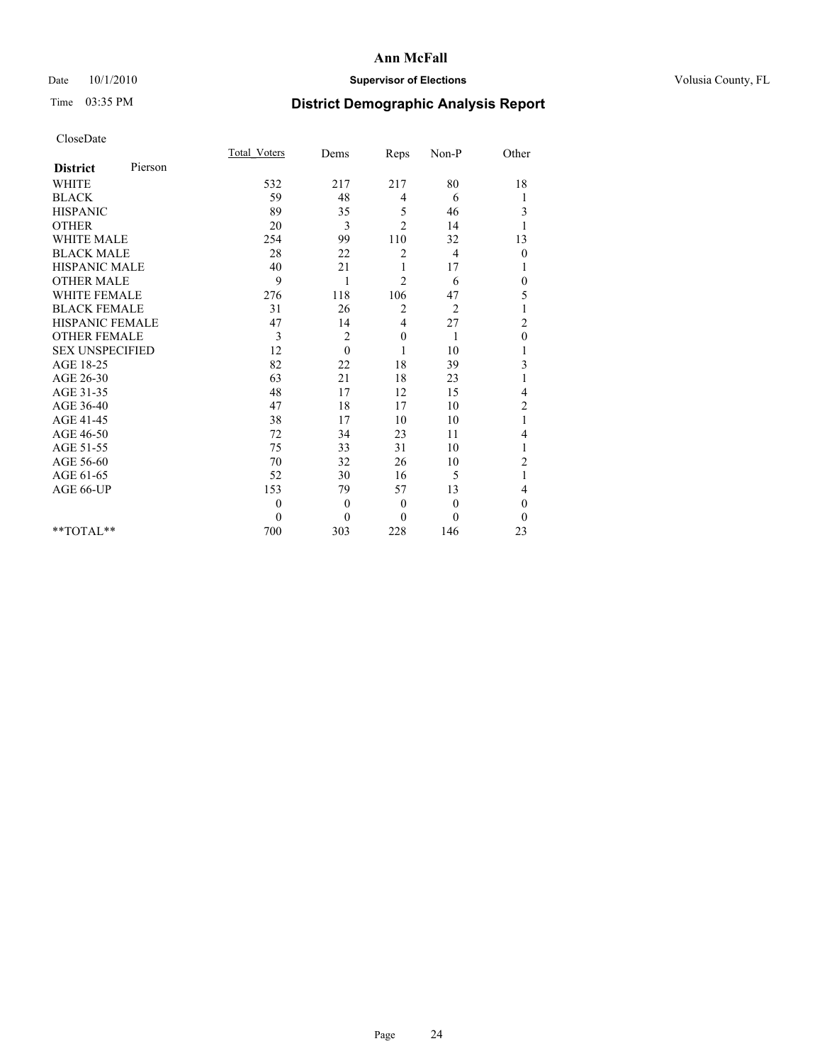**Ann McFall**

Date 10/1/2010 **Supervisor of Elections** Volusia County, FL

Time 03:35 PM

## District Demographic Analysis Report

CloseDate

| **District** Pierson | Total_Voters | Dems | Reps | Non-P | Other |
|---|---|---|---|---|---|
| WHITE | 532 | 217 | 217 | 80 | 18 |
| BLACK | 59 | 48 | 4 | 6 | 1 |
| HISPANIC | 89 | 35 | 5 | 46 | 3 |
| OTHER | 20 | 3 | 2 | 14 | 1 |
| WHITE MALE | 254 | 99 | 110 | 32 | 13 |
| BLACK MALE | 28 | 22 | 2 | 4 | 0 |
| HISPANIC MALE | 40 | 21 | 1 | 17 | 1 |
| OTHER MALE | 9 | 1 | 2 | 6 | 0 |
| WHITE FEMALE | 276 | 118 | 106 | 47 | 5 |
| BLACK FEMALE | 31 | 26 | 2 | 2 | 1 |
| HISPANIC FEMALE | 47 | 14 | 4 | 27 | 2 |
| OTHER FEMALE | 3 | 2 | 0 | 1 | 0 |
| SEX UNSPECIFIED | 12 | 0 | 1 | 10 | 1 |
| AGE 18-25 | 82 | 22 | 18 | 39 | 3 |
| AGE 26-30 | 63 | 21 | 18 | 23 | 1 |
| AGE 31-35 | 48 | 17 | 12 | 15 | 4 |
| AGE 36-40 | 47 | 18 | 17 | 10 | 2 |
| AGE 41-45 | 38 | 17 | 10 | 10 | 1 |
| AGE 46-50 | 72 | 34 | 23 | 11 | 4 |
| AGE 51-55 | 75 | 33 | 31 | 10 | 1 |
| AGE 56-60 | 70 | 32 | 26 | 10 | 2 |
| AGE 61-65 | 52 | 30 | 16 | 5 | 1 |
| AGE 66-UP | 153 | 79 | 57 | 13 | 4 |
| | 0 | 0 | 0 | 0 | 0 |
| | 0 | 0 | 0 | 0 | 0 |
| **TOTAL** | 700 | 303 | 228 | 146 | 23 |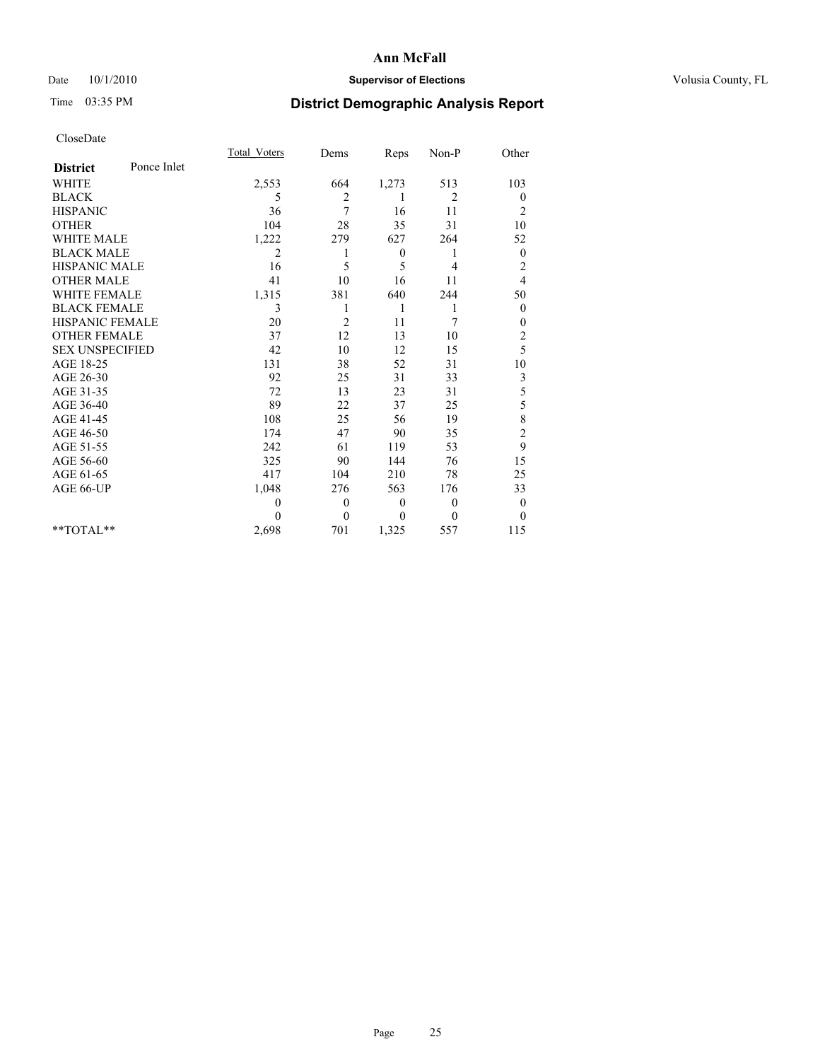**Ann McFall**

Date 10/1/2010 **Supervisor of Elections** Volusia County, FL

Time 03:35 PM **District Demographic Analysis Report**

CloseDate

| **District** Ponce Inlet | Total_Voters | Dems | Reps | Non-P | Other |
|---|---|---|---|---|---|
| WHITE | 2,553 | 664 | 1,273 | 513 | 103 |
| BLACK | 5 | 2 | 1 | 2 | 0 |
| HISPANIC | 36 | 7 | 16 | 11 | 2 |
| OTHER | 104 | 28 | 35 | 31 | 10 |
| WHITE MALE | 1,222 | 279 | 627 | 264 | 52 |
| BLACK MALE | 2 | 1 | 0 | 1 | 0 |
| HISPANIC MALE | 16 | 5 | 5 | 4 | 2 |
| OTHER MALE | 41 | 10 | 16 | 11 | 4 |
| WHITE FEMALE | 1,315 | 381 | 640 | 244 | 50 |
| BLACK FEMALE | 3 | 1 | 1 | 1 | 0 |
| HISPANIC FEMALE | 20 | 2 | 11 | 7 | 0 |
| OTHER FEMALE | 37 | 12 | 13 | 10 | 2 |
| SEX UNSPECIFIED | 42 | 10 | 12 | 15 | 5 |
| AGE 18-25 | 131 | 38 | 52 | 31 | 10 |
| AGE 26-30 | 92 | 25 | 31 | 33 | 3 |
| AGE 31-35 | 72 | 13 | 23 | 31 | 5 |
| AGE 36-40 | 89 | 22 | 37 | 25 | 5 |
| AGE 41-45 | 108 | 25 | 56 | 19 | 8 |
| AGE 46-50 | 174 | 47 | 90 | 35 | 2 |
| AGE 51-55 | 242 | 61 | 119 | 53 | 9 |
| AGE 56-60 | 325 | 90 | 144 | 76 | 15 |
| AGE 61-65 | 417 | 104 | 210 | 78 | 25 |
| AGE 66-UP | 1,048 | 276 | 563 | 176 | 33 |
| | 0 | 0 | 0 | 0 | 0 |
| | 0 | 0 | 0 | 0 | 0 |
| **TOTAL** | 2,698 | 701 | 1,325 | 557 | 115 |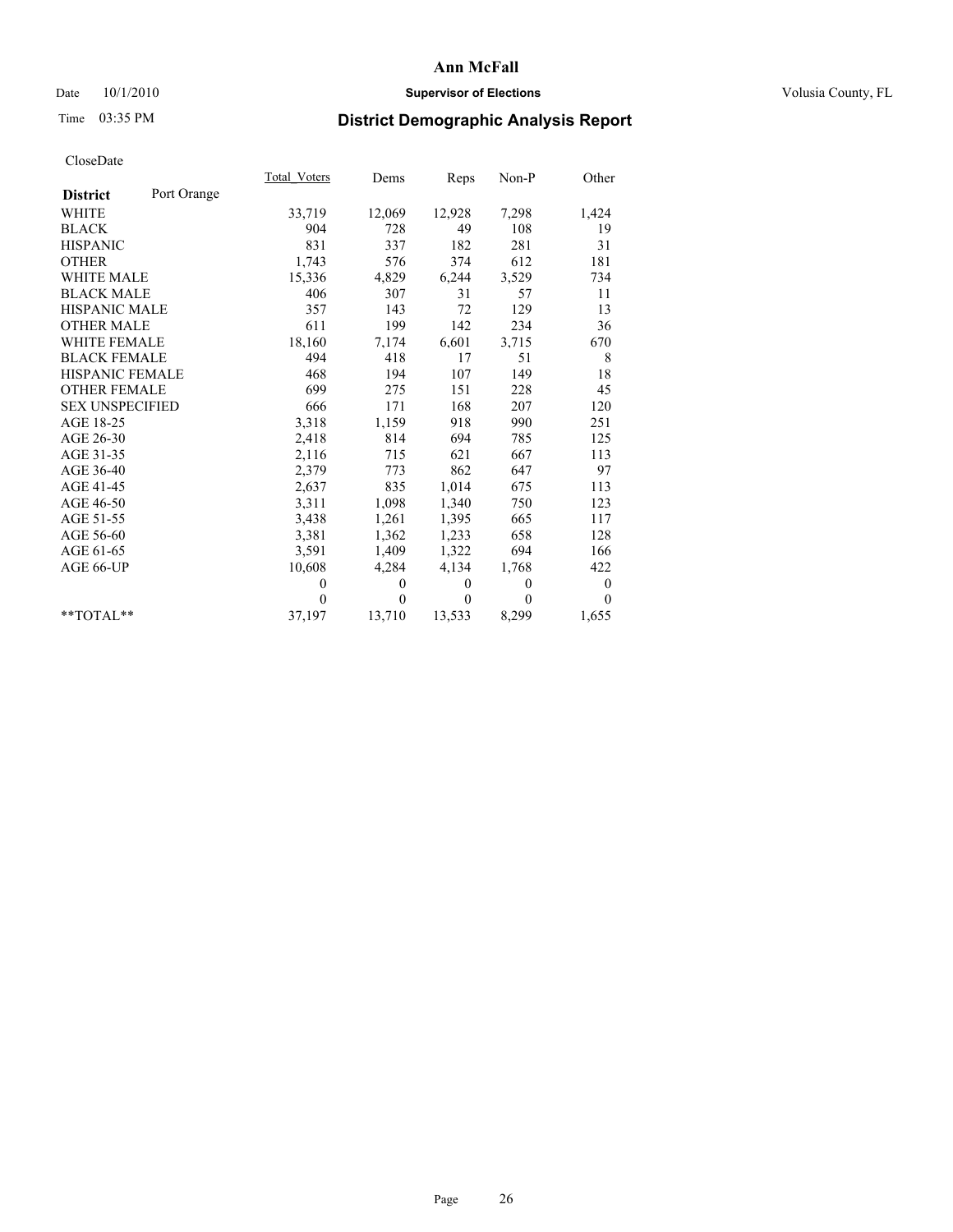# Ann McFall

Date 10/1/2010 **Supervisor of Elections** Volusia County, FL

Time 03:35 PM

## District Demographic Analysis Report

CloseDate

| **District** Port Orange | Total_Voters | Dems | Reps | Non-P | Other |
|---|---|---|---|---|---|
| WHITE | 33,719 | 12,069 | 12,928 | 7,298 | 1,424 |
| BLACK | 904 | 728 | 49 | 108 | 19 |
| HISPANIC | 831 | 337 | 182 | 281 | 31 |
| OTHER | 1,743 | 576 | 374 | 612 | 181 |
| WHITE MALE | 15,336 | 4,829 | 6,244 | 3,529 | 734 |
| BLACK MALE | 406 | 307 | 31 | 57 | 11 |
| HISPANIC MALE | 357 | 143 | 72 | 129 | 13 |
| OTHER MALE | 611 | 199 | 142 | 234 | 36 |
| WHITE FEMALE | 18,160 | 7,174 | 6,601 | 3,715 | 670 |
| BLACK FEMALE | 494 | 418 | 17 | 51 | 8 |
| HISPANIC FEMALE | 468 | 194 | 107 | 149 | 18 |
| OTHER FEMALE | 699 | 275 | 151 | 228 | 45 |
| SEX UNSPECIFIED | 666 | 171 | 168 | 207 | 120 |
| AGE 18-25 | 3,318 | 1,159 | 918 | 990 | 251 |
| AGE 26-30 | 2,418 | 814 | 694 | 785 | 125 |
| AGE 31-35 | 2,116 | 715 | 621 | 667 | 113 |
| AGE 36-40 | 2,379 | 773 | 862 | 647 | 97 |
| AGE 41-45 | 2,637 | 835 | 1,014 | 675 | 113 |
| AGE 46-50 | 3,311 | 1,098 | 1,340 | 750 | 123 |
| AGE 51-55 | 3,438 | 1,261 | 1,395 | 665 | 117 |
| AGE 56-60 | 3,381 | 1,362 | 1,233 | 658 | 128 |
| AGE 61-65 | 3,591 | 1,409 | 1,322 | 694 | 166 |
| AGE 66-UP | 10,608 | 4,284 | 4,134 | 1,768 | 422 |
| | 0 | 0 | 0 | 0 | 0 |
| | 0 | 0 | 0 | 0 | 0 |
| **TOTAL** | 37,197 | 13,710 | 13,533 | 8,299 | 1,655 |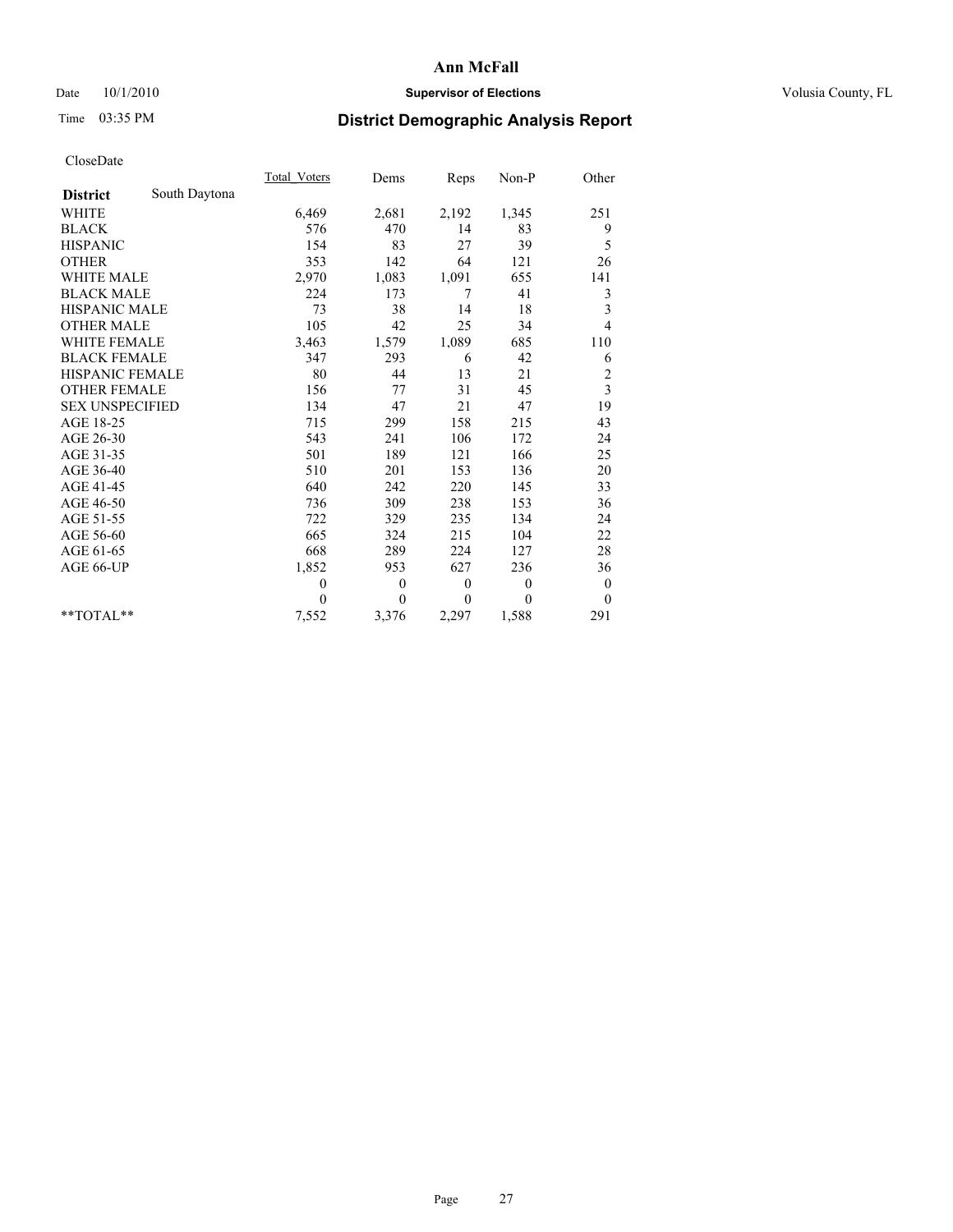**Ann McFall**

Date 10/1/2010 **Supervisor of Elections** Volusia County, FL

Time 03:35 PM

## District Demographic Analysis Report

CloseDate

| | Total_Voters | Dems | Reps | Non-P | Other |
|---|---|---|---|---|---|
| **District** South Daytona | | | | | |
| WHITE | 6,469 | 2,681 | 2,192 | 1,345 | 251 |
| BLACK | 576 | 470 | 14 | 83 | 9 |
| HISPANIC | 154 | 83 | 27 | 39 | 5 |
| OTHER | 353 | 142 | 64 | 121 | 26 |
| WHITE MALE | 2,970 | 1,083 | 1,091 | 655 | 141 |
| BLACK MALE | 224 | 173 | 7 | 41 | 3 |
| HISPANIC MALE | 73 | 38 | 14 | 18 | 3 |
| OTHER MALE | 105 | 42 | 25 | 34 | 4 |
| WHITE FEMALE | 3,463 | 1,579 | 1,089 | 685 | 110 |
| BLACK FEMALE | 347 | 293 | 6 | 42 | 6 |
| HISPANIC FEMALE | 80 | 44 | 13 | 21 | 2 |
| OTHER FEMALE | 156 | 77 | 31 | 45 | 3 |
| SEX UNSPECIFIED | 134 | 47 | 21 | 47 | 19 |
| AGE 18-25 | 715 | 299 | 158 | 215 | 43 |
| AGE 26-30 | 543 | 241 | 106 | 172 | 24 |
| AGE 31-35 | 501 | 189 | 121 | 166 | 25 |
| AGE 36-40 | 510 | 201 | 153 | 136 | 20 |
| AGE 41-45 | 640 | 242 | 220 | 145 | 33 |
| AGE 46-50 | 736 | 309 | 238 | 153 | 36 |
| AGE 51-55 | 722 | 329 | 235 | 134 | 24 |
| AGE 56-60 | 665 | 324 | 215 | 104 | 22 |
| AGE 61-65 | 668 | 289 | 224 | 127 | 28 |
| AGE 66-UP | 1,852 | 953 | 627 | 236 | 36 |
| | 0 | 0 | 0 | 0 | 0 |
| | 0 | 0 | 0 | 0 | 0 |
| **TOTAL** | 7,552 | 3,376 | 2,297 | 1,588 | 291 |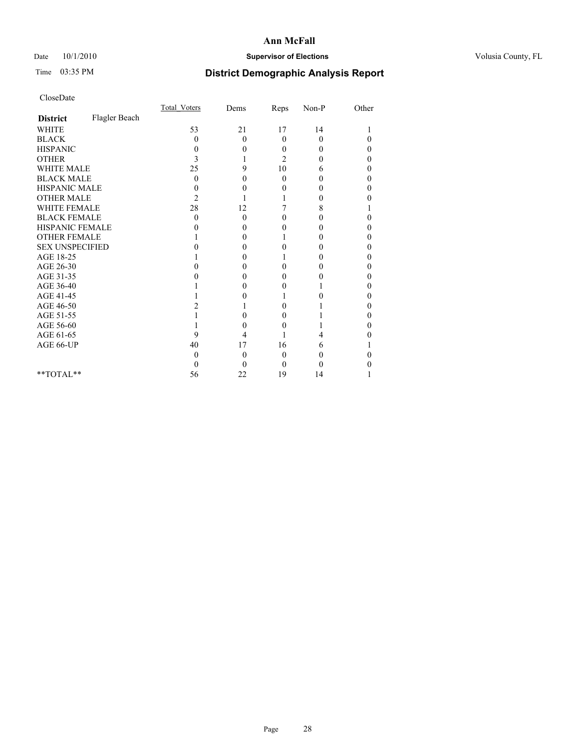# Ann McFall

Date 10/1/2010 **Supervisor of Elections** Volusia County, FL

Time 03:35 PM **District Demographic Analysis Report**

CloseDate

| | Total_Voters | Dems | Reps | Non-P | Other |
|---|---|---|---|---|---|
| **District** Flagler Beach | | | | | |
| WHITE | 53 | 21 | 17 | 14 | 1 |
| BLACK | 0 | 0 | 0 | 0 | 0 |
| HISPANIC | 0 | 0 | 0 | 0 | 0 |
| OTHER | 3 | 1 | 2 | 0 | 0 |
| WHITE MALE | 25 | 9 | 10 | 6 | 0 |
| BLACK MALE | 0 | 0 | 0 | 0 | 0 |
| HISPANIC MALE | 0 | 0 | 0 | 0 | 0 |
| OTHER MALE | 2 | 1 | 1 | 0 | 0 |
| WHITE FEMALE | 28 | 12 | 7 | 8 | 1 |
| BLACK FEMALE | 0 | 0 | 0 | 0 | 0 |
| HISPANIC FEMALE | 0 | 0 | 0 | 0 | 0 |
| OTHER FEMALE | 1 | 0 | 1 | 0 | 0 |
| SEX UNSPECIFIED | 0 | 0 | 0 | 0 | 0 |
| AGE 18-25 | 1 | 0 | 1 | 0 | 0 |
| AGE 26-30 | 0 | 0 | 0 | 0 | 0 |
| AGE 31-35 | 0 | 0 | 0 | 0 | 0 |
| AGE 36-40 | 1 | 0 | 0 | 1 | 0 |
| AGE 41-45 | 1 | 0 | 1 | 0 | 0 |
| AGE 46-50 | 2 | 1 | 0 | 1 | 0 |
| AGE 51-55 | 1 | 0 | 0 | 1 | 0 |
| AGE 56-60 | 1 | 0 | 0 | 1 | 0 |
| AGE 61-65 | 9 | 4 | 1 | 4 | 0 |
| AGE 66-UP | 40 | 17 | 16 | 6 | 1 |
| | 0 | 0 | 0 | 0 | 0 |
| | 0 | 0 | 0 | 0 | 0 |
| **TOTAL** | 56 | 22 | 19 | 14 | 1 |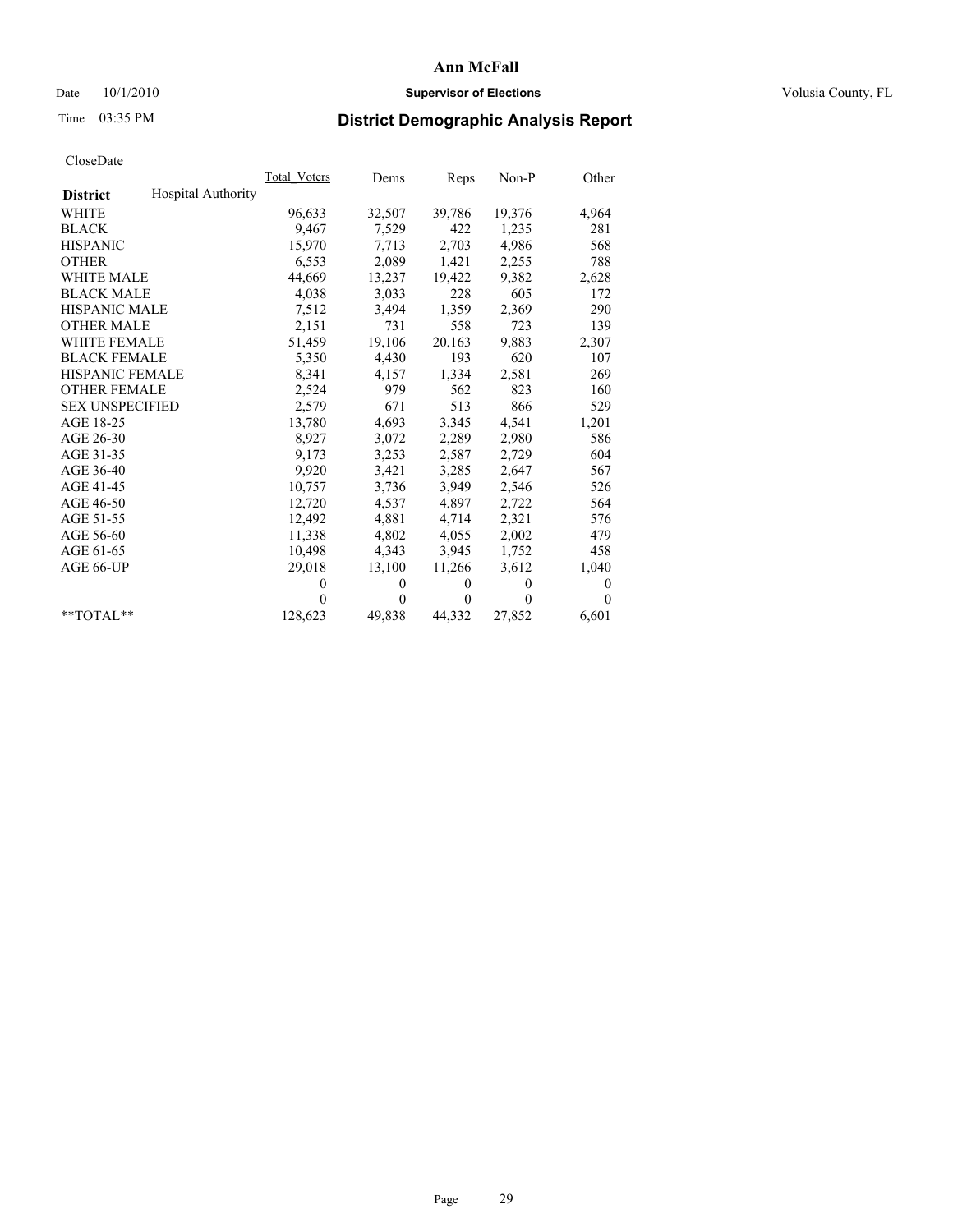# Ann McFall

Date 10/1/2010 **Supervisor of Elections** Volusia County, FL

Time 03:35 PM

## District Demographic Analysis Report

CloseDate

| | Total_Voters | Dems | Reps | Non-P | Other |
|---|---|---|---|---|---|
| **District** Hospital Authority | | | | | |
| WHITE | 96,633 | 32,507 | 39,786 | 19,376 | 4,964 |
| BLACK | 9,467 | 7,529 | 422 | 1,235 | 281 |
| HISPANIC | 15,970 | 7,713 | 2,703 | 4,986 | 568 |
| OTHER | 6,553 | 2,089 | 1,421 | 2,255 | 788 |
| WHITE MALE | 44,669 | 13,237 | 19,422 | 9,382 | 2,628 |
| BLACK MALE | 4,038 | 3,033 | 228 | 605 | 172 |
| HISPANIC MALE | 7,512 | 3,494 | 1,359 | 2,369 | 290 |
| OTHER MALE | 2,151 | 731 | 558 | 723 | 139 |
| WHITE FEMALE | 51,459 | 19,106 | 20,163 | 9,883 | 2,307 |
| BLACK FEMALE | 5,350 | 4,430 | 193 | 620 | 107 |
| HISPANIC FEMALE | 8,341 | 4,157 | 1,334 | 2,581 | 269 |
| OTHER FEMALE | 2,524 | 979 | 562 | 823 | 160 |
| SEX UNSPECIFIED | 2,579 | 671 | 513 | 866 | 529 |
| AGE 18-25 | 13,780 | 4,693 | 3,345 | 4,541 | 1,201 |
| AGE 26-30 | 8,927 | 3,072 | 2,289 | 2,980 | 586 |
| AGE 31-35 | 9,173 | 3,253 | 2,587 | 2,729 | 604 |
| AGE 36-40 | 9,920 | 3,421 | 3,285 | 2,647 | 567 |
| AGE 41-45 | 10,757 | 3,736 | 3,949 | 2,546 | 526 |
| AGE 46-50 | 12,720 | 4,537 | 4,897 | 2,722 | 564 |
| AGE 51-55 | 12,492 | 4,881 | 4,714 | 2,321 | 576 |
| AGE 56-60 | 11,338 | 4,802 | 4,055 | 2,002 | 479 |
| AGE 61-65 | 10,498 | 4,343 | 3,945 | 1,752 | 458 |
| AGE 66-UP | 29,018 | 13,100 | 11,266 | 3,612 | 1,040 |
| | 0 | 0 | 0 | 0 | 0 |
| | 0 | 0 | 0 | 0 | 0 |
| **TOTAL** | 128,623 | 49,838 | 44,332 | 27,852 | 6,601 |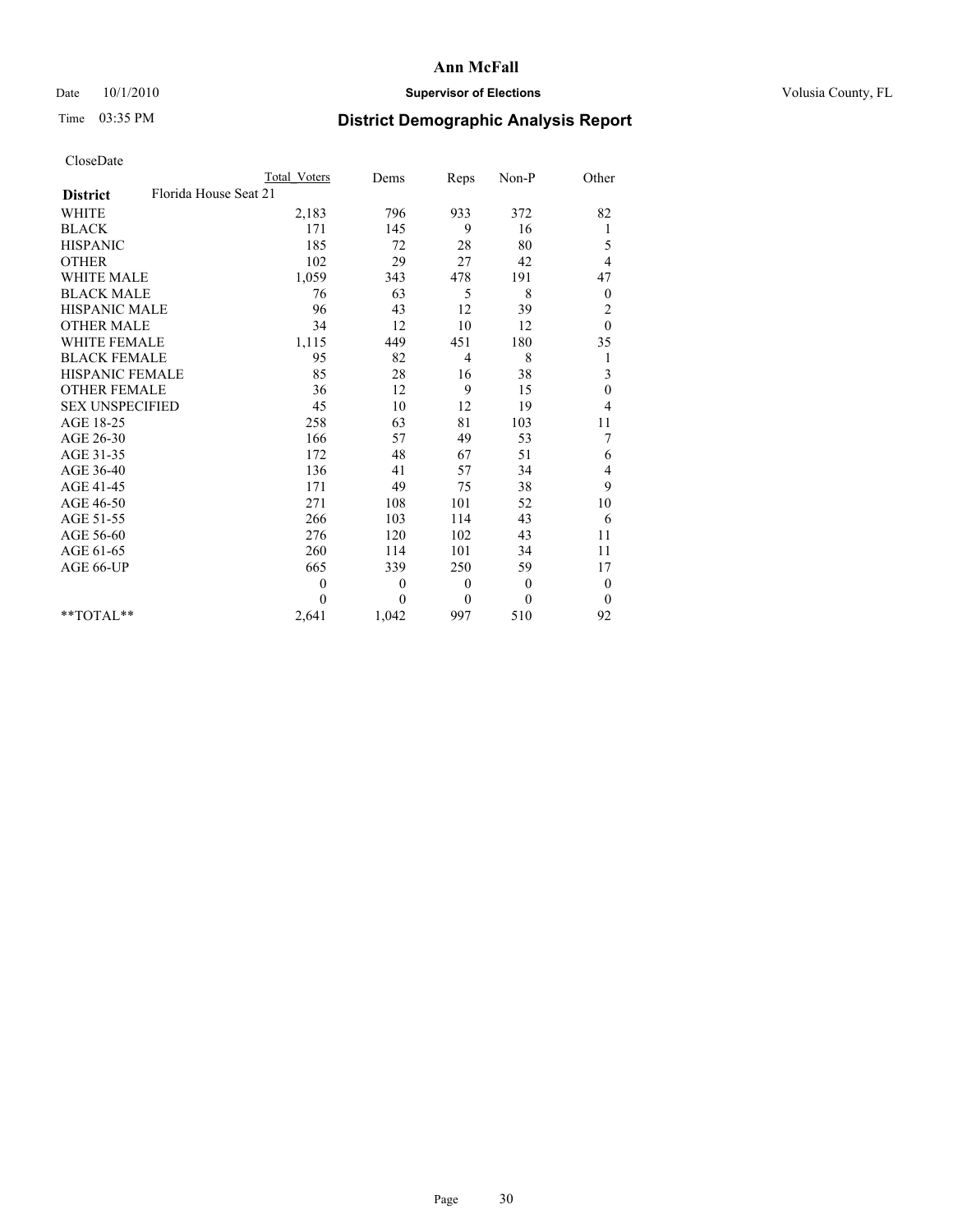**Ann McFall**

Date 10/1/2010 | **Supervisor of Elections** | Volusia County, FL

Time 03:35 PM

## District Demographic Analysis Report

CloseDate

| | Total Voters | Dems | Reps | Non-P | Other |
|---|---|---|---|---|---|
| **District** Florida House Seat 21 | | | | | |
| WHITE | 2,183 | 796 | 933 | 372 | 82 |
| BLACK | 171 | 145 | 9 | 16 | 1 |
| HISPANIC | 185 | 72 | 28 | 80 | 5 |
| OTHER | 102 | 29 | 27 | 42 | 4 |
| WHITE MALE | 1,059 | 343 | 478 | 191 | 47 |
| BLACK MALE | 76 | 63 | 5 | 8 | 0 |
| HISPANIC MALE | 96 | 43 | 12 | 39 | 2 |
| OTHER MALE | 34 | 12 | 10 | 12 | 0 |
| WHITE FEMALE | 1,115 | 449 | 451 | 180 | 35 |
| BLACK FEMALE | 95 | 82 | 4 | 8 | 1 |
| HISPANIC FEMALE | 85 | 28 | 16 | 38 | 3 |
| OTHER FEMALE | 36 | 12 | 9 | 15 | 0 |
| SEX UNSPECIFIED | 45 | 10 | 12 | 19 | 4 |
| AGE 18-25 | 258 | 63 | 81 | 103 | 11 |
| AGE 26-30 | 166 | 57 | 49 | 53 | 7 |
| AGE 31-35 | 172 | 48 | 67 | 51 | 6 |
| AGE 36-40 | 136 | 41 | 57 | 34 | 4 |
| AGE 41-45 | 171 | 49 | 75 | 38 | 9 |
| AGE 46-50 | 271 | 108 | 101 | 52 | 10 |
| AGE 51-55 | 266 | 103 | 114 | 43 | 6 |
| AGE 56-60 | 276 | 120 | 102 | 43 | 11 |
| AGE 61-65 | 260 | 114 | 101 | 34 | 11 |
| AGE 66-UP | 665 | 339 | 250 | 59 | 17 |
| | 0 | 0 | 0 | 0 | 0 |
| | 0 | 0 | 0 | 0 | 0 |
| **TOTAL** | 2,641 | 1,042 | 997 | 510 | 92 |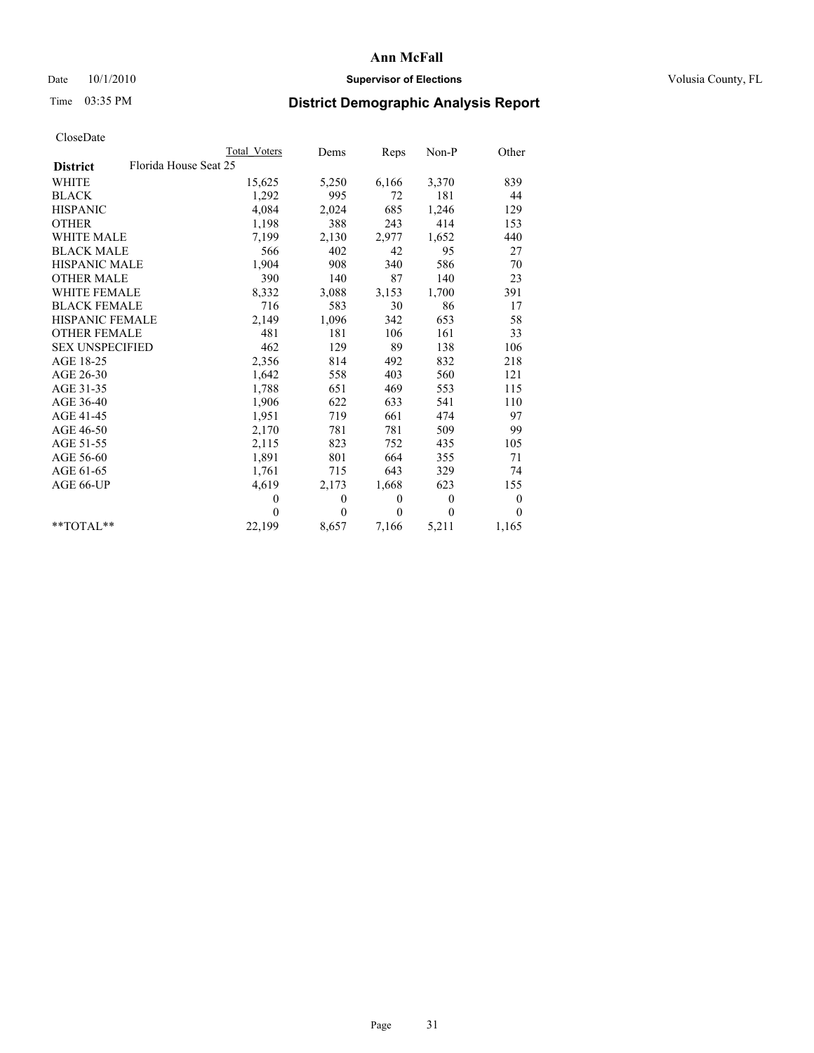# Ann McFall

Date 10/1/2010 **Supervisor of Elections** Volusia County, FL

Time 03:35 PM **District Demographic Analysis Report**

CloseDate

| **District** Florida House Seat 25 | Total Voters | Dems | Reps | Non-P | Other |
|---|---|---|---|---|---|
| WHITE | 15,625 | 5,250 | 6,166 | 3,370 | 839 |
| BLACK | 1,292 | 995 | 72 | 181 | 44 |
| HISPANIC | 4,084 | 2,024 | 685 | 1,246 | 129 |
| OTHER | 1,198 | 388 | 243 | 414 | 153 |
| WHITE MALE | 7,199 | 2,130 | 2,977 | 1,652 | 440 |
| BLACK MALE | 566 | 402 | 42 | 95 | 27 |
| HISPANIC MALE | 1,904 | 908 | 340 | 586 | 70 |
| OTHER MALE | 390 | 140 | 87 | 140 | 23 |
| WHITE FEMALE | 8,332 | 3,088 | 3,153 | 1,700 | 391 |
| BLACK FEMALE | 716 | 583 | 30 | 86 | 17 |
| HISPANIC FEMALE | 2,149 | 1,096 | 342 | 653 | 58 |
| OTHER FEMALE | 481 | 181 | 106 | 161 | 33 |
| SEX UNSPECIFIED | 462 | 129 | 89 | 138 | 106 |
| AGE 18-25 | 2,356 | 814 | 492 | 832 | 218 |
| AGE 26-30 | 1,642 | 558 | 403 | 560 | 121 |
| AGE 31-35 | 1,788 | 651 | 469 | 553 | 115 |
| AGE 36-40 | 1,906 | 622 | 633 | 541 | 110 |
| AGE 41-45 | 1,951 | 719 | 661 | 474 | 97 |
| AGE 46-50 | 2,170 | 781 | 781 | 509 | 99 |
| AGE 51-55 | 2,115 | 823 | 752 | 435 | 105 |
| AGE 56-60 | 1,891 | 801 | 664 | 355 | 71 |
| AGE 61-65 | 1,761 | 715 | 643 | 329 | 74 |
| AGE 66-UP | 4,619 | 2,173 | 1,668 | 623 | 155 |
| | 0 | 0 | 0 | 0 | 0 |
| | 0 | 0 | 0 | 0 | 0 |
| **TOTAL** | 22,199 | 8,657 | 7,166 | 5,211 | 1,165 |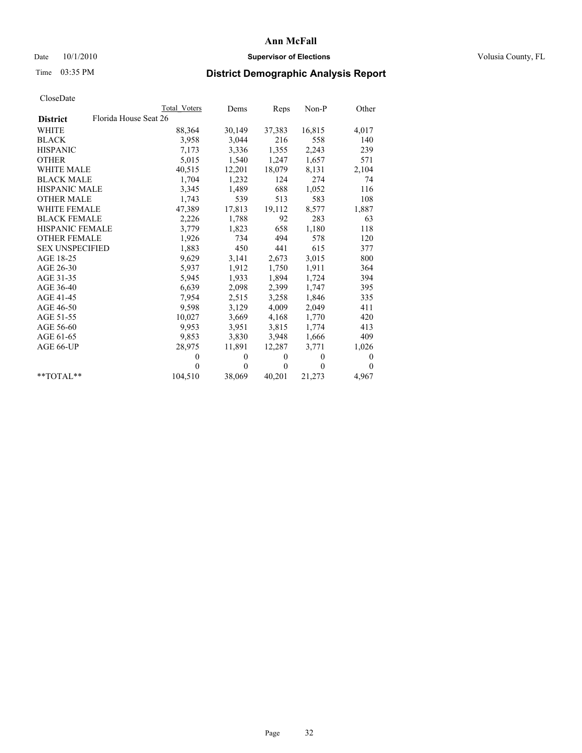**Ann McFall**

Date 10/1/2010 **Supervisor of Elections** Volusia County, FL

Time 03:35 PM **District Demographic Analysis Report**

CloseDate

| | Total Voters | Dems | Reps | Non-P | Other |
|---|---|---|---|---|---|
| **District** Florida House Seat 26 | | | | | |
| WHITE | 88,364 | 30,149 | 37,383 | 16,815 | 4,017 |
| BLACK | 3,958 | 3,044 | 216 | 558 | 140 |
| HISPANIC | 7,173 | 3,336 | 1,355 | 2,243 | 239 |
| OTHER | 5,015 | 1,540 | 1,247 | 1,657 | 571 |
| WHITE MALE | 40,515 | 12,201 | 18,079 | 8,131 | 2,104 |
| BLACK MALE | 1,704 | 1,232 | 124 | 274 | 74 |
| HISPANIC MALE | 3,345 | 1,489 | 688 | 1,052 | 116 |
| OTHER MALE | 1,743 | 539 | 513 | 583 | 108 |
| WHITE FEMALE | 47,389 | 17,813 | 19,112 | 8,577 | 1,887 |
| BLACK FEMALE | 2,226 | 1,788 | 92 | 283 | 63 |
| HISPANIC FEMALE | 3,779 | 1,823 | 658 | 1,180 | 118 |
| OTHER FEMALE | 1,926 | 734 | 494 | 578 | 120 |
| SEX UNSPECIFIED | 1,883 | 450 | 441 | 615 | 377 |
| AGE 18-25 | 9,629 | 3,141 | 2,673 | 3,015 | 800 |
| AGE 26-30 | 5,937 | 1,912 | 1,750 | 1,911 | 364 |
| AGE 31-35 | 5,945 | 1,933 | 1,894 | 1,724 | 394 |
| AGE 36-40 | 6,639 | 2,098 | 2,399 | 1,747 | 395 |
| AGE 41-45 | 7,954 | 2,515 | 3,258 | 1,846 | 335 |
| AGE 46-50 | 9,598 | 3,129 | 4,009 | 2,049 | 411 |
| AGE 51-55 | 10,027 | 3,669 | 4,168 | 1,770 | 420 |
| AGE 56-60 | 9,953 | 3,951 | 3,815 | 1,774 | 413 |
| AGE 61-65 | 9,853 | 3,830 | 3,948 | 1,666 | 409 |
| AGE 66-UP | 28,975 | 11,891 | 12,287 | 3,771 | 1,026 |
| | 0 | 0 | 0 | 0 | 0 |
| | 0 | 0 | 0 | 0 | 0 |
| **TOTAL** | 104,510 | 38,069 | 40,201 | 21,273 | 4,967 |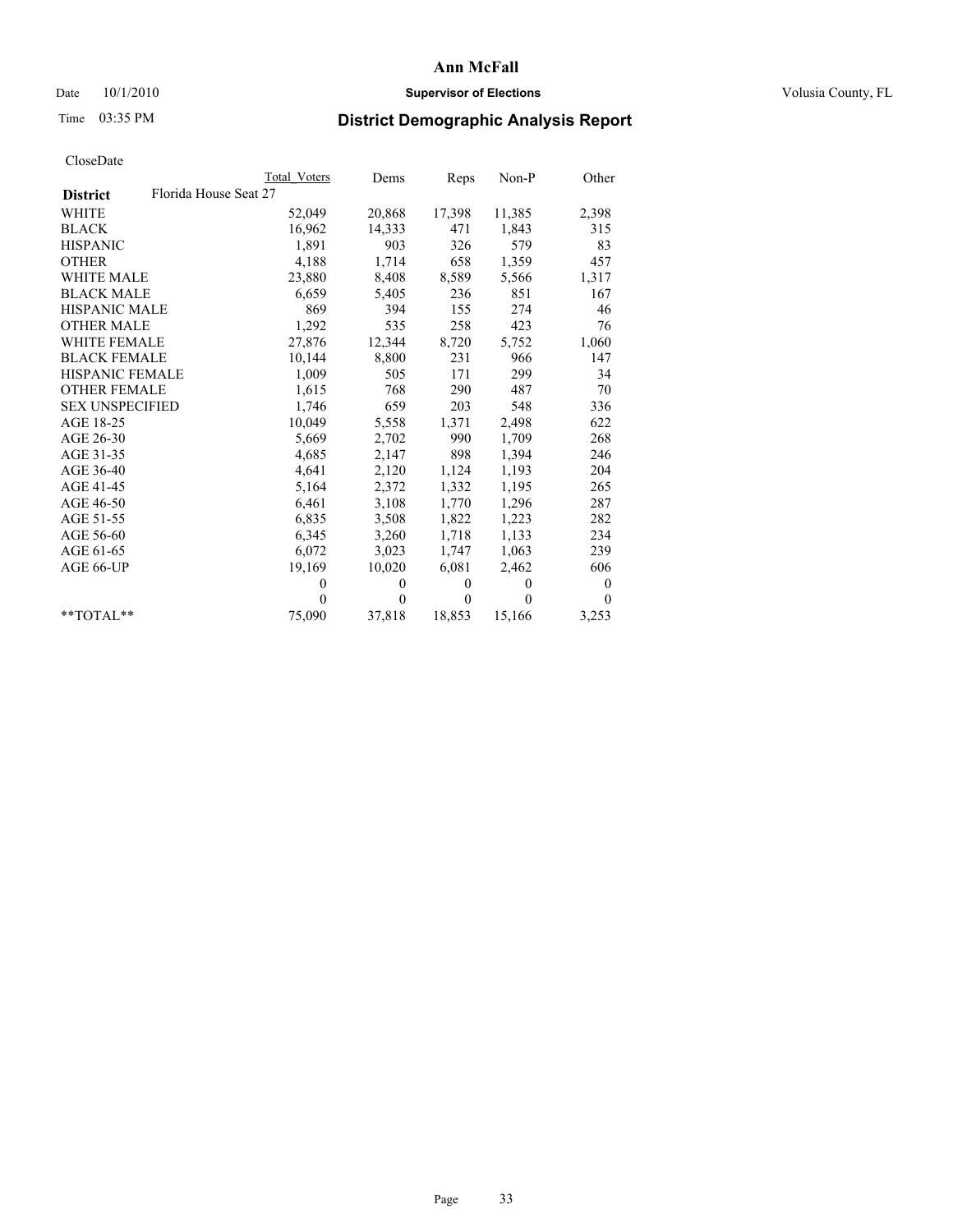# Ann McFall

Date 10/1/2010 **Supervisor of Elections** Volusia County, FL

Time 03:35 PM **District Demographic Analysis Report**

CloseDate

| | Total Voters | Dems | Reps | Non-P | Other |
|---|---|---|---|---|---|
| **District** Florida House Seat 27 | | | | | |
| WHITE | 52,049 | 20,868 | 17,398 | 11,385 | 2,398 |
| BLACK | 16,962 | 14,333 | 471 | 1,843 | 315 |
| HISPANIC | 1,891 | 903 | 326 | 579 | 83 |
| OTHER | 4,188 | 1,714 | 658 | 1,359 | 457 |
| WHITE MALE | 23,880 | 8,408 | 8,589 | 5,566 | 1,317 |
| BLACK MALE | 6,659 | 5,405 | 236 | 851 | 167 |
| HISPANIC MALE | 869 | 394 | 155 | 274 | 46 |
| OTHER MALE | 1,292 | 535 | 258 | 423 | 76 |
| WHITE FEMALE | 27,876 | 12,344 | 8,720 | 5,752 | 1,060 |
| BLACK FEMALE | 10,144 | 8,800 | 231 | 966 | 147 |
| HISPANIC FEMALE | 1,009 | 505 | 171 | 299 | 34 |
| OTHER FEMALE | 1,615 | 768 | 290 | 487 | 70 |
| SEX UNSPECIFIED | 1,746 | 659 | 203 | 548 | 336 |
| AGE 18-25 | 10,049 | 5,558 | 1,371 | 2,498 | 622 |
| AGE 26-30 | 5,669 | 2,702 | 990 | 1,709 | 268 |
| AGE 31-35 | 4,685 | 2,147 | 898 | 1,394 | 246 |
| AGE 36-40 | 4,641 | 2,120 | 1,124 | 1,193 | 204 |
| AGE 41-45 | 5,164 | 2,372 | 1,332 | 1,195 | 265 |
| AGE 46-50 | 6,461 | 3,108 | 1,770 | 1,296 | 287 |
| AGE 51-55 | 6,835 | 3,508 | 1,822 | 1,223 | 282 |
| AGE 56-60 | 6,345 | 3,260 | 1,718 | 1,133 | 234 |
| AGE 61-65 | 6,072 | 3,023 | 1,747 | 1,063 | 239 |
| AGE 66-UP | 19,169 | 10,020 | 6,081 | 2,462 | 606 |
| | 0 | 0 | 0 | 0 | 0 |
| | 0 | 0 | 0 | 0 | 0 |
| **TOTAL** | 75,090 | 37,818 | 18,853 | 15,166 | 3,253 |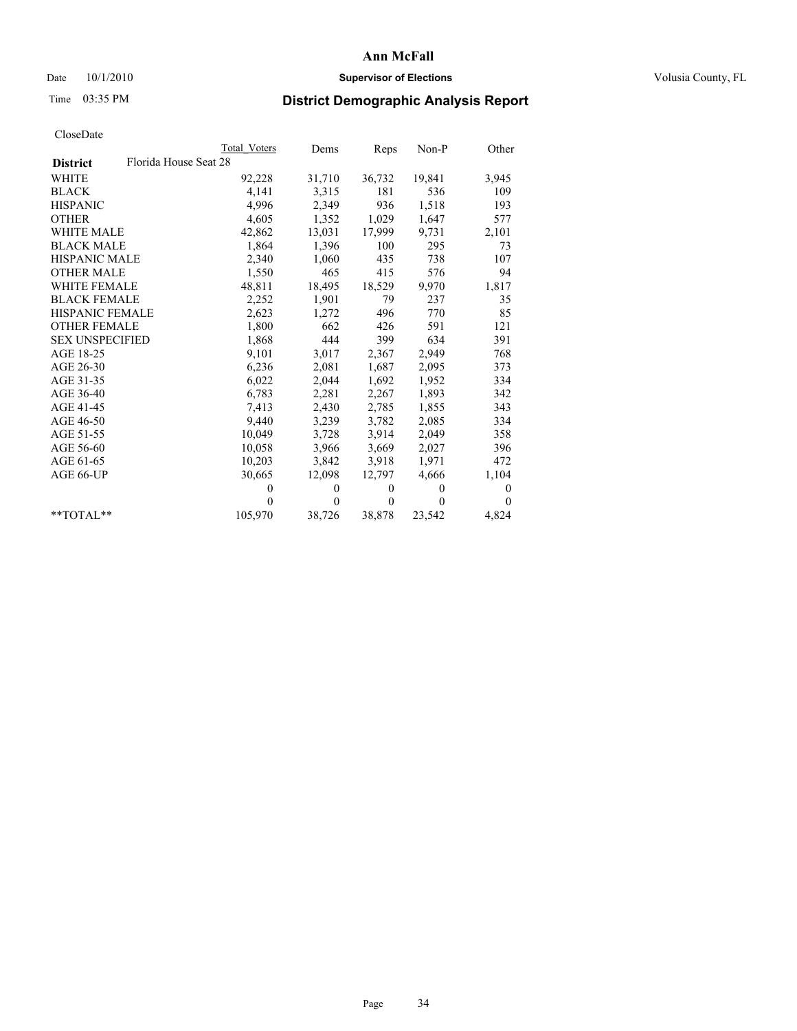# Ann McFall

Date 10/1/2010 **Supervisor of Elections** Volusia County, FL

Time 03:35 PM **District Demographic Analysis Report**

CloseDate

| | Total Voters | Dems | Reps | Non-P | Other |
|---|---|---|---|---|---|
| **District** Florida House Seat 28 | | | | | |
| WHITE | 92,228 | 31,710 | 36,732 | 19,841 | 3,945 |
| BLACK | 4,141 | 3,315 | 181 | 536 | 109 |
| HISPANIC | 4,996 | 2,349 | 936 | 1,518 | 193 |
| OTHER | 4,605 | 1,352 | 1,029 | 1,647 | 577 |
| WHITE MALE | 42,862 | 13,031 | 17,999 | 9,731 | 2,101 |
| BLACK MALE | 1,864 | 1,396 | 100 | 295 | 73 |
| HISPANIC MALE | 2,340 | 1,060 | 435 | 738 | 107 |
| OTHER MALE | 1,550 | 465 | 415 | 576 | 94 |
| WHITE FEMALE | 48,811 | 18,495 | 18,529 | 9,970 | 1,817 |
| BLACK FEMALE | 2,252 | 1,901 | 79 | 237 | 35 |
| HISPANIC FEMALE | 2,623 | 1,272 | 496 | 770 | 85 |
| OTHER FEMALE | 1,800 | 662 | 426 | 591 | 121 |
| SEX UNSPECIFIED | 1,868 | 444 | 399 | 634 | 391 |
| AGE 18-25 | 9,101 | 3,017 | 2,367 | 2,949 | 768 |
| AGE 26-30 | 6,236 | 2,081 | 1,687 | 2,095 | 373 |
| AGE 31-35 | 6,022 | 2,044 | 1,692 | 1,952 | 334 |
| AGE 36-40 | 6,783 | 2,281 | 2,267 | 1,893 | 342 |
| AGE 41-45 | 7,413 | 2,430 | 2,785 | 1,855 | 343 |
| AGE 46-50 | 9,440 | 3,239 | 3,782 | 2,085 | 334 |
| AGE 51-55 | 10,049 | 3,728 | 3,914 | 2,049 | 358 |
| AGE 56-60 | 10,058 | 3,966 | 3,669 | 2,027 | 396 |
| AGE 61-65 | 10,203 | 3,842 | 3,918 | 1,971 | 472 |
| AGE 66-UP | 30,665 | 12,098 | 12,797 | 4,666 | 1,104 |
| | 0 | 0 | 0 | 0 | 0 |
| | 0 | 0 | 0 | 0 | 0 |
| **TOTAL** | 105,970 | 38,726 | 38,878 | 23,542 | 4,824 |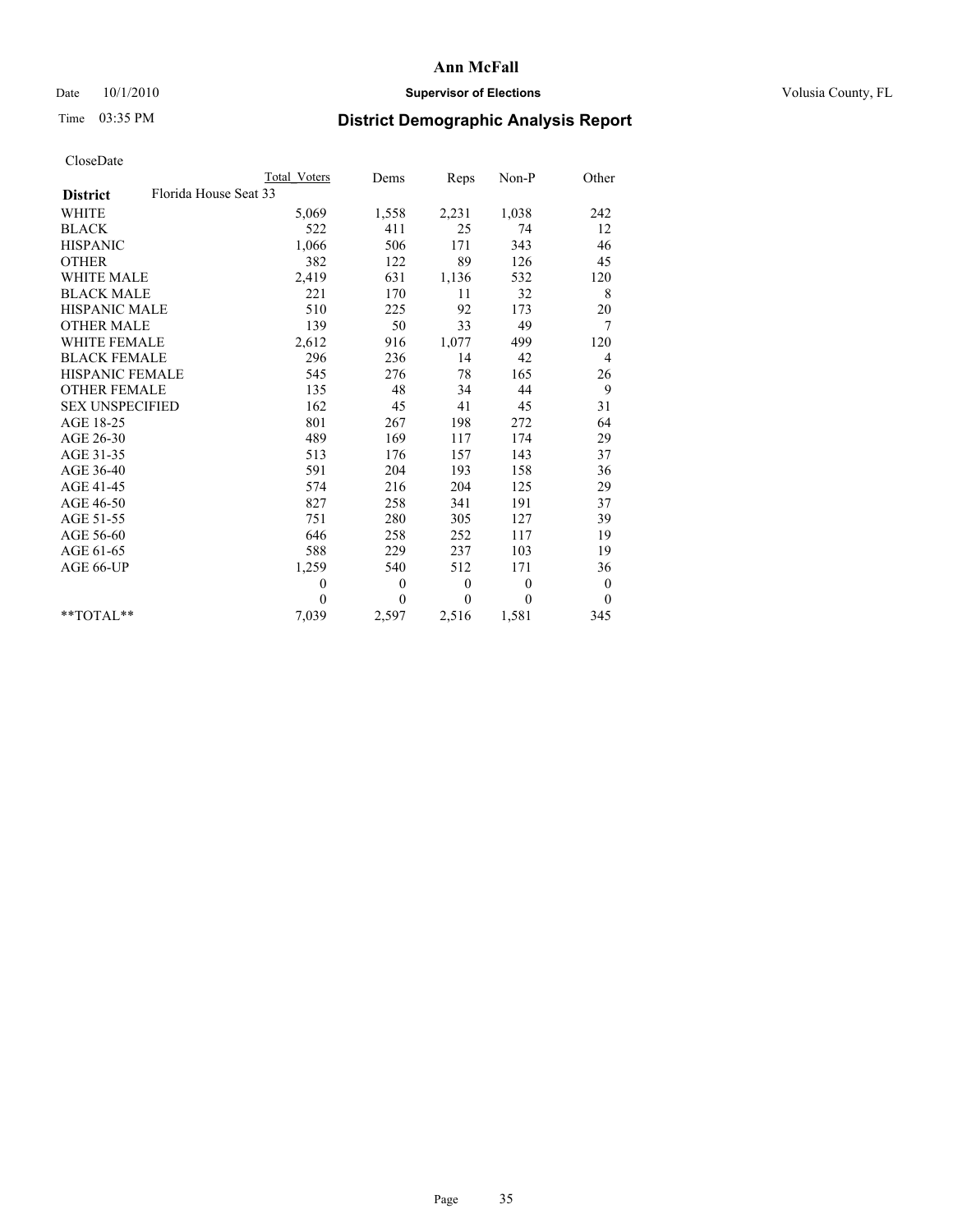**Ann McFall**

Date 10/1/2010 **Supervisor of Elections** Volusia County, FL

Time 03:35 PM **District Demographic Analysis Report**

CloseDate

| | Total Voters | Dems | Reps | Non-P | Other |
|---|---|---|---|---|---|
| **District** Florida House Seat 33 | | | | | |
| WHITE | 5,069 | 1,558 | 2,231 | 1,038 | 242 |
| BLACK | 522 | 411 | 25 | 74 | 12 |
| HISPANIC | 1,066 | 506 | 171 | 343 | 46 |
| OTHER | 382 | 122 | 89 | 126 | 45 |
| WHITE MALE | 2,419 | 631 | 1,136 | 532 | 120 |
| BLACK MALE | 221 | 170 | 11 | 32 | 8 |
| HISPANIC MALE | 510 | 225 | 92 | 173 | 20 |
| OTHER MALE | 139 | 50 | 33 | 49 | 7 |
| WHITE FEMALE | 2,612 | 916 | 1,077 | 499 | 120 |
| BLACK FEMALE | 296 | 236 | 14 | 42 | 4 |
| HISPANIC FEMALE | 545 | 276 | 78 | 165 | 26 |
| OTHER FEMALE | 135 | 48 | 34 | 44 | 9 |
| SEX UNSPECIFIED | 162 | 45 | 41 | 45 | 31 |
| AGE 18-25 | 801 | 267 | 198 | 272 | 64 |
| AGE 26-30 | 489 | 169 | 117 | 174 | 29 |
| AGE 31-35 | 513 | 176 | 157 | 143 | 37 |
| AGE 36-40 | 591 | 204 | 193 | 158 | 36 |
| AGE 41-45 | 574 | 216 | 204 | 125 | 29 |
| AGE 46-50 | 827 | 258 | 341 | 191 | 37 |
| AGE 51-55 | 751 | 280 | 305 | 127 | 39 |
| AGE 56-60 | 646 | 258 | 252 | 117 | 19 |
| AGE 61-65 | 588 | 229 | 237 | 103 | 19 |
| AGE 66-UP | 1,259 | 540 | 512 | 171 | 36 |
| | 0 | 0 | 0 | 0 | 0 |
| | 0 | 0 | 0 | 0 | 0 |
| **TOTAL** | 7,039 | 2,597 | 2,516 | 1,581 | 345 |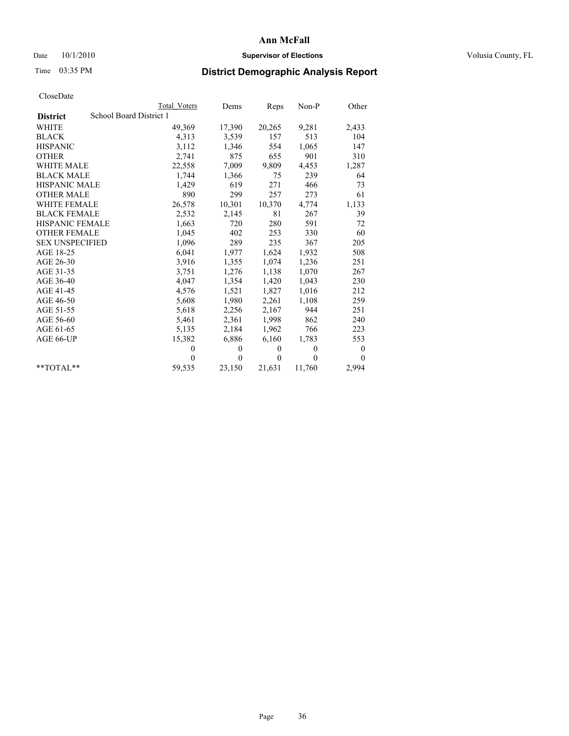**Ann McFall**

Date 10/1/2010 **Supervisor of Elections** Volusia County, FL

Time 03:35 PM **District Demographic Analysis Report**

CloseDate

| | Total Voters | Dems | Reps | Non-P | Other |
|---|---|---|---|---|---|
| **District** School Board District 1 | | | | | |
| WHITE | 49,369 | 17,390 | 20,265 | 9,281 | 2,433 |
| BLACK | 4,313 | 3,539 | 157 | 513 | 104 |
| HISPANIC | 3,112 | 1,346 | 554 | 1,065 | 147 |
| OTHER | 2,741 | 875 | 655 | 901 | 310 |
| WHITE MALE | 22,558 | 7,009 | 9,809 | 4,453 | 1,287 |
| BLACK MALE | 1,744 | 1,366 | 75 | 239 | 64 |
| HISPANIC MALE | 1,429 | 619 | 271 | 466 | 73 |
| OTHER MALE | 890 | 299 | 257 | 273 | 61 |
| WHITE FEMALE | 26,578 | 10,301 | 10,370 | 4,774 | 1,133 |
| BLACK FEMALE | 2,532 | 2,145 | 81 | 267 | 39 |
| HISPANIC FEMALE | 1,663 | 720 | 280 | 591 | 72 |
| OTHER FEMALE | 1,045 | 402 | 253 | 330 | 60 |
| SEX UNSPECIFIED | 1,096 | 289 | 235 | 367 | 205 |
| AGE 18-25 | 6,041 | 1,977 | 1,624 | 1,932 | 508 |
| AGE 26-30 | 3,916 | 1,355 | 1,074 | 1,236 | 251 |
| AGE 31-35 | 3,751 | 1,276 | 1,138 | 1,070 | 267 |
| AGE 36-40 | 4,047 | 1,354 | 1,420 | 1,043 | 230 |
| AGE 41-45 | 4,576 | 1,521 | 1,827 | 1,016 | 212 |
| AGE 46-50 | 5,608 | 1,980 | 2,261 | 1,108 | 259 |
| AGE 51-55 | 5,618 | 2,256 | 2,167 | 944 | 251 |
| AGE 56-60 | 5,461 | 2,361 | 1,998 | 862 | 240 |
| AGE 61-65 | 5,135 | 2,184 | 1,962 | 766 | 223 |
| AGE 66-UP | 15,382 | 6,886 | 6,160 | 1,783 | 553 |
| | 0 | 0 | 0 | 0 | 0 |
| | 0 | 0 | 0 | 0 | 0 |
| **TOTAL** | 59,535 | 23,150 | 21,631 | 11,760 | 2,994 |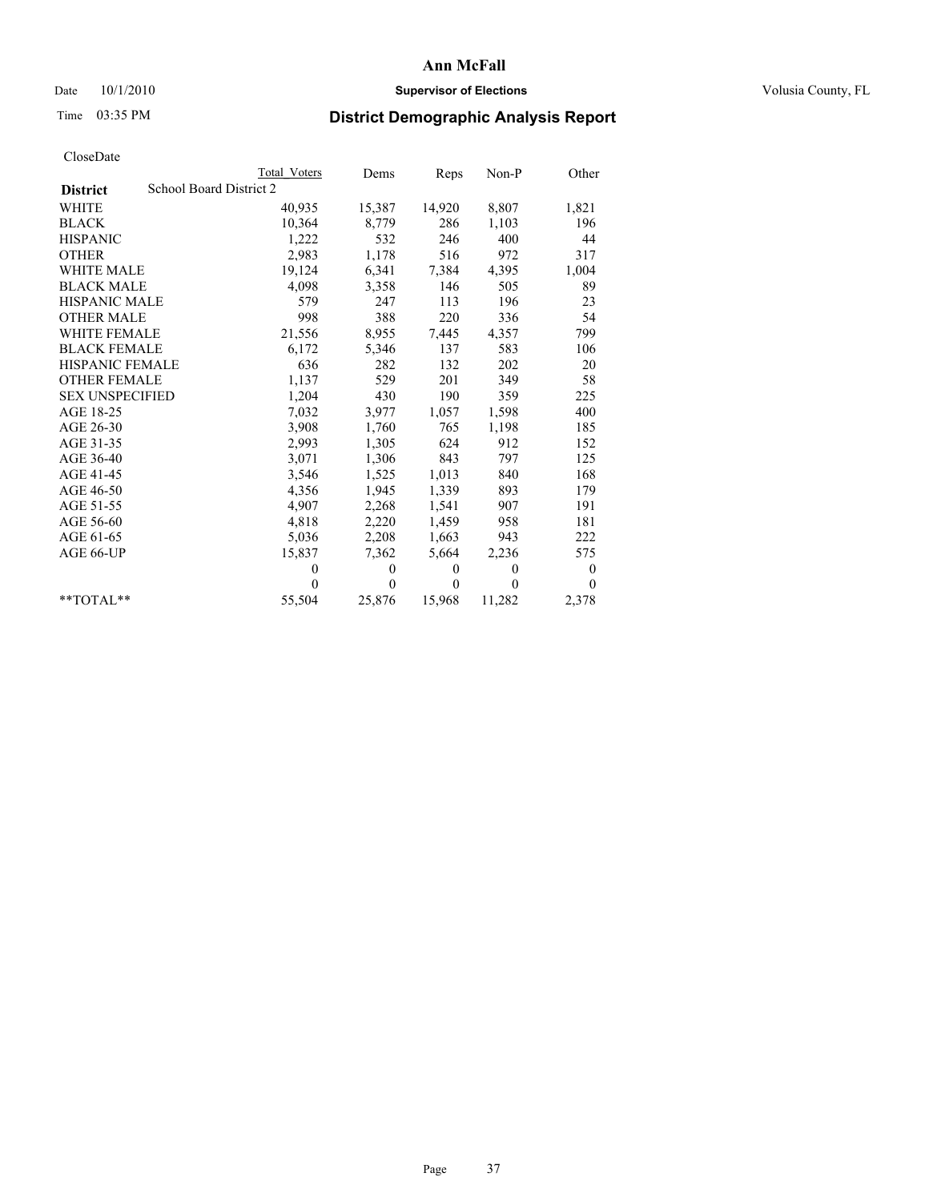# Ann McFall

Date 10/1/2010 **Supervisor of Elections** Volusia County, FL

Time 03:35 PM **District Demographic Analysis Report**

CloseDate

| | Total Voters | Dems | Reps | Non-P | Other |
|---|---|---|---|---|---|
| **District** School Board District 2 | | | | | |
| WHITE | 40,935 | 15,387 | 14,920 | 8,807 | 1,821 |
| BLACK | 10,364 | 8,779 | 286 | 1,103 | 196 |
| HISPANIC | 1,222 | 532 | 246 | 400 | 44 |
| OTHER | 2,983 | 1,178 | 516 | 972 | 317 |
| WHITE MALE | 19,124 | 6,341 | 7,384 | 4,395 | 1,004 |
| BLACK MALE | 4,098 | 3,358 | 146 | 505 | 89 |
| HISPANIC MALE | 579 | 247 | 113 | 196 | 23 |
| OTHER MALE | 998 | 388 | 220 | 336 | 54 |
| WHITE FEMALE | 21,556 | 8,955 | 7,445 | 4,357 | 799 |
| BLACK FEMALE | 6,172 | 5,346 | 137 | 583 | 106 |
| HISPANIC FEMALE | 636 | 282 | 132 | 202 | 20 |
| OTHER FEMALE | 1,137 | 529 | 201 | 349 | 58 |
| SEX UNSPECIFIED | 1,204 | 430 | 190 | 359 | 225 |
| AGE 18-25 | 7,032 | 3,977 | 1,057 | 1,598 | 400 |
| AGE 26-30 | 3,908 | 1,760 | 765 | 1,198 | 185 |
| AGE 31-35 | 2,993 | 1,305 | 624 | 912 | 152 |
| AGE 36-40 | 3,071 | 1,306 | 843 | 797 | 125 |
| AGE 41-45 | 3,546 | 1,525 | 1,013 | 840 | 168 |
| AGE 46-50 | 4,356 | 1,945 | 1,339 | 893 | 179 |
| AGE 51-55 | 4,907 | 2,268 | 1,541 | 907 | 191 |
| AGE 56-60 | 4,818 | 2,220 | 1,459 | 958 | 181 |
| AGE 61-65 | 5,036 | 2,208 | 1,663 | 943 | 222 |
| AGE 66-UP | 15,837 | 7,362 | 5,664 | 2,236 | 575 |
| | 0 | 0 | 0 | 0 | 0 |
| | 0 | 0 | 0 | 0 | 0 |
| **TOTAL** | 55,504 | 25,876 | 15,968 | 11,282 | 2,378 |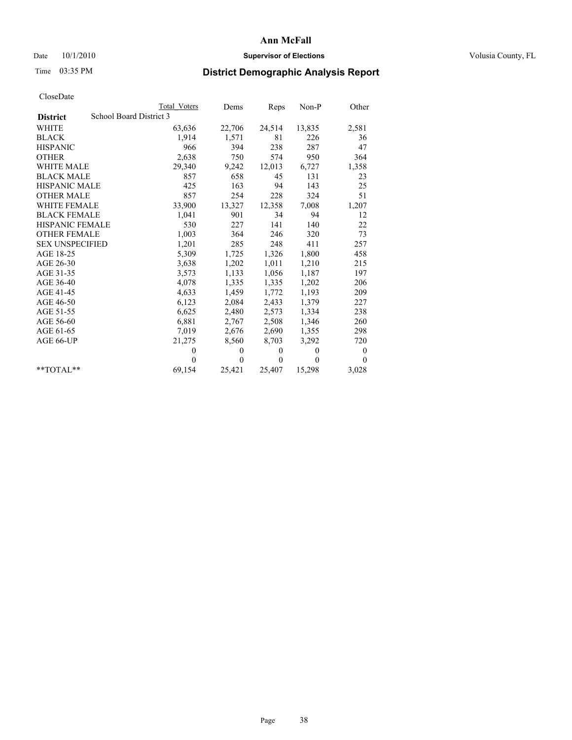# Ann McFall

Date 10/1/2010 **Supervisor of Elections** Volusia County, FL

Time 03:35 PM

## District Demographic Analysis Report

CloseDate

| | Total Voters | Dems | Reps | Non-P | Other |
|---|---|---|---|---|---|
| **District** School Board District 3 | | | | | |
| WHITE | 63,636 | 22,706 | 24,514 | 13,835 | 2,581 |
| BLACK | 1,914 | 1,571 | 81 | 226 | 36 |
| HISPANIC | 966 | 394 | 238 | 287 | 47 |
| OTHER | 2,638 | 750 | 574 | 950 | 364 |
| WHITE MALE | 29,340 | 9,242 | 12,013 | 6,727 | 1,358 |
| BLACK MALE | 857 | 658 | 45 | 131 | 23 |
| HISPANIC MALE | 425 | 163 | 94 | 143 | 25 |
| OTHER MALE | 857 | 254 | 228 | 324 | 51 |
| WHITE FEMALE | 33,900 | 13,327 | 12,358 | 7,008 | 1,207 |
| BLACK FEMALE | 1,041 | 901 | 34 | 94 | 12 |
| HISPANIC FEMALE | 530 | 227 | 141 | 140 | 22 |
| OTHER FEMALE | 1,003 | 364 | 246 | 320 | 73 |
| SEX UNSPECIFIED | 1,201 | 285 | 248 | 411 | 257 |
| AGE 18-25 | 5,309 | 1,725 | 1,326 | 1,800 | 458 |
| AGE 26-30 | 3,638 | 1,202 | 1,011 | 1,210 | 215 |
| AGE 31-35 | 3,573 | 1,133 | 1,056 | 1,187 | 197 |
| AGE 36-40 | 4,078 | 1,335 | 1,335 | 1,202 | 206 |
| AGE 41-45 | 4,633 | 1,459 | 1,772 | 1,193 | 209 |
| AGE 46-50 | 6,123 | 2,084 | 2,433 | 1,379 | 227 |
| AGE 51-55 | 6,625 | 2,480 | 2,573 | 1,334 | 238 |
| AGE 56-60 | 6,881 | 2,767 | 2,508 | 1,346 | 260 |
| AGE 61-65 | 7,019 | 2,676 | 2,690 | 1,355 | 298 |
| AGE 66-UP | 21,275 | 8,560 | 8,703 | 3,292 | 720 |
| | 0 | 0 | 0 | 0 | 0 |
| | 0 | 0 | 0 | 0 | 0 |
| **TOTAL** | 69,154 | 25,421 | 25,407 | 15,298 | 3,028 |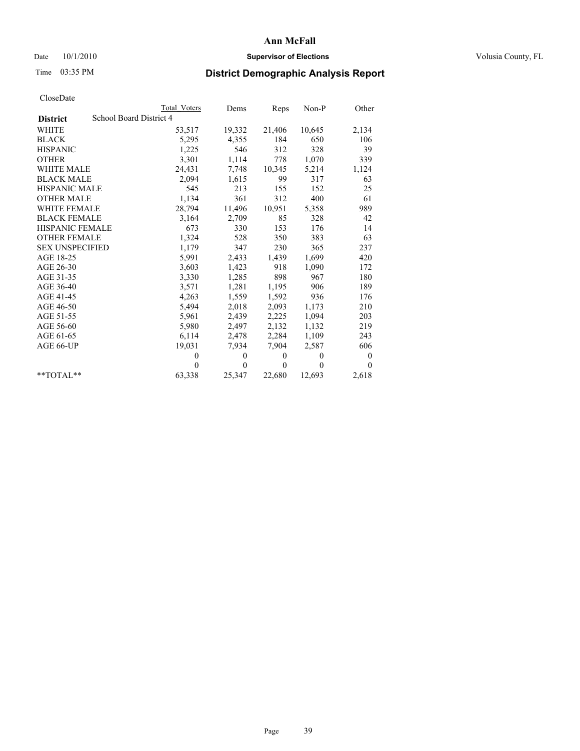# Ann McFall

Date 10/1/2010 **Supervisor of Elections** Volusia County, FL

Time 03:35 PM

## District Demographic Analysis Report

CloseDate

| | Total Voters | Dems | Reps | Non-P | Other |
|---|---|---|---|---|---|
| **District** School Board District 4 | | | | | |
| WHITE | 53,517 | 19,332 | 21,406 | 10,645 | 2,134 |
| BLACK | 5,295 | 4,355 | 184 | 650 | 106 |
| HISPANIC | 1,225 | 546 | 312 | 328 | 39 |
| OTHER | 3,301 | 1,114 | 778 | 1,070 | 339 |
| WHITE MALE | 24,431 | 7,748 | 10,345 | 5,214 | 1,124 |
| BLACK MALE | 2,094 | 1,615 | 99 | 317 | 63 |
| HISPANIC MALE | 545 | 213 | 155 | 152 | 25 |
| OTHER MALE | 1,134 | 361 | 312 | 400 | 61 |
| WHITE FEMALE | 28,794 | 11,496 | 10,951 | 5,358 | 989 |
| BLACK FEMALE | 3,164 | 2,709 | 85 | 328 | 42 |
| HISPANIC FEMALE | 673 | 330 | 153 | 176 | 14 |
| OTHER FEMALE | 1,324 | 528 | 350 | 383 | 63 |
| SEX UNSPECIFIED | 1,179 | 347 | 230 | 365 | 237 |
| AGE 18-25 | 5,991 | 2,433 | 1,439 | 1,699 | 420 |
| AGE 26-30 | 3,603 | 1,423 | 918 | 1,090 | 172 |
| AGE 31-35 | 3,330 | 1,285 | 898 | 967 | 180 |
| AGE 36-40 | 3,571 | 1,281 | 1,195 | 906 | 189 |
| AGE 41-45 | 4,263 | 1,559 | 1,592 | 936 | 176 |
| AGE 46-50 | 5,494 | 2,018 | 2,093 | 1,173 | 210 |
| AGE 51-55 | 5,961 | 2,439 | 2,225 | 1,094 | 203 |
| AGE 56-60 | 5,980 | 2,497 | 2,132 | 1,132 | 219 |
| AGE 61-65 | 6,114 | 2,478 | 2,284 | 1,109 | 243 |
| AGE 66-UP | 19,031 | 7,934 | 7,904 | 2,587 | 606 |
| | 0 | 0 | 0 | 0 | 0 |
| | 0 | 0 | 0 | 0 | 0 |
| **TOTAL** | 63,338 | 25,347 | 22,680 | 12,693 | 2,618 |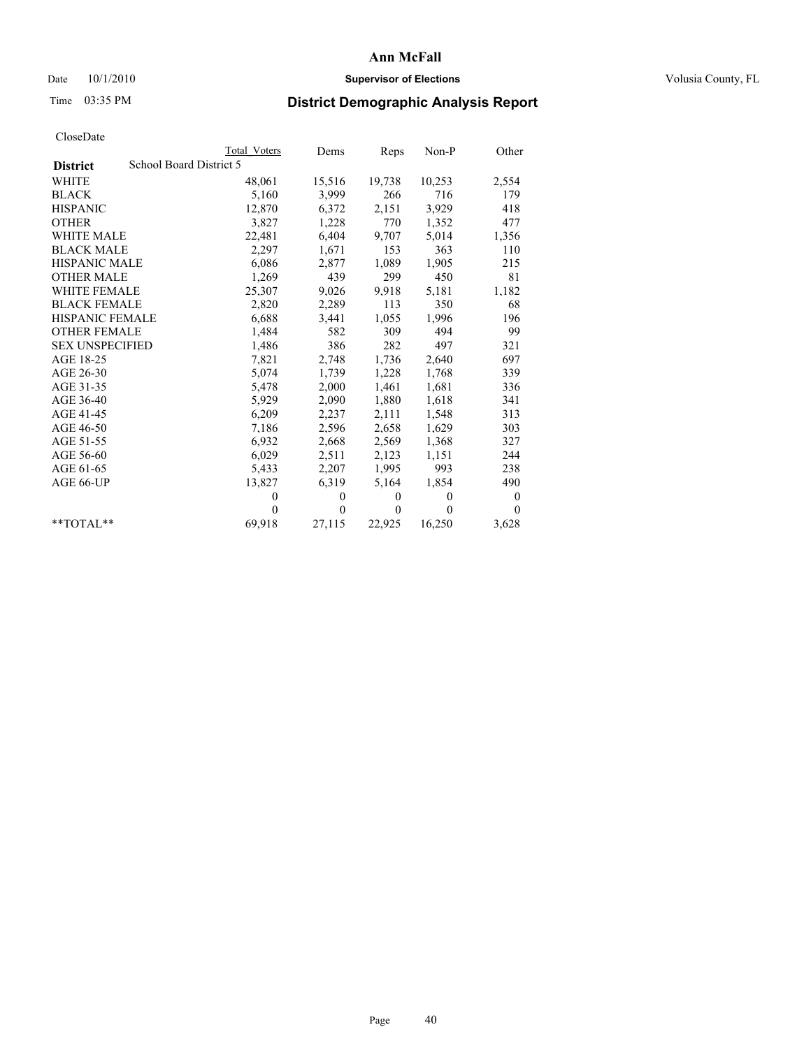Date 10/1/2010

Time 03:35 PM

# Ann McFall

**Supervisor of Elections**

Volusia County, FL

## District Demographic Analysis Report

CloseDate

| | Total Voters | Dems | Reps | Non-P | Other |
|---|---|---|---|---|---|
| **District** School Board District 5 | | | | | |
| WHITE | 48,061 | 15,516 | 19,738 | 10,253 | 2,554 |
| BLACK | 5,160 | 3,999 | 266 | 716 | 179 |
| HISPANIC | 12,870 | 6,372 | 2,151 | 3,929 | 418 |
| OTHER | 3,827 | 1,228 | 770 | 1,352 | 477 |
| WHITE MALE | 22,481 | 6,404 | 9,707 | 5,014 | 1,356 |
| BLACK MALE | 2,297 | 1,671 | 153 | 363 | 110 |
| HISPANIC MALE | 6,086 | 2,877 | 1,089 | 1,905 | 215 |
| OTHER MALE | 1,269 | 439 | 299 | 450 | 81 |
| WHITE FEMALE | 25,307 | 9,026 | 9,918 | 5,181 | 1,182 |
| BLACK FEMALE | 2,820 | 2,289 | 113 | 350 | 68 |
| HISPANIC FEMALE | 6,688 | 3,441 | 1,055 | 1,996 | 196 |
| OTHER FEMALE | 1,484 | 582 | 309 | 494 | 99 |
| SEX UNSPECIFIED | 1,486 | 386 | 282 | 497 | 321 |
| AGE 18-25 | 7,821 | 2,748 | 1,736 | 2,640 | 697 |
| AGE 26-30 | 5,074 | 1,739 | 1,228 | 1,768 | 339 |
| AGE 31-35 | 5,478 | 2,000 | 1,461 | 1,681 | 336 |
| AGE 36-40 | 5,929 | 2,090 | 1,880 | 1,618 | 341 |
| AGE 41-45 | 6,209 | 2,237 | 2,111 | 1,548 | 313 |
| AGE 46-50 | 7,186 | 2,596 | 2,658 | 1,629 | 303 |
| AGE 51-55 | 6,932 | 2,668 | 2,569 | 1,368 | 327 |
| AGE 56-60 | 6,029 | 2,511 | 2,123 | 1,151 | 244 |
| AGE 61-65 | 5,433 | 2,207 | 1,995 | 993 | 238 |
| AGE 66-UP | 13,827 | 6,319 | 5,164 | 1,854 | 490 |
| | 0 | 0 | 0 | 0 | 0 |
| | 0 | 0 | 0 | 0 | 0 |
| **TOTAL** | 69,918 | 27,115 | 22,925 | 16,250 | 3,628 |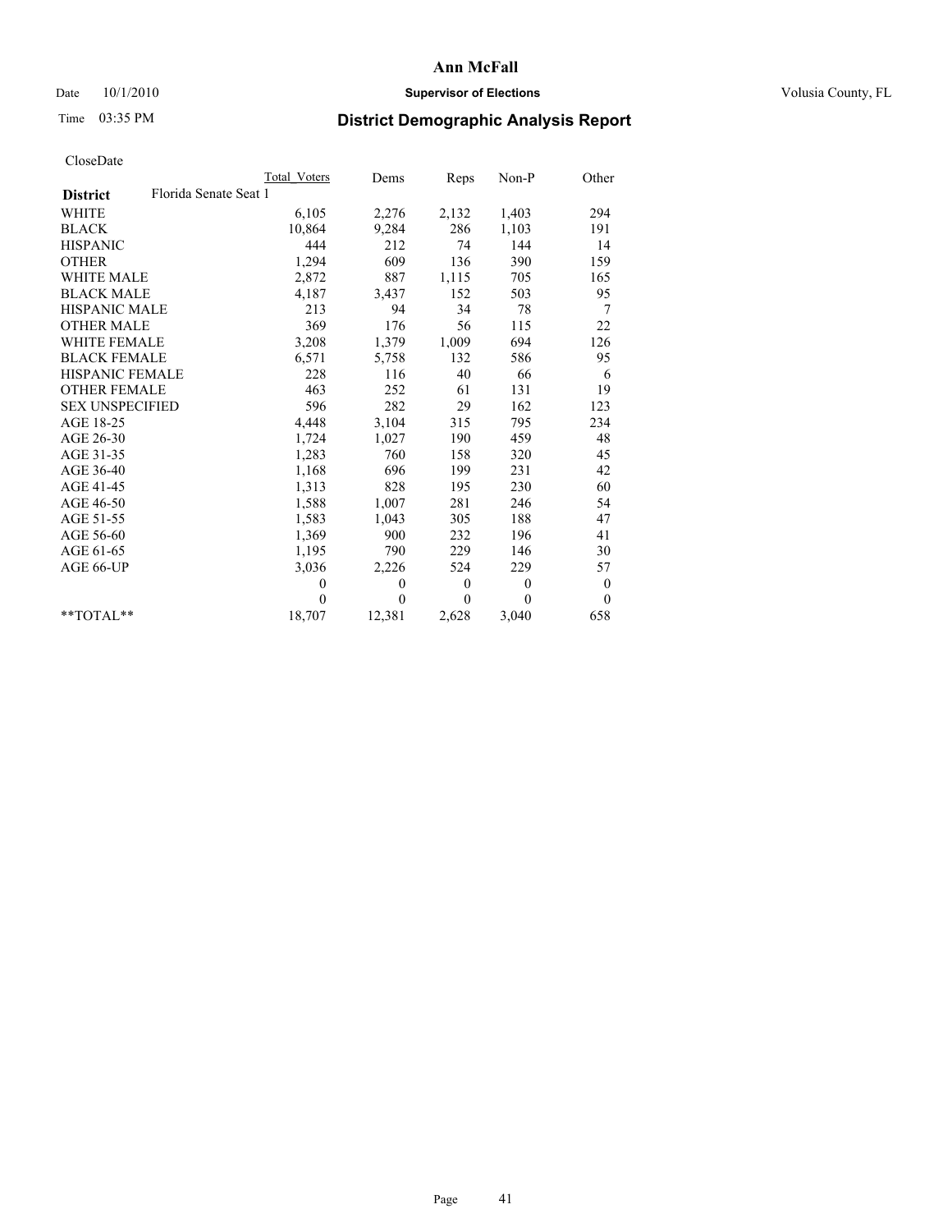# Ann McFall

Date 10/1/2010 **Supervisor of Elections** Volusia County, FL

Time 03:35 PM **District Demographic Analysis Report**

CloseDate

| **District** | Florida Senate Seat 1 | Total Voters | Dems | Reps | Non-P | Other |
|---|---|---|---|---|---|---|
| WHITE | | 6,105 | 2,276 | 2,132 | 1,403 | 294 |
| BLACK | | 10,864 | 9,284 | 286 | 1,103 | 191 |
| HISPANIC | | 444 | 212 | 74 | 144 | 14 |
| OTHER | | 1,294 | 609 | 136 | 390 | 159 |
| WHITE MALE | | 2,872 | 887 | 1,115 | 705 | 165 |
| BLACK MALE | | 4,187 | 3,437 | 152 | 503 | 95 |
| HISPANIC MALE | | 213 | 94 | 34 | 78 | 7 |
| OTHER MALE | | 369 | 176 | 56 | 115 | 22 |
| WHITE FEMALE | | 3,208 | 1,379 | 1,009 | 694 | 126 |
| BLACK FEMALE | | 6,571 | 5,758 | 132 | 586 | 95 |
| HISPANIC FEMALE | | 228 | 116 | 40 | 66 | 6 |
| OTHER FEMALE | | 463 | 252 | 61 | 131 | 19 |
| SEX UNSPECIFIED | | 596 | 282 | 29 | 162 | 123 |
| AGE 18-25 | | 4,448 | 3,104 | 315 | 795 | 234 |
| AGE 26-30 | | 1,724 | 1,027 | 190 | 459 | 48 |
| AGE 31-35 | | 1,283 | 760 | 158 | 320 | 45 |
| AGE 36-40 | | 1,168 | 696 | 199 | 231 | 42 |
| AGE 41-45 | | 1,313 | 828 | 195 | 230 | 60 |
| AGE 46-50 | | 1,588 | 1,007 | 281 | 246 | 54 |
| AGE 51-55 | | 1,583 | 1,043 | 305 | 188 | 47 |
| AGE 56-60 | | 1,369 | 900 | 232 | 196 | 41 |
| AGE 61-65 | | 1,195 | 790 | 229 | 146 | 30 |
| AGE 66-UP | | 3,036 | 2,226 | 524 | 229 | 57 |
| | | 0 | 0 | 0 | 0 | 0 |
| | | 0 | 0 | 0 | 0 | 0 |
| **TOTAL** | | 18,707 | 12,381 | 2,628 | 3,040 | 658 |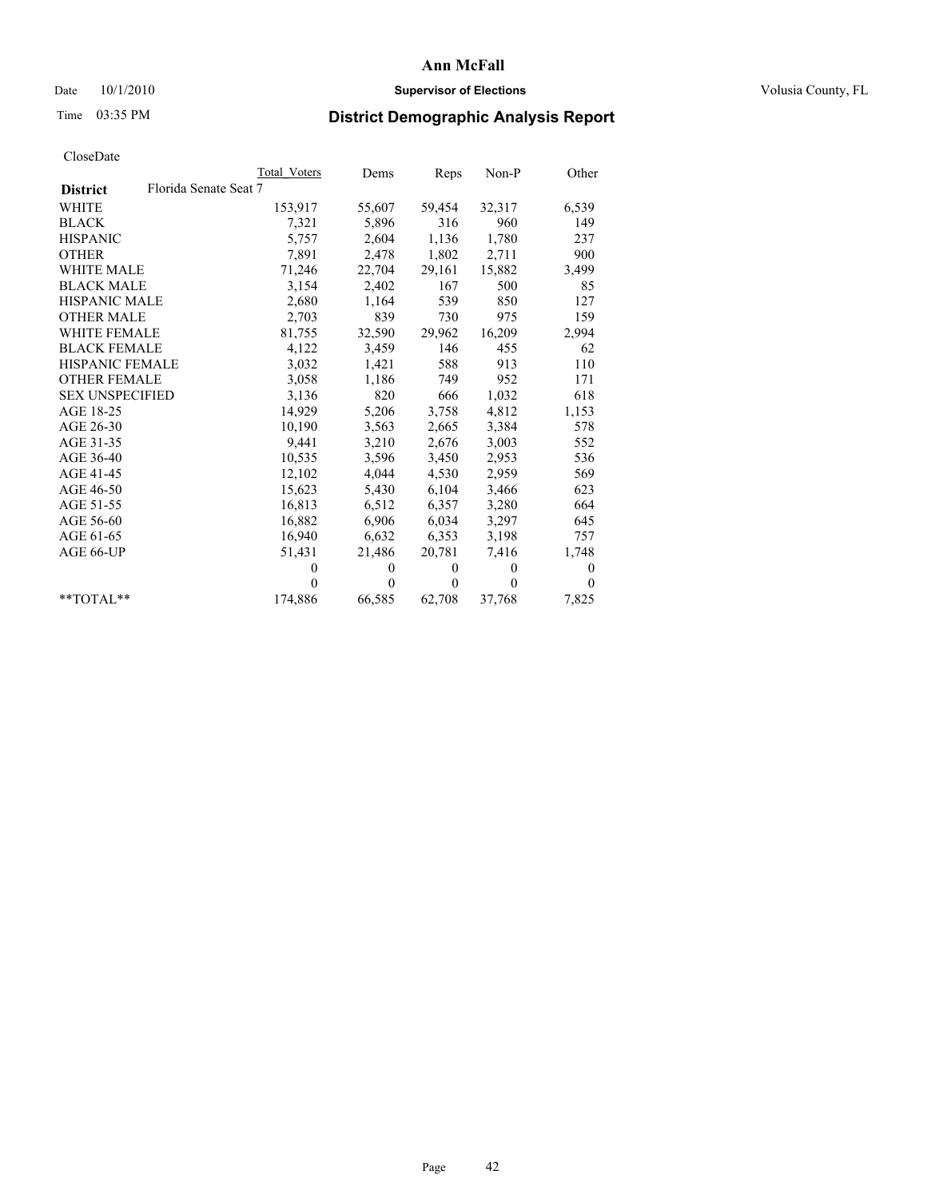**Ann McFall**

Date 10/1/2010 **Supervisor of Elections** Volusia County, FL

Time 03:35 PM

## District Demographic Analysis Report

CloseDate

| | Total Voters | Dems | Reps | Non-P | Other |
|---|---|---|---|---|---|
| **District** Florida Senate Seat 7 | | | | | |
| WHITE | 153,917 | 55,607 | 59,454 | 32,317 | 6,539 |
| BLACK | 7,321 | 5,896 | 316 | 960 | 149 |
| HISPANIC | 5,757 | 2,604 | 1,136 | 1,780 | 237 |
| OTHER | 7,891 | 2,478 | 1,802 | 2,711 | 900 |
| WHITE MALE | 71,246 | 22,704 | 29,161 | 15,882 | 3,499 |
| BLACK MALE | 3,154 | 2,402 | 167 | 500 | 85 |
| HISPANIC MALE | 2,680 | 1,164 | 539 | 850 | 127 |
| OTHER MALE | 2,703 | 839 | 730 | 975 | 159 |
| WHITE FEMALE | 81,755 | 32,590 | 29,962 | 16,209 | 2,994 |
| BLACK FEMALE | 4,122 | 3,459 | 146 | 455 | 62 |
| HISPANIC FEMALE | 3,032 | 1,421 | 588 | 913 | 110 |
| OTHER FEMALE | 3,058 | 1,186 | 749 | 952 | 171 |
| SEX UNSPECIFIED | 3,136 | 820 | 666 | 1,032 | 618 |
| AGE 18-25 | 14,929 | 5,206 | 3,758 | 4,812 | 1,153 |
| AGE 26-30 | 10,190 | 3,563 | 2,665 | 3,384 | 578 |
| AGE 31-35 | 9,441 | 3,210 | 2,676 | 3,003 | 552 |
| AGE 36-40 | 10,535 | 3,596 | 3,450 | 2,953 | 536 |
| AGE 41-45 | 12,102 | 4,044 | 4,530 | 2,959 | 569 |
| AGE 46-50 | 15,623 | 5,430 | 6,104 | 3,466 | 623 |
| AGE 51-55 | 16,813 | 6,512 | 6,357 | 3,280 | 664 |
| AGE 56-60 | 16,882 | 6,906 | 6,034 | 3,297 | 645 |
| AGE 61-65 | 16,940 | 6,632 | 6,353 | 3,198 | 757 |
| AGE 66-UP | 51,431 | 21,486 | 20,781 | 7,416 | 1,748 |
| | 0 | 0 | 0 | 0 | 0 |
| | 0 | 0 | 0 | 0 | 0 |
| **TOTAL** | 174,886 | 66,585 | 62,708 | 37,768 | 7,825 |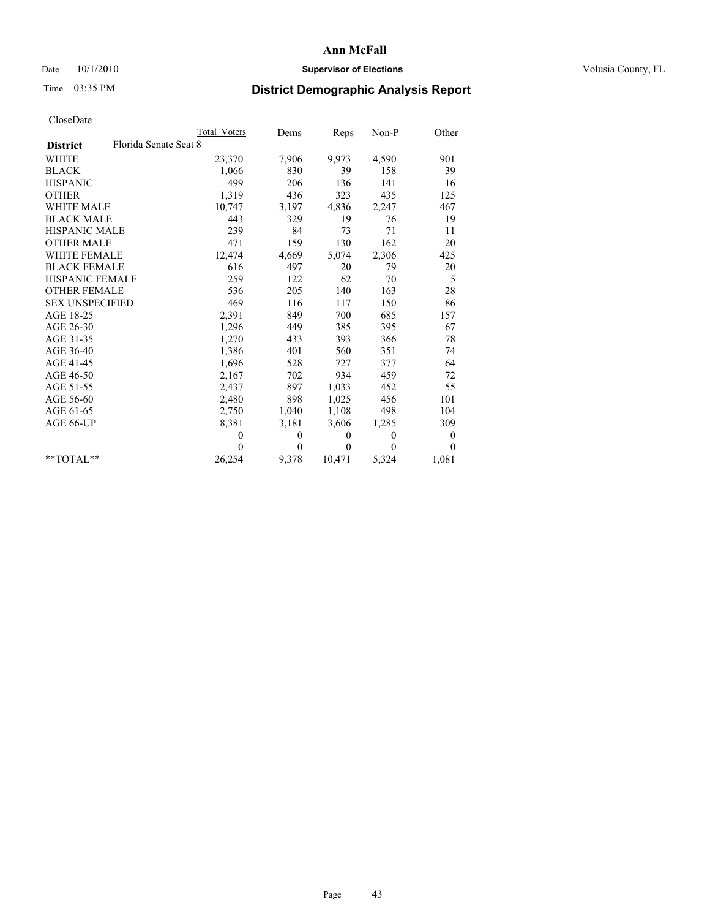# Ann McFall

Date 10/1/2010 **Supervisor of Elections** Volusia County, FL

Time 03:35 PM

## District Demographic Analysis Report

CloseDate

| | Total Voters | Dems | Reps | Non-P | Other |
|---|---|---|---|---|---|
| **District** Florida Senate Seat 8 | | | | | |
| WHITE | 23,370 | 7,906 | 9,973 | 4,590 | 901 |
| BLACK | 1,066 | 830 | 39 | 158 | 39 |
| HISPANIC | 499 | 206 | 136 | 141 | 16 |
| OTHER | 1,319 | 436 | 323 | 435 | 125 |
| WHITE MALE | 10,747 | 3,197 | 4,836 | 2,247 | 467 |
| BLACK MALE | 443 | 329 | 19 | 76 | 19 |
| HISPANIC MALE | 239 | 84 | 73 | 71 | 11 |
| OTHER MALE | 471 | 159 | 130 | 162 | 20 |
| WHITE FEMALE | 12,474 | 4,669 | 5,074 | 2,306 | 425 |
| BLACK FEMALE | 616 | 497 | 20 | 79 | 20 |
| HISPANIC FEMALE | 259 | 122 | 62 | 70 | 5 |
| OTHER FEMALE | 536 | 205 | 140 | 163 | 28 |
| SEX UNSPECIFIED | 469 | 116 | 117 | 150 | 86 |
| AGE 18-25 | 2,391 | 849 | 700 | 685 | 157 |
| AGE 26-30 | 1,296 | 449 | 385 | 395 | 67 |
| AGE 31-35 | 1,270 | 433 | 393 | 366 | 78 |
| AGE 36-40 | 1,386 | 401 | 560 | 351 | 74 |
| AGE 41-45 | 1,696 | 528 | 727 | 377 | 64 |
| AGE 46-50 | 2,167 | 702 | 934 | 459 | 72 |
| AGE 51-55 | 2,437 | 897 | 1,033 | 452 | 55 |
| AGE 56-60 | 2,480 | 898 | 1,025 | 456 | 101 |
| AGE 61-65 | 2,750 | 1,040 | 1,108 | 498 | 104 |
| AGE 66-UP | 8,381 | 3,181 | 3,606 | 1,285 | 309 |
| | 0 | 0 | 0 | 0 | 0 |
| | 0 | 0 | 0 | 0 | 0 |
| **TOTAL** | 26,254 | 9,378 | 10,471 | 5,324 | 1,081 |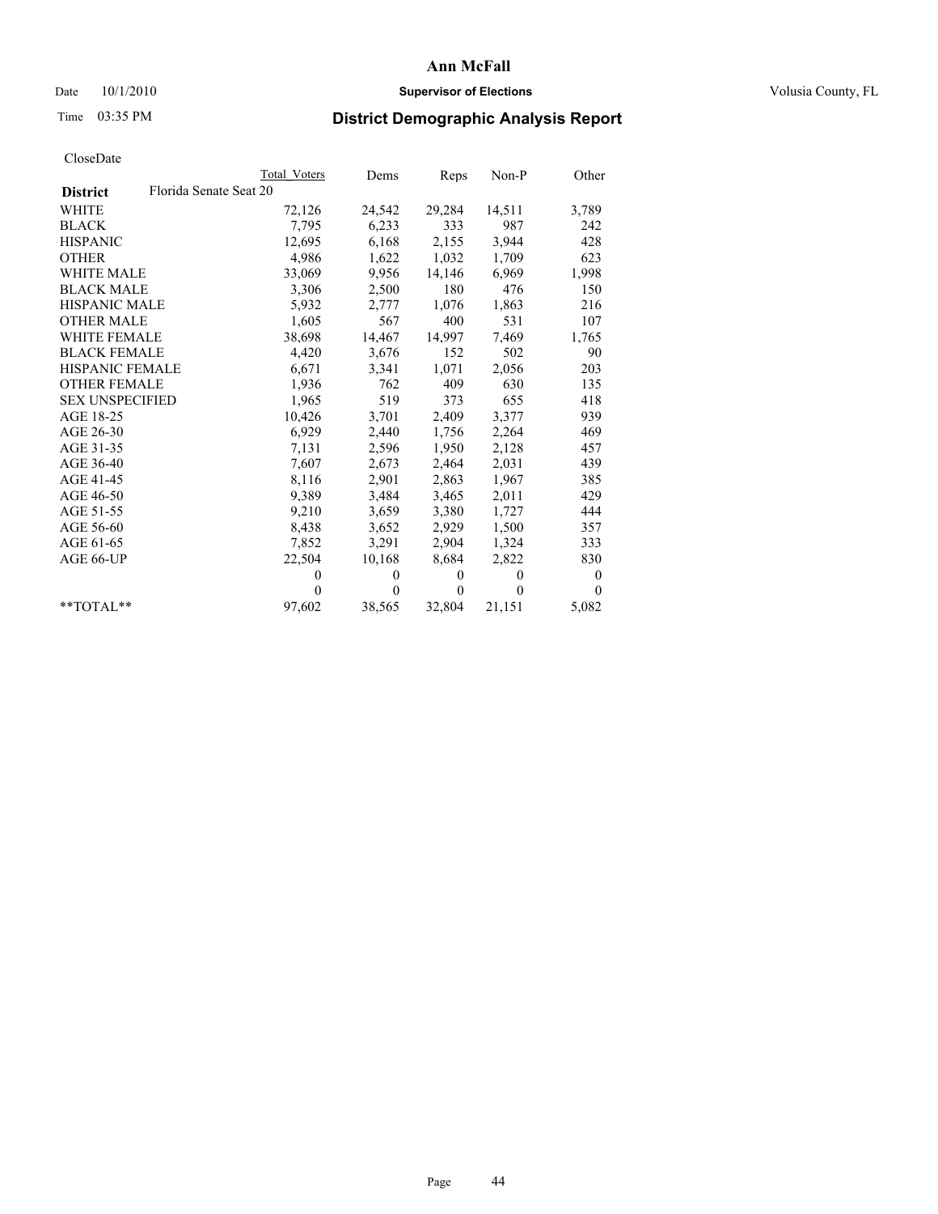Ann McFall

Date 10/1/2010 **Supervisor of Elections** Volusia County, FL

Time 03:35 PM

## District Demographic Analysis Report

CloseDate

| | Total Voters | Dems | Reps | Non-P | Other |
|---|---|---|---|---|---|
| **District** Florida Senate Seat 20 | | | | | |
| WHITE | 72,126 | 24,542 | 29,284 | 14,511 | 3,789 |
| BLACK | 7,795 | 6,233 | 333 | 987 | 242 |
| HISPANIC | 12,695 | 6,168 | 2,155 | 3,944 | 428 |
| OTHER | 4,986 | 1,622 | 1,032 | 1,709 | 623 |
| WHITE MALE | 33,069 | 9,956 | 14,146 | 6,969 | 1,998 |
| BLACK MALE | 3,306 | 2,500 | 180 | 476 | 150 |
| HISPANIC MALE | 5,932 | 2,777 | 1,076 | 1,863 | 216 |
| OTHER MALE | 1,605 | 567 | 400 | 531 | 107 |
| WHITE FEMALE | 38,698 | 14,467 | 14,997 | 7,469 | 1,765 |
| BLACK FEMALE | 4,420 | 3,676 | 152 | 502 | 90 |
| HISPANIC FEMALE | 6,671 | 3,341 | 1,071 | 2,056 | 203 |
| OTHER FEMALE | 1,936 | 762 | 409 | 630 | 135 |
| SEX UNSPECIFIED | 1,965 | 519 | 373 | 655 | 418 |
| AGE 18-25 | 10,426 | 3,701 | 2,409 | 3,377 | 939 |
| AGE 26-30 | 6,929 | 2,440 | 1,756 | 2,264 | 469 |
| AGE 31-35 | 7,131 | 2,596 | 1,950 | 2,128 | 457 |
| AGE 36-40 | 7,607 | 2,673 | 2,464 | 2,031 | 439 |
| AGE 41-45 | 8,116 | 2,901 | 2,863 | 1,967 | 385 |
| AGE 46-50 | 9,389 | 3,484 | 3,465 | 2,011 | 429 |
| AGE 51-55 | 9,210 | 3,659 | 3,380 | 1,727 | 444 |
| AGE 56-60 | 8,438 | 3,652 | 2,929 | 1,500 | 357 |
| AGE 61-65 | 7,852 | 3,291 | 2,904 | 1,324 | 333 |
| AGE 66-UP | 22,504 | 10,168 | 8,684 | 2,822 | 830 |
| | 0 | 0 | 0 | 0 | 0 |
| | 0 | 0 | 0 | 0 | 0 |
| **TOTAL** | 97,602 | 38,565 | 32,804 | 21,151 | 5,082 |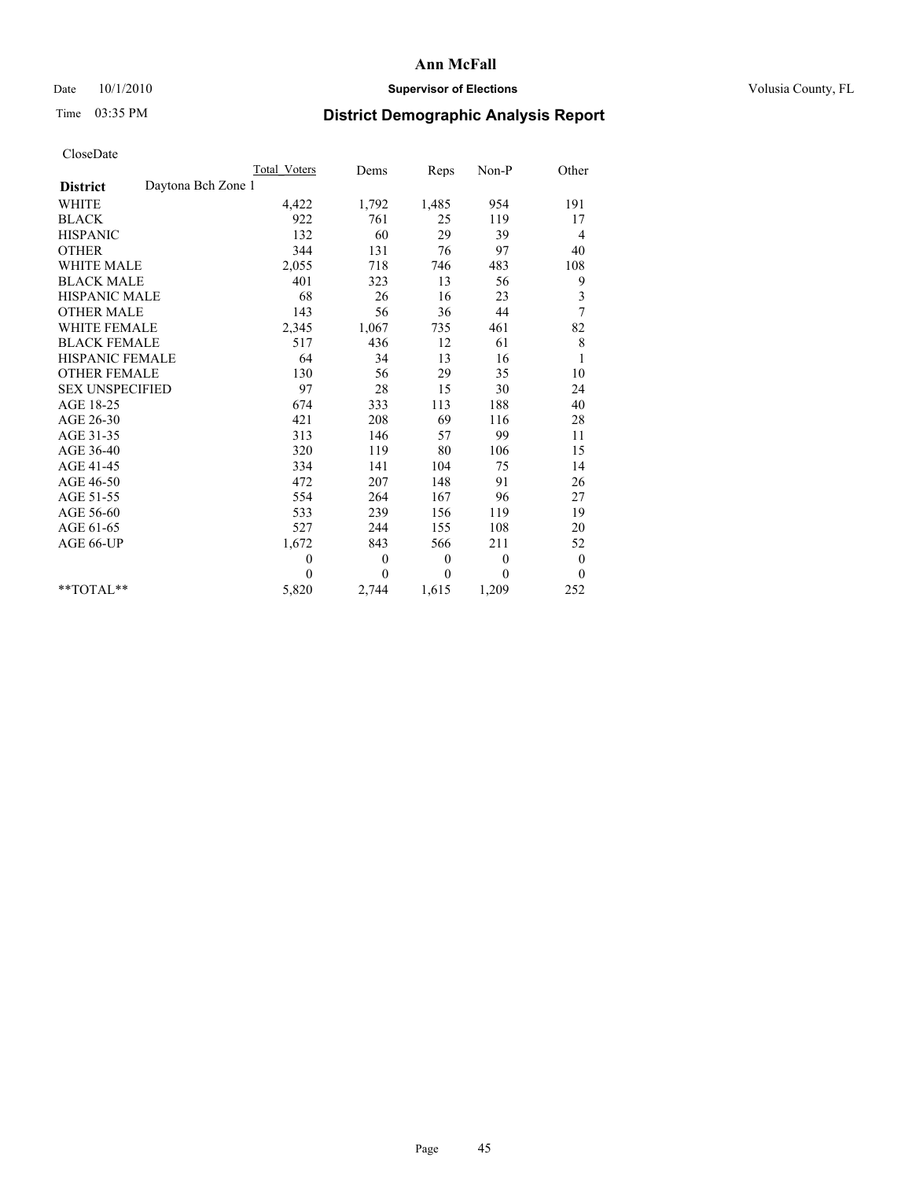# Ann McFall

Date 10/1/2010 **Supervisor of Elections** Volusia County, FL

Time 03:35 PM

## District Demographic Analysis Report

CloseDate

| | Total Voters | Dems | Reps | Non-P | Other |
|---|---|---|---|---|---|
| **District** Daytona Bch Zone 1 | | | | | |
| WHITE | 4,422 | 1,792 | 1,485 | 954 | 191 |
| BLACK | 922 | 761 | 25 | 119 | 17 |
| HISPANIC | 132 | 60 | 29 | 39 | 4 |
| OTHER | 344 | 131 | 76 | 97 | 40 |
| WHITE MALE | 2,055 | 718 | 746 | 483 | 108 |
| BLACK MALE | 401 | 323 | 13 | 56 | 9 |
| HISPANIC MALE | 68 | 26 | 16 | 23 | 3 |
| OTHER MALE | 143 | 56 | 36 | 44 | 7 |
| WHITE FEMALE | 2,345 | 1,067 | 735 | 461 | 82 |
| BLACK FEMALE | 517 | 436 | 12 | 61 | 8 |
| HISPANIC FEMALE | 64 | 34 | 13 | 16 | 1 |
| OTHER FEMALE | 130 | 56 | 29 | 35 | 10 |
| SEX UNSPECIFIED | 97 | 28 | 15 | 30 | 24 |
| AGE 18-25 | 674 | 333 | 113 | 188 | 40 |
| AGE 26-30 | 421 | 208 | 69 | 116 | 28 |
| AGE 31-35 | 313 | 146 | 57 | 99 | 11 |
| AGE 36-40 | 320 | 119 | 80 | 106 | 15 |
| AGE 41-45 | 334 | 141 | 104 | 75 | 14 |
| AGE 46-50 | 472 | 207 | 148 | 91 | 26 |
| AGE 51-55 | 554 | 264 | 167 | 96 | 27 |
| AGE 56-60 | 533 | 239 | 156 | 119 | 19 |
| AGE 61-65 | 527 | 244 | 155 | 108 | 20 |
| AGE 66-UP | 1,672 | 843 | 566 | 211 | 52 |
| | 0 | 0 | 0 | 0 | 0 |
| | 0 | 0 | 0 | 0 | 0 |
| **TOTAL** | 5,820 | 2,744 | 1,615 | 1,209 | 252 |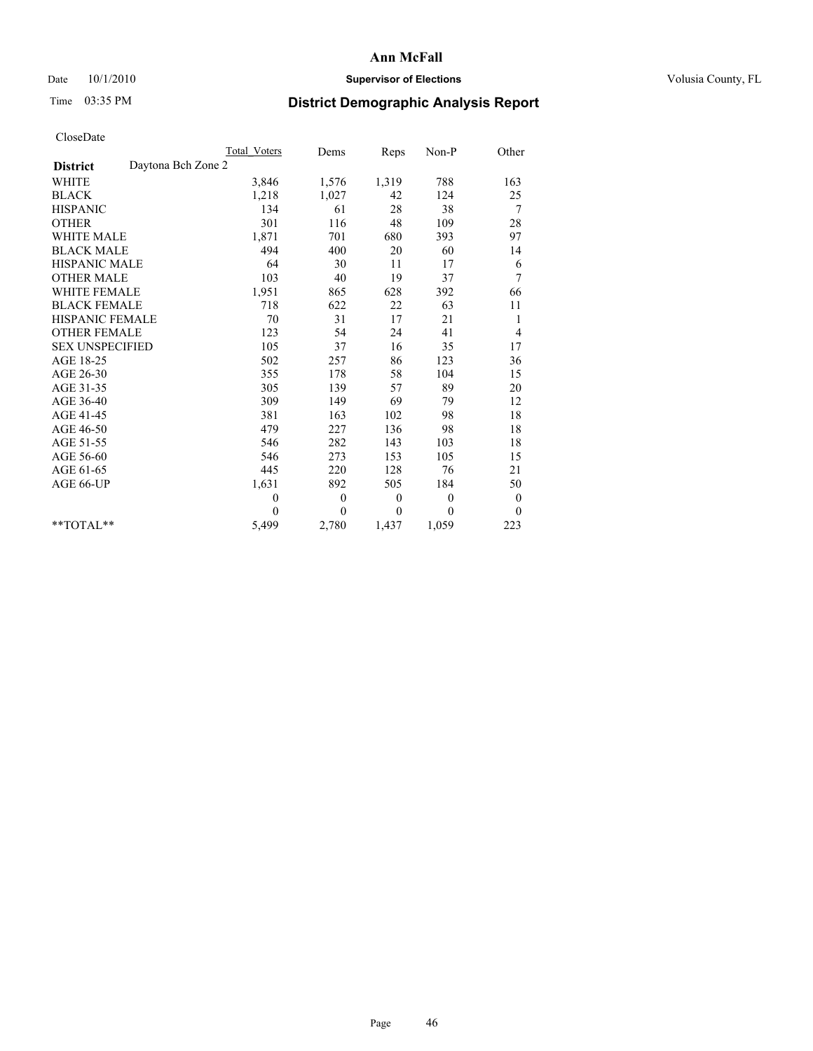# Ann McFall

Date 10/1/2010 **Supervisor of Elections** Volusia County, FL

Time 03:35 PM **District Demographic Analysis Report**

CloseDate

| | Total_Voters | Dems | Reps | Non-P | Other |
|---|---|---|---|---|---|
| **District** Daytona Bch Zone 2 | | | | | |
| WHITE | 3,846 | 1,576 | 1,319 | 788 | 163 |
| BLACK | 1,218 | 1,027 | 42 | 124 | 25 |
| HISPANIC | 134 | 61 | 28 | 38 | 7 |
| OTHER | 301 | 116 | 48 | 109 | 28 |
| WHITE MALE | 1,871 | 701 | 680 | 393 | 97 |
| BLACK MALE | 494 | 400 | 20 | 60 | 14 |
| HISPANIC MALE | 64 | 30 | 11 | 17 | 6 |
| OTHER MALE | 103 | 40 | 19 | 37 | 7 |
| WHITE FEMALE | 1,951 | 865 | 628 | 392 | 66 |
| BLACK FEMALE | 718 | 622 | 22 | 63 | 11 |
| HISPANIC FEMALE | 70 | 31 | 17 | 21 | 1 |
| OTHER FEMALE | 123 | 54 | 24 | 41 | 4 |
| SEX UNSPECIFIED | 105 | 37 | 16 | 35 | 17 |
| AGE 18-25 | 502 | 257 | 86 | 123 | 36 |
| AGE 26-30 | 355 | 178 | 58 | 104 | 15 |
| AGE 31-35 | 305 | 139 | 57 | 89 | 20 |
| AGE 36-40 | 309 | 149 | 69 | 79 | 12 |
| AGE 41-45 | 381 | 163 | 102 | 98 | 18 |
| AGE 46-50 | 479 | 227 | 136 | 98 | 18 |
| AGE 51-55 | 546 | 282 | 143 | 103 | 18 |
| AGE 56-60 | 546 | 273 | 153 | 105 | 15 |
| AGE 61-65 | 445 | 220 | 128 | 76 | 21 |
| AGE 66-UP | 1,631 | 892 | 505 | 184 | 50 |
| | 0 | 0 | 0 | 0 | 0 |
| | 0 | 0 | 0 | 0 | 0 |
| **TOTAL** | 5,499 | 2,780 | 1,437 | 1,059 | 223 |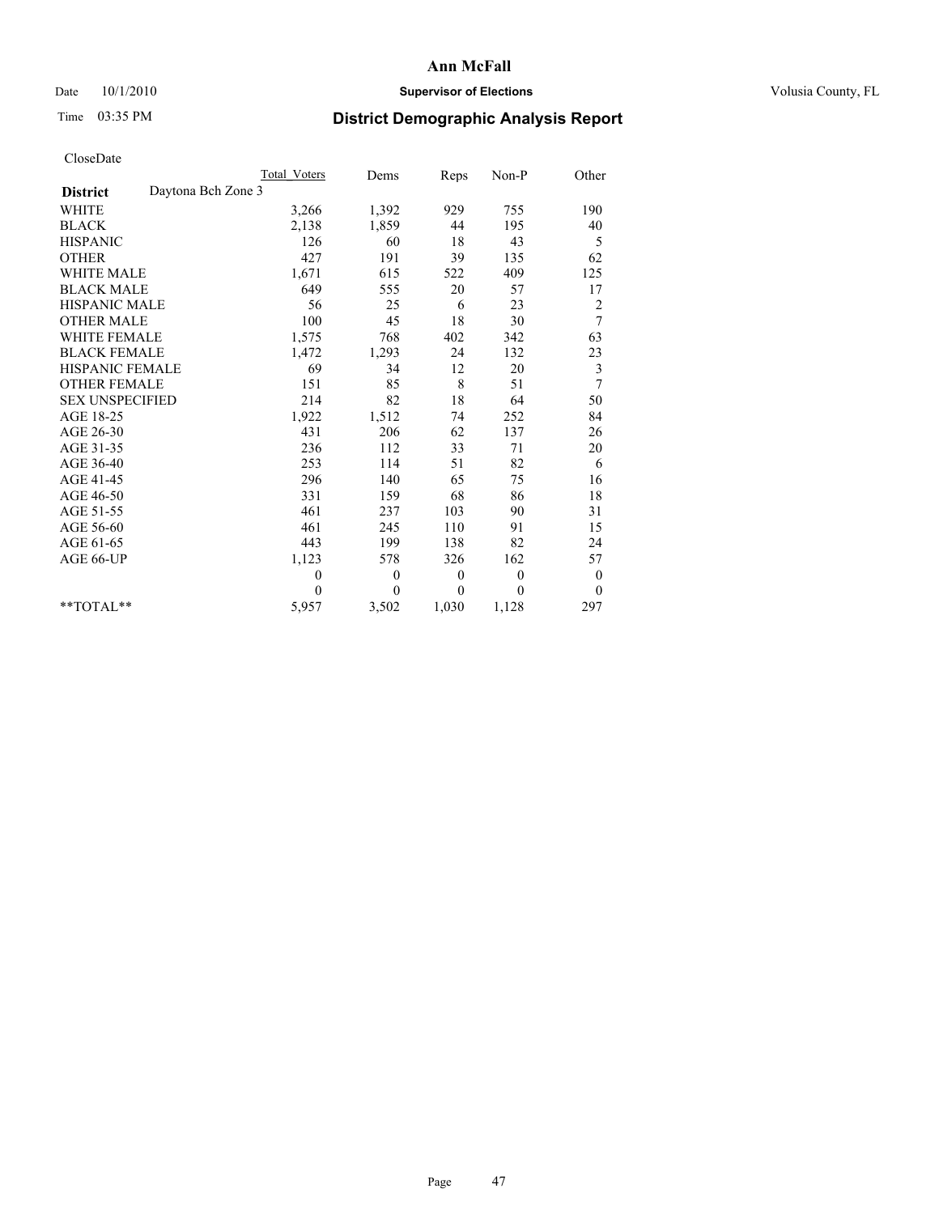# Ann McFall

Date 10/1/2010 **Supervisor of Elections** Volusia County, FL

Time 03:35 PM **District Demographic Analysis Report**

CloseDate

| | Total Voters | Dems | Reps | Non-P | Other |
|---|---|---|---|---|---|
| **District** Daytona Bch Zone 3 | | | | | |
| WHITE | 3,266 | 1,392 | 929 | 755 | 190 |
| BLACK | 2,138 | 1,859 | 44 | 195 | 40 |
| HISPANIC | 126 | 60 | 18 | 43 | 5 |
| OTHER | 427 | 191 | 39 | 135 | 62 |
| WHITE MALE | 1,671 | 615 | 522 | 409 | 125 |
| BLACK MALE | 649 | 555 | 20 | 57 | 17 |
| HISPANIC MALE | 56 | 25 | 6 | 23 | 2 |
| OTHER MALE | 100 | 45 | 18 | 30 | 7 |
| WHITE FEMALE | 1,575 | 768 | 402 | 342 | 63 |
| BLACK FEMALE | 1,472 | 1,293 | 24 | 132 | 23 |
| HISPANIC FEMALE | 69 | 34 | 12 | 20 | 3 |
| OTHER FEMALE | 151 | 85 | 8 | 51 | 7 |
| SEX UNSPECIFIED | 214 | 82 | 18 | 64 | 50 |
| AGE 18-25 | 1,922 | 1,512 | 74 | 252 | 84 |
| AGE 26-30 | 431 | 206 | 62 | 137 | 26 |
| AGE 31-35 | 236 | 112 | 33 | 71 | 20 |
| AGE 36-40 | 253 | 114 | 51 | 82 | 6 |
| AGE 41-45 | 296 | 140 | 65 | 75 | 16 |
| AGE 46-50 | 331 | 159 | 68 | 86 | 18 |
| AGE 51-55 | 461 | 237 | 103 | 90 | 31 |
| AGE 56-60 | 461 | 245 | 110 | 91 | 15 |
| AGE 61-65 | 443 | 199 | 138 | 82 | 24 |
| AGE 66-UP | 1,123 | 578 | 326 | 162 | 57 |
| | 0 | 0 | 0 | 0 | 0 |
| | 0 | 0 | 0 | 0 | 0 |
| **TOTAL** | 5,957 | 3,502 | 1,030 | 1,128 | 297 |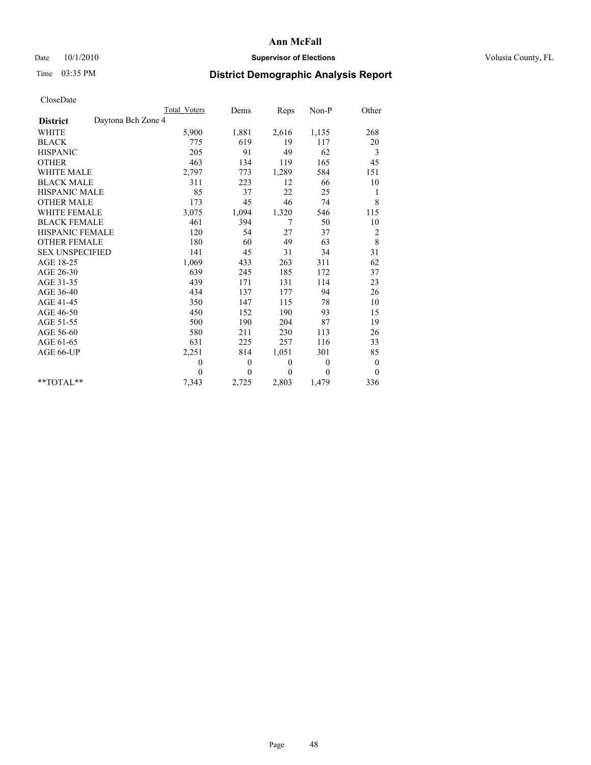# Ann McFall

Date 10/1/2010 **Supervisor of Elections** Volusia County, FL

Time 03:35 PM **District Demographic Analysis Report**

CloseDate

| | Total Voters | Dems | Reps | Non-P | Other |
|---|---|---|---|---|---|
| **District** Daytona Bch Zone 4 | | | | | |
| WHITE | 5,900 | 1,881 | 2,616 | 1,135 | 268 |
| BLACK | 775 | 619 | 19 | 117 | 20 |
| HISPANIC | 205 | 91 | 49 | 62 | 3 |
| OTHER | 463 | 134 | 119 | 165 | 45 |
| WHITE MALE | 2,797 | 773 | 1,289 | 584 | 151 |
| BLACK MALE | 311 | 223 | 12 | 66 | 10 |
| HISPANIC MALE | 85 | 37 | 22 | 25 | 1 |
| OTHER MALE | 173 | 45 | 46 | 74 | 8 |
| WHITE FEMALE | 3,075 | 1,094 | 1,320 | 546 | 115 |
| BLACK FEMALE | 461 | 394 | 7 | 50 | 10 |
| HISPANIC FEMALE | 120 | 54 | 27 | 37 | 2 |
| OTHER FEMALE | 180 | 60 | 49 | 63 | 8 |
| SEX UNSPECIFIED | 141 | 45 | 31 | 34 | 31 |
| AGE 18-25 | 1,069 | 433 | 263 | 311 | 62 |
| AGE 26-30 | 639 | 245 | 185 | 172 | 37 |
| AGE 31-35 | 439 | 171 | 131 | 114 | 23 |
| AGE 36-40 | 434 | 137 | 177 | 94 | 26 |
| AGE 41-45 | 350 | 147 | 115 | 78 | 10 |
| AGE 46-50 | 450 | 152 | 190 | 93 | 15 |
| AGE 51-55 | 500 | 190 | 204 | 87 | 19 |
| AGE 56-60 | 580 | 211 | 230 | 113 | 26 |
| AGE 61-65 | 631 | 225 | 257 | 116 | 33 |
| AGE 66-UP | 2,251 | 814 | 1,051 | 301 | 85 |
| | 0 | 0 | 0 | 0 | 0 |
| | 0 | 0 | 0 | 0 | 0 |
| **TOTAL** | 7,343 | 2,725 | 2,803 | 1,479 | 336 |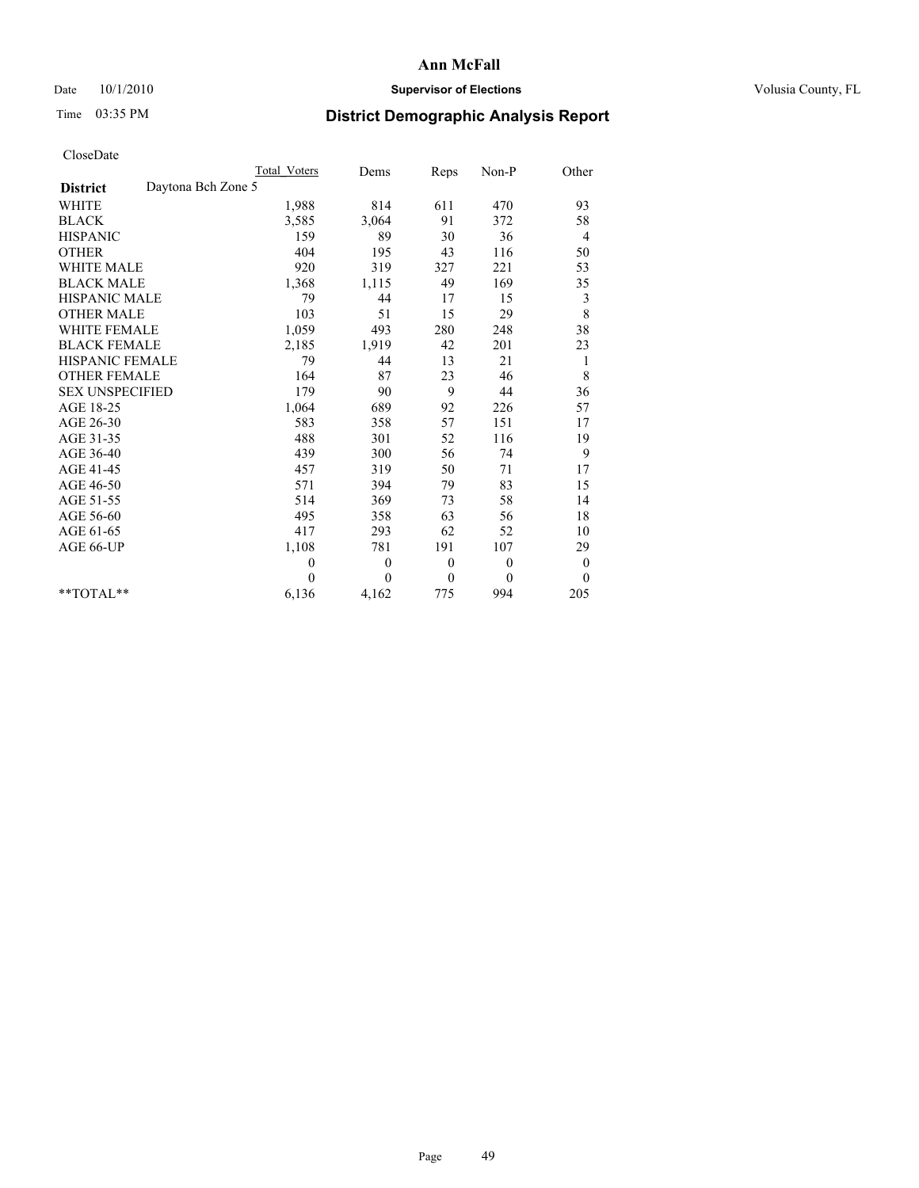# Ann McFall

Date 10/1/2010 **Supervisor of Elections** Volusia County, FL

Time 03:35 PM **District Demographic Analysis Report**

CloseDate

| **District** Daytona Bch Zone 5 | Total Voters | Dems | Reps | Non-P | Other |
|---|---|---|---|---|---|
| WHITE | 1,988 | 814 | 611 | 470 | 93 |
| BLACK | 3,585 | 3,064 | 91 | 372 | 58 |
| HISPANIC | 159 | 89 | 30 | 36 | 4 |
| OTHER | 404 | 195 | 43 | 116 | 50 |
| WHITE MALE | 920 | 319 | 327 | 221 | 53 |
| BLACK MALE | 1,368 | 1,115 | 49 | 169 | 35 |
| HISPANIC MALE | 79 | 44 | 17 | 15 | 3 |
| OTHER MALE | 103 | 51 | 15 | 29 | 8 |
| WHITE FEMALE | 1,059 | 493 | 280 | 248 | 38 |
| BLACK FEMALE | 2,185 | 1,919 | 42 | 201 | 23 |
| HISPANIC FEMALE | 79 | 44 | 13 | 21 | 1 |
| OTHER FEMALE | 164 | 87 | 23 | 46 | 8 |
| SEX UNSPECIFIED | 179 | 90 | 9 | 44 | 36 |
| AGE 18-25 | 1,064 | 689 | 92 | 226 | 57 |
| AGE 26-30 | 583 | 358 | 57 | 151 | 17 |
| AGE 31-35 | 488 | 301 | 52 | 116 | 19 |
| AGE 36-40 | 439 | 300 | 56 | 74 | 9 |
| AGE 41-45 | 457 | 319 | 50 | 71 | 17 |
| AGE 46-50 | 571 | 394 | 79 | 83 | 15 |
| AGE 51-55 | 514 | 369 | 73 | 58 | 14 |
| AGE 56-60 | 495 | 358 | 63 | 56 | 18 |
| AGE 61-65 | 417 | 293 | 62 | 52 | 10 |
| AGE 66-UP | 1,108 | 781 | 191 | 107 | 29 |
| | 0 | 0 | 0 | 0 | 0 |
| | 0 | 0 | 0 | 0 | 0 |
| **TOTAL** | 6,136 | 4,162 | 775 | 994 | 205 |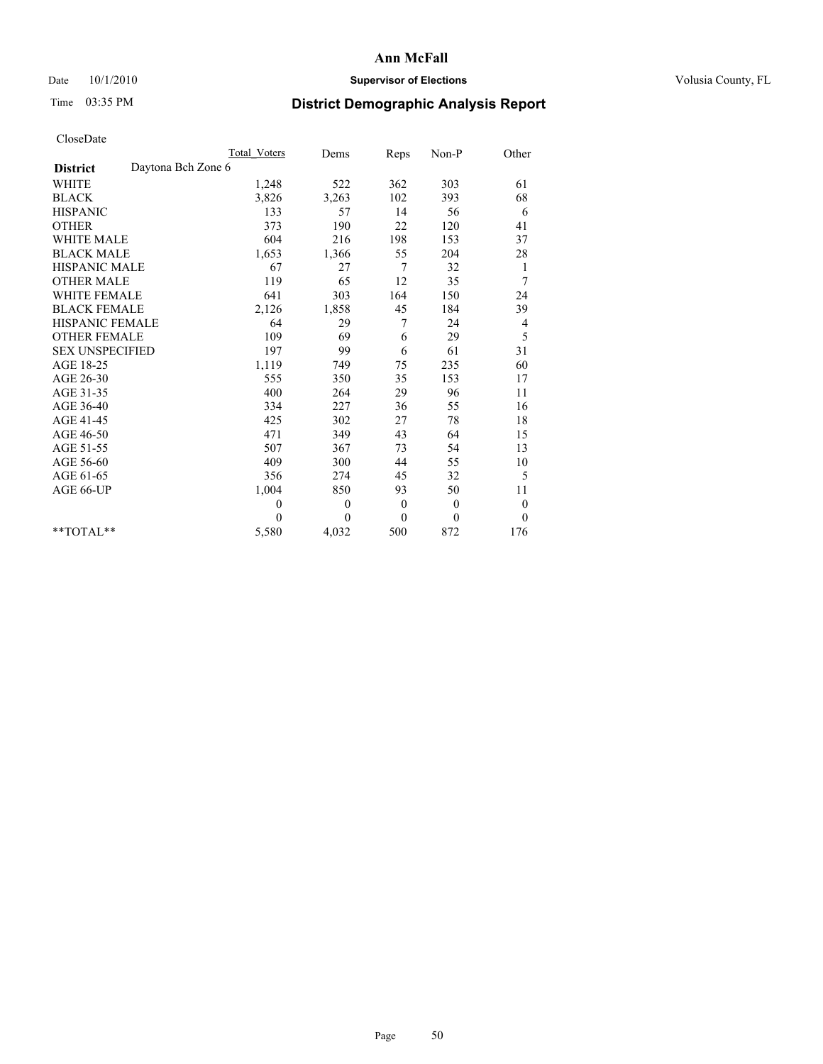# Ann McFall

Date 10/1/2010 **Supervisor of Elections** Volusia County, FL

Time 03:35 PM

## District Demographic Analysis Report

CloseDate

| | Total Voters | Dems | Reps | Non-P | Other |
|---|---|---|---|---|---|
| **District** Daytona Bch Zone 6 | | | | | |
| WHITE | 1,248 | 522 | 362 | 303 | 61 |
| BLACK | 3,826 | 3,263 | 102 | 393 | 68 |
| HISPANIC | 133 | 57 | 14 | 56 | 6 |
| OTHER | 373 | 190 | 22 | 120 | 41 |
| WHITE MALE | 604 | 216 | 198 | 153 | 37 |
| BLACK MALE | 1,653 | 1,366 | 55 | 204 | 28 |
| HISPANIC MALE | 67 | 27 | 7 | 32 | 1 |
| OTHER MALE | 119 | 65 | 12 | 35 | 7 |
| WHITE FEMALE | 641 | 303 | 164 | 150 | 24 |
| BLACK FEMALE | 2,126 | 1,858 | 45 | 184 | 39 |
| HISPANIC FEMALE | 64 | 29 | 7 | 24 | 4 |
| OTHER FEMALE | 109 | 69 | 6 | 29 | 5 |
| SEX UNSPECIFIED | 197 | 99 | 6 | 61 | 31 |
| AGE 18-25 | 1,119 | 749 | 75 | 235 | 60 |
| AGE 26-30 | 555 | 350 | 35 | 153 | 17 |
| AGE 31-35 | 400 | 264 | 29 | 96 | 11 |
| AGE 36-40 | 334 | 227 | 36 | 55 | 16 |
| AGE 41-45 | 425 | 302 | 27 | 78 | 18 |
| AGE 46-50 | 471 | 349 | 43 | 64 | 15 |
| AGE 51-55 | 507 | 367 | 73 | 54 | 13 |
| AGE 56-60 | 409 | 300 | 44 | 55 | 10 |
| AGE 61-65 | 356 | 274 | 45 | 32 | 5 |
| AGE 66-UP | 1,004 | 850 | 93 | 50 | 11 |
| | 0 | 0 | 0 | 0 | 0 |
| | 0 | 0 | 0 | 0 | 0 |
| **TOTAL** | 5,580 | 4,032 | 500 | 872 | 176 |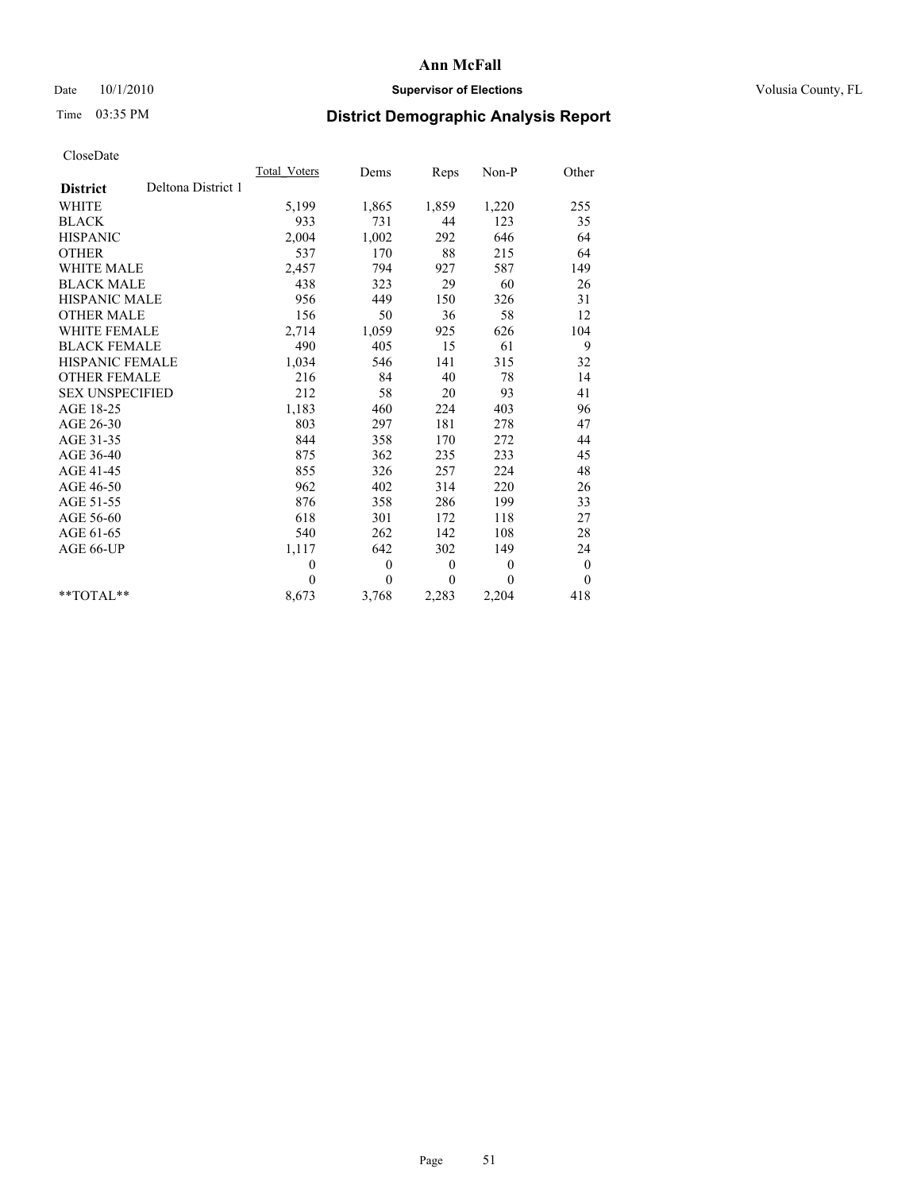**Ann McFall**

Date 10/1/2010 **Supervisor of Elections** Volusia County, FL

Time 03:35 PM

## District Demographic Analysis Report

CloseDate

| | Total_Voters | Dems | Reps | Non-P | Other |
|---|---|---|---|---|---|
| **District** Deltona District 1 | | | | | |
| WHITE | 5,199 | 1,865 | 1,859 | 1,220 | 255 |
| BLACK | 933 | 731 | 44 | 123 | 35 |
| HISPANIC | 2,004 | 1,002 | 292 | 646 | 64 |
| OTHER | 537 | 170 | 88 | 215 | 64 |
| WHITE MALE | 2,457 | 794 | 927 | 587 | 149 |
| BLACK MALE | 438 | 323 | 29 | 60 | 26 |
| HISPANIC MALE | 956 | 449 | 150 | 326 | 31 |
| OTHER MALE | 156 | 50 | 36 | 58 | 12 |
| WHITE FEMALE | 2,714 | 1,059 | 925 | 626 | 104 |
| BLACK FEMALE | 490 | 405 | 15 | 61 | 9 |
| HISPANIC FEMALE | 1,034 | 546 | 141 | 315 | 32 |
| OTHER FEMALE | 216 | 84 | 40 | 78 | 14 |
| SEX UNSPECIFIED | 212 | 58 | 20 | 93 | 41 |
| AGE 18-25 | 1,183 | 460 | 224 | 403 | 96 |
| AGE 26-30 | 803 | 297 | 181 | 278 | 47 |
| AGE 31-35 | 844 | 358 | 170 | 272 | 44 |
| AGE 36-40 | 875 | 362 | 235 | 233 | 45 |
| AGE 41-45 | 855 | 326 | 257 | 224 | 48 |
| AGE 46-50 | 962 | 402 | 314 | 220 | 26 |
| AGE 51-55 | 876 | 358 | 286 | 199 | 33 |
| AGE 56-60 | 618 | 301 | 172 | 118 | 27 |
| AGE 61-65 | 540 | 262 | 142 | 108 | 28 |
| AGE 66-UP | 1,117 | 642 | 302 | 149 | 24 |
| | 0 | 0 | 0 | 0 | 0 |
| | 0 | 0 | 0 | 0 | 0 |
| **TOTAL** | 8,673 | 3,768 | 2,283 | 2,204 | 418 |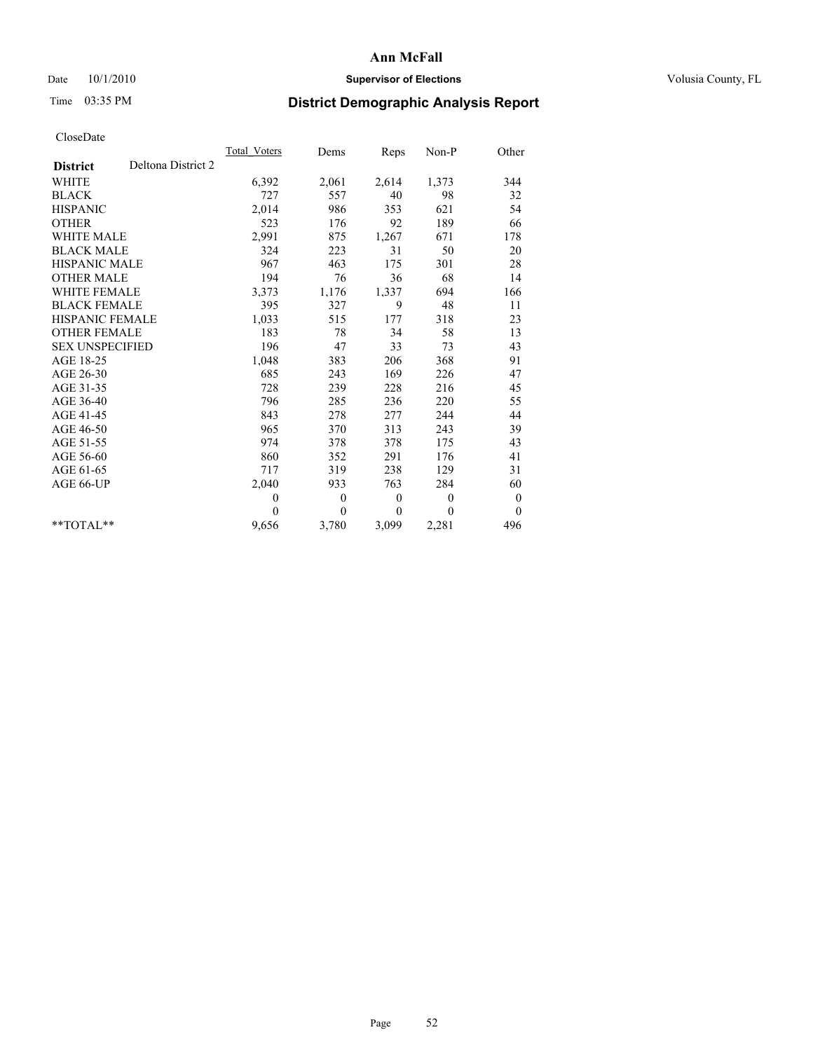# Ann McFall

Date 10/1/2010 **Supervisor of Elections** Volusia County, FL

Time 03:35 PM **District Demographic Analysis Report**

CloseDate

| | Total_Voters | Dems | Reps | Non-P | Other |
|---|---|---|---|---|---|
| **District** Deltona District 2 | | | | | |
| WHITE | 6,392 | 2,061 | 2,614 | 1,373 | 344 |
| BLACK | 727 | 557 | 40 | 98 | 32 |
| HISPANIC | 2,014 | 986 | 353 | 621 | 54 |
| OTHER | 523 | 176 | 92 | 189 | 66 |
| WHITE MALE | 2,991 | 875 | 1,267 | 671 | 178 |
| BLACK MALE | 324 | 223 | 31 | 50 | 20 |
| HISPANIC MALE | 967 | 463 | 175 | 301 | 28 |
| OTHER MALE | 194 | 76 | 36 | 68 | 14 |
| WHITE FEMALE | 3,373 | 1,176 | 1,337 | 694 | 166 |
| BLACK FEMALE | 395 | 327 | 9 | 48 | 11 |
| HISPANIC FEMALE | 1,033 | 515 | 177 | 318 | 23 |
| OTHER FEMALE | 183 | 78 | 34 | 58 | 13 |
| SEX UNSPECIFIED | 196 | 47 | 33 | 73 | 43 |
| AGE 18-25 | 1,048 | 383 | 206 | 368 | 91 |
| AGE 26-30 | 685 | 243 | 169 | 226 | 47 |
| AGE 31-35 | 728 | 239 | 228 | 216 | 45 |
| AGE 36-40 | 796 | 285 | 236 | 220 | 55 |
| AGE 41-45 | 843 | 278 | 277 | 244 | 44 |
| AGE 46-50 | 965 | 370 | 313 | 243 | 39 |
| AGE 51-55 | 974 | 378 | 378 | 175 | 43 |
| AGE 56-60 | 860 | 352 | 291 | 176 | 41 |
| AGE 61-65 | 717 | 319 | 238 | 129 | 31 |
| AGE 66-UP | 2,040 | 933 | 763 | 284 | 60 |
| | 0 | 0 | 0 | 0 | 0 |
| | 0 | 0 | 0 | 0 | 0 |
| **TOTAL** | 9,656 | 3,780 | 3,099 | 2,281 | 496 |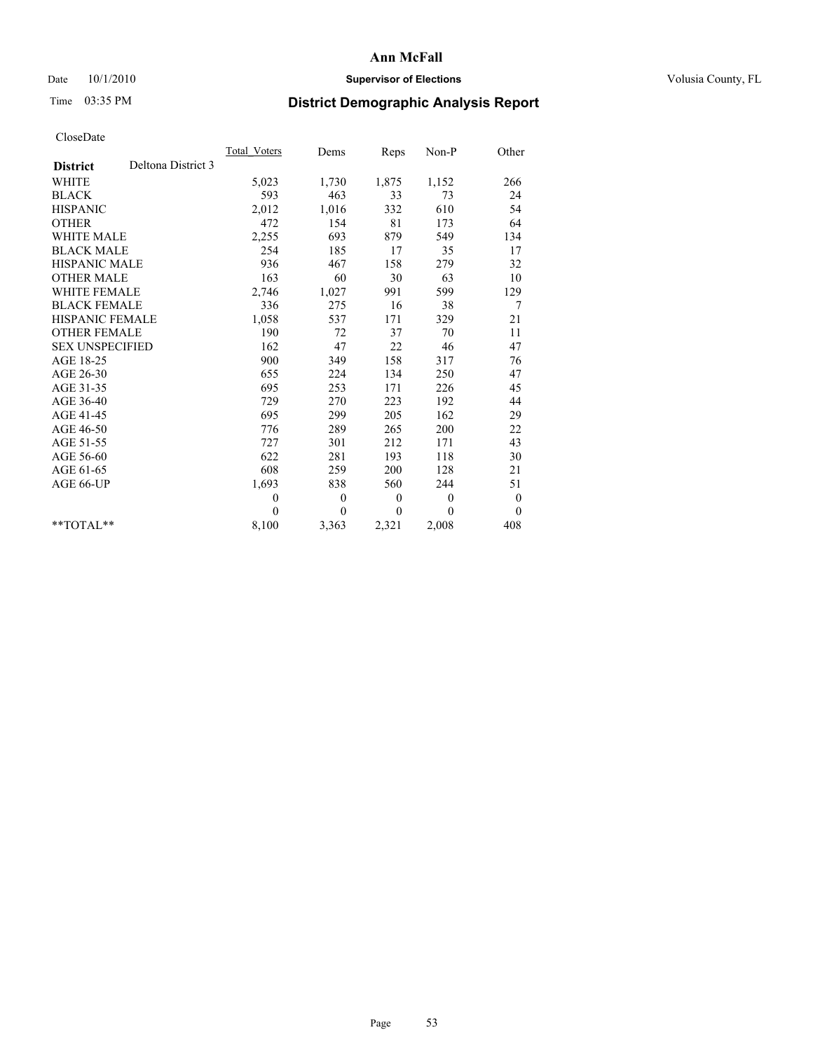# Ann McFall

Date 10/1/2010 **Supervisor of Elections** Volusia County, FL

Time 03:35 PM **District Demographic Analysis Report**

CloseDate

| District | Deltona District 3 | Total_Voters | Dems | Reps | Non-P | Other |
|---|---|---|---|---|---|---|
| WHITE | | 5,023 | 1,730 | 1,875 | 1,152 | 266 |
| BLACK | | 593 | 463 | 33 | 73 | 24 |
| HISPANIC | | 2,012 | 1,016 | 332 | 610 | 54 |
| OTHER | | 472 | 154 | 81 | 173 | 64 |
| WHITE MALE | | 2,255 | 693 | 879 | 549 | 134 |
| BLACK MALE | | 254 | 185 | 17 | 35 | 17 |
| HISPANIC MALE | | 936 | 467 | 158 | 279 | 32 |
| OTHER MALE | | 163 | 60 | 30 | 63 | 10 |
| WHITE FEMALE | | 2,746 | 1,027 | 991 | 599 | 129 |
| BLACK FEMALE | | 336 | 275 | 16 | 38 | 7 |
| HISPANIC FEMALE | | 1,058 | 537 | 171 | 329 | 21 |
| OTHER FEMALE | | 190 | 72 | 37 | 70 | 11 |
| SEX UNSPECIFIED | | 162 | 47 | 22 | 46 | 47 |
| AGE 18-25 | | 900 | 349 | 158 | 317 | 76 |
| AGE 26-30 | | 655 | 224 | 134 | 250 | 47 |
| AGE 31-35 | | 695 | 253 | 171 | 226 | 45 |
| AGE 36-40 | | 729 | 270 | 223 | 192 | 44 |
| AGE 41-45 | | 695 | 299 | 205 | 162 | 29 |
| AGE 46-50 | | 776 | 289 | 265 | 200 | 22 |
| AGE 51-55 | | 727 | 301 | 212 | 171 | 43 |
| AGE 56-60 | | 622 | 281 | 193 | 118 | 30 |
| AGE 61-65 | | 608 | 259 | 200 | 128 | 21 |
| AGE 66-UP | | 1,693 | 838 | 560 | 244 | 51 |
| | | 0 | 0 | 0 | 0 | 0 |
| | | 0 | 0 | 0 | 0 | 0 |
| **TOTAL** | | 8,100 | 3,363 | 2,321 | 2,008 | 408 |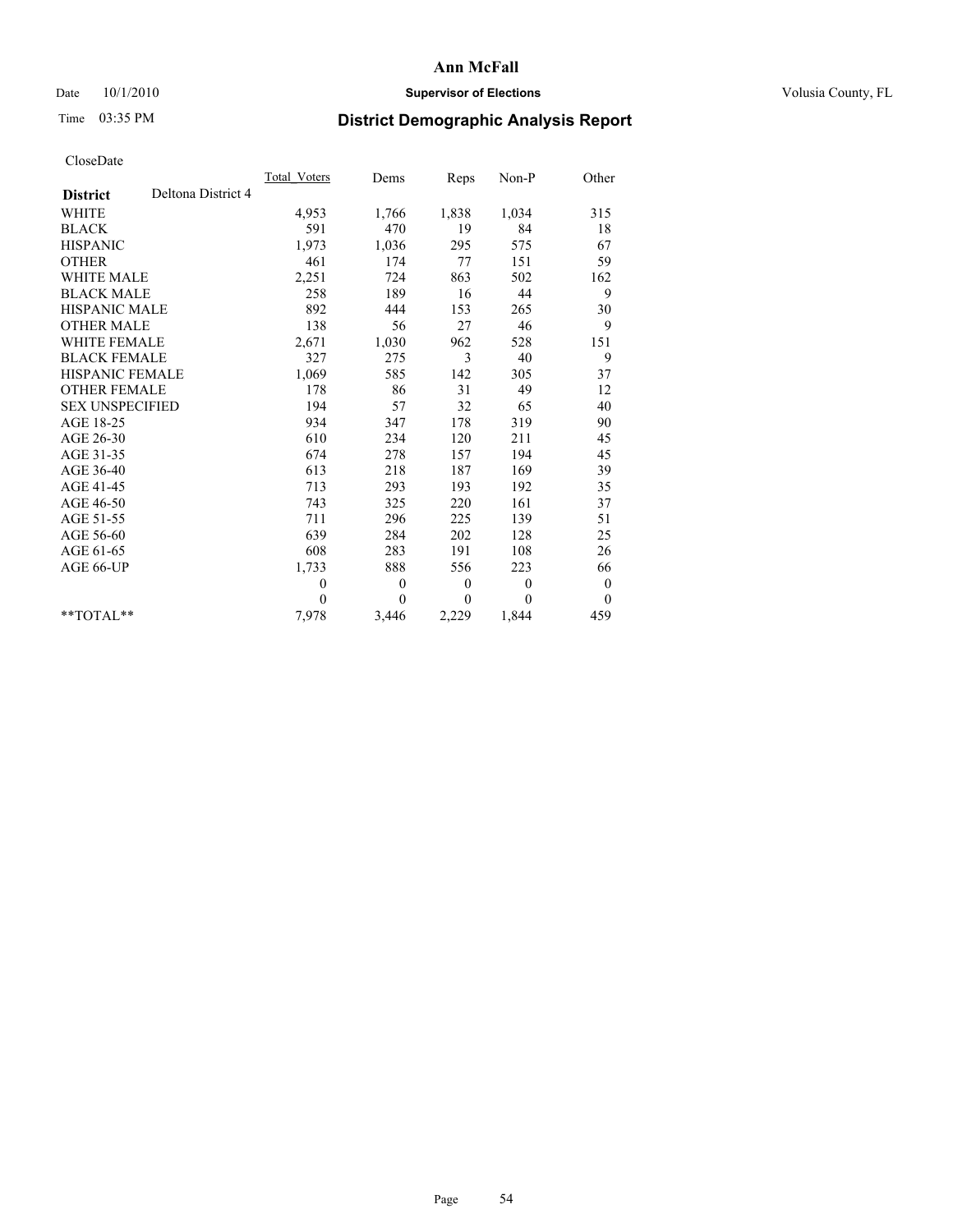# Ann McFall

Date 10/1/2010 **Supervisor of Elections** Volusia County, FL

Time 03:35 PM

## District Demographic Analysis Report

CloseDate

| **District** Deltona District 4 | Total_Voters | Dems | Reps | Non-P | Other |
|---|---|---|---|---|---|
| WHITE | 4,953 | 1,766 | 1,838 | 1,034 | 315 |
| BLACK | 591 | 470 | 19 | 84 | 18 |
| HISPANIC | 1,973 | 1,036 | 295 | 575 | 67 |
| OTHER | 461 | 174 | 77 | 151 | 59 |
| WHITE MALE | 2,251 | 724 | 863 | 502 | 162 |
| BLACK MALE | 258 | 189 | 16 | 44 | 9 |
| HISPANIC MALE | 892 | 444 | 153 | 265 | 30 |
| OTHER MALE | 138 | 56 | 27 | 46 | 9 |
| WHITE FEMALE | 2,671 | 1,030 | 962 | 528 | 151 |
| BLACK FEMALE | 327 | 275 | 3 | 40 | 9 |
| HISPANIC FEMALE | 1,069 | 585 | 142 | 305 | 37 |
| OTHER FEMALE | 178 | 86 | 31 | 49 | 12 |
| SEX UNSPECIFIED | 194 | 57 | 32 | 65 | 40 |
| AGE 18-25 | 934 | 347 | 178 | 319 | 90 |
| AGE 26-30 | 610 | 234 | 120 | 211 | 45 |
| AGE 31-35 | 674 | 278 | 157 | 194 | 45 |
| AGE 36-40 | 613 | 218 | 187 | 169 | 39 |
| AGE 41-45 | 713 | 293 | 193 | 192 | 35 |
| AGE 46-50 | 743 | 325 | 220 | 161 | 37 |
| AGE 51-55 | 711 | 296 | 225 | 139 | 51 |
| AGE 56-60 | 639 | 284 | 202 | 128 | 25 |
| AGE 61-65 | 608 | 283 | 191 | 108 | 26 |
| AGE 66-UP | 1,733 | 888 | 556 | 223 | 66 |
| | 0 | 0 | 0 | 0 | 0 |
| | 0 | 0 | 0 | 0 | 0 |
| **TOTAL** | 7,978 | 3,446 | 2,229 | 1,844 | 459 |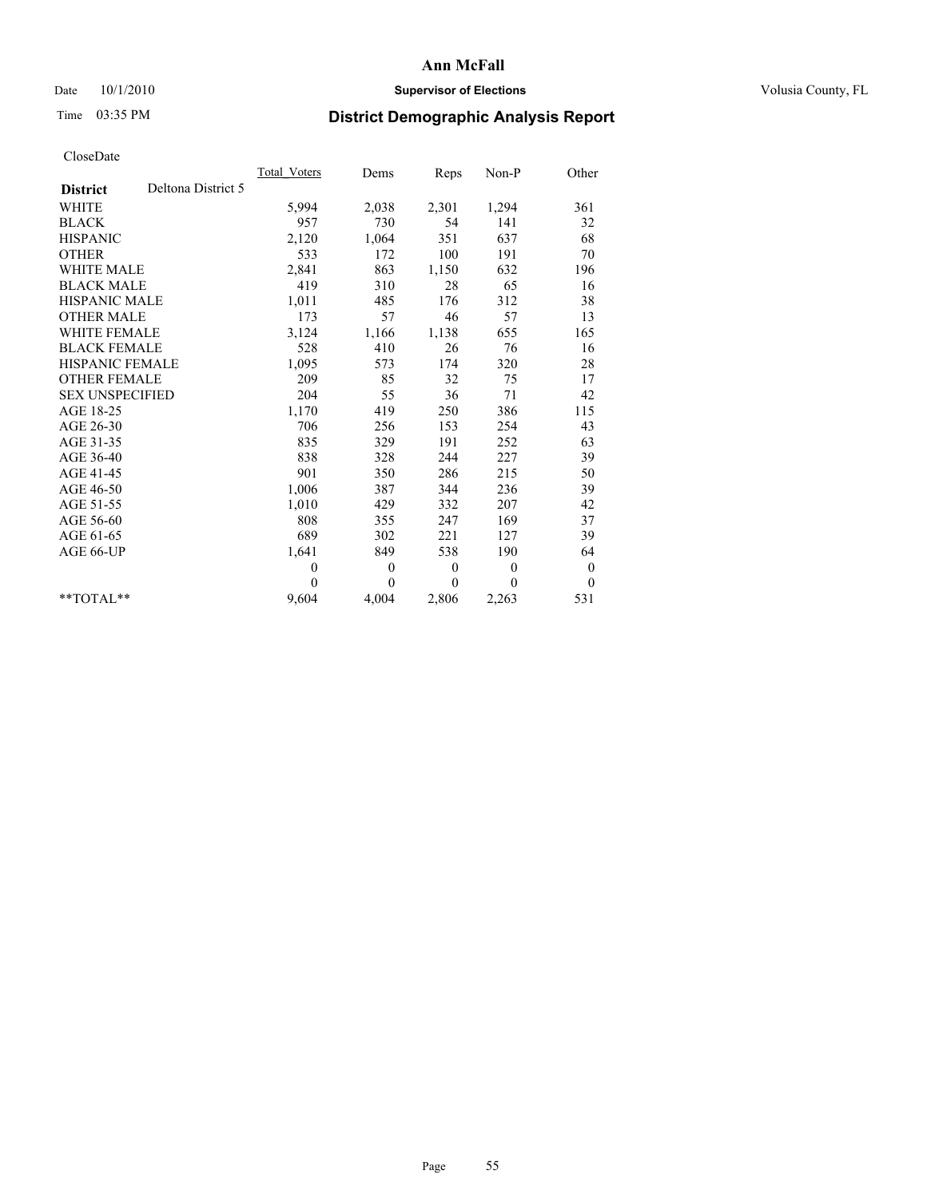# Ann McFall

Date 10/1/2010 **Supervisor of Elections** Volusia County, FL

Time 03:35 PM **District Demographic Analysis Report**

CloseDate

| | Total_Voters | Dems | Reps | Non-P | Other |
|---|---|---|---|---|---|
| **District** Deltona District 5 | | | | | |
| WHITE | 5,994 | 2,038 | 2,301 | 1,294 | 361 |
| BLACK | 957 | 730 | 54 | 141 | 32 |
| HISPANIC | 2,120 | 1,064 | 351 | 637 | 68 |
| OTHER | 533 | 172 | 100 | 191 | 70 |
| WHITE MALE | 2,841 | 863 | 1,150 | 632 | 196 |
| BLACK MALE | 419 | 310 | 28 | 65 | 16 |
| HISPANIC MALE | 1,011 | 485 | 176 | 312 | 38 |
| OTHER MALE | 173 | 57 | 46 | 57 | 13 |
| WHITE FEMALE | 3,124 | 1,166 | 1,138 | 655 | 165 |
| BLACK FEMALE | 528 | 410 | 26 | 76 | 16 |
| HISPANIC FEMALE | 1,095 | 573 | 174 | 320 | 28 |
| OTHER FEMALE | 209 | 85 | 32 | 75 | 17 |
| SEX UNSPECIFIED | 204 | 55 | 36 | 71 | 42 |
| AGE 18-25 | 1,170 | 419 | 250 | 386 | 115 |
| AGE 26-30 | 706 | 256 | 153 | 254 | 43 |
| AGE 31-35 | 835 | 329 | 191 | 252 | 63 |
| AGE 36-40 | 838 | 328 | 244 | 227 | 39 |
| AGE 41-45 | 901 | 350 | 286 | 215 | 50 |
| AGE 46-50 | 1,006 | 387 | 344 | 236 | 39 |
| AGE 51-55 | 1,010 | 429 | 332 | 207 | 42 |
| AGE 56-60 | 808 | 355 | 247 | 169 | 37 |
| AGE 61-65 | 689 | 302 | 221 | 127 | 39 |
| AGE 66-UP | 1,641 | 849 | 538 | 190 | 64 |
| | 0 | 0 | 0 | 0 | 0 |
| | 0 | 0 | 0 | 0 | 0 |
| **TOTAL** | 9,604 | 4,004 | 2,806 | 2,263 | 531 |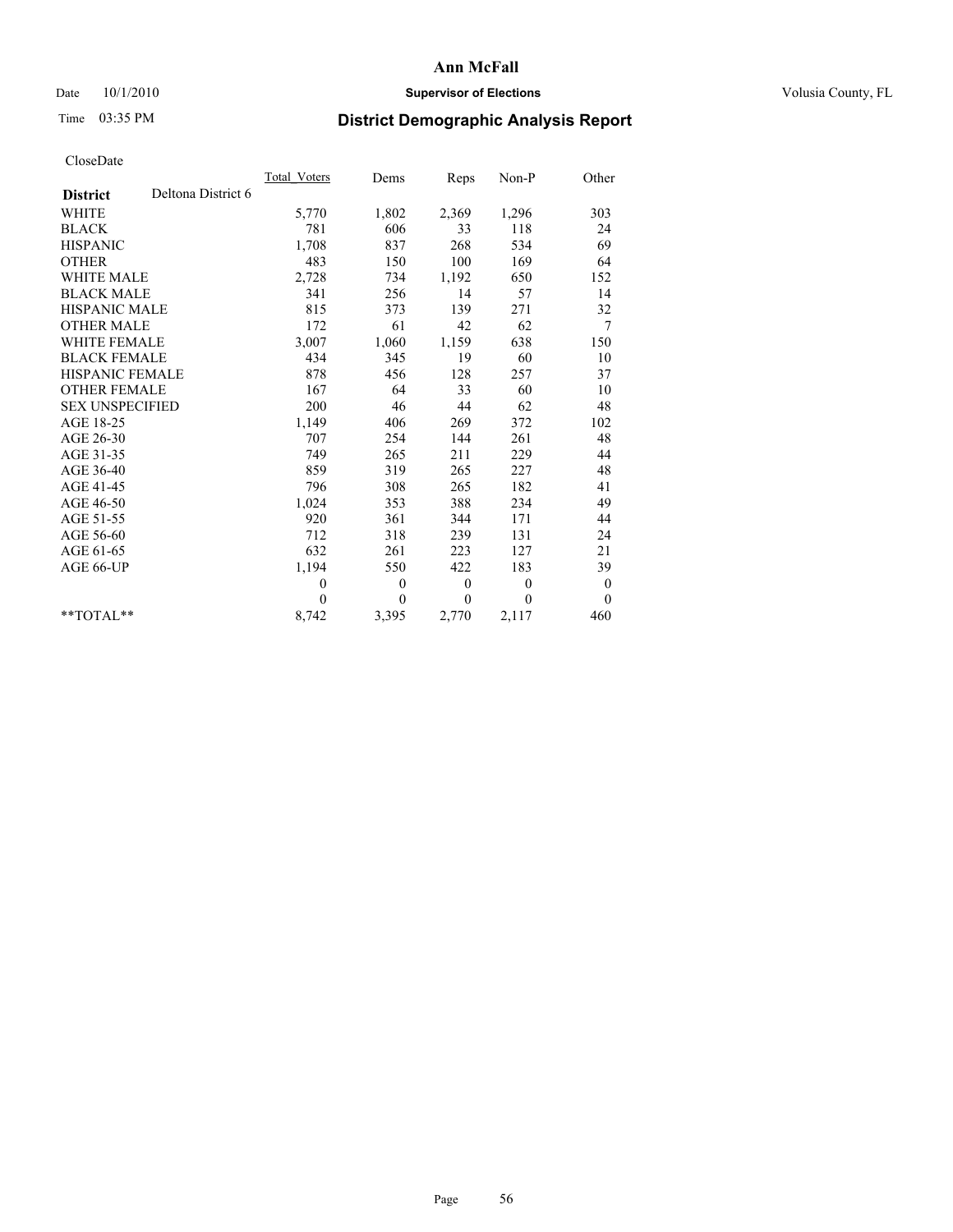**Ann McFall**

Date 10/1/2010 **Supervisor of Elections** Volusia County, FL

Time 03:35 PM

## District Demographic Analysis Report

CloseDate

| **District** Deltona District 6 | Total_Voters | Dems | Reps | Non-P | Other |
|---|---|---|---|---|---|
| WHITE | 5,770 | 1,802 | 2,369 | 1,296 | 303 |
| BLACK | 781 | 606 | 33 | 118 | 24 |
| HISPANIC | 1,708 | 837 | 268 | 534 | 69 |
| OTHER | 483 | 150 | 100 | 169 | 64 |
| WHITE MALE | 2,728 | 734 | 1,192 | 650 | 152 |
| BLACK MALE | 341 | 256 | 14 | 57 | 14 |
| HISPANIC MALE | 815 | 373 | 139 | 271 | 32 |
| OTHER MALE | 172 | 61 | 42 | 62 | 7 |
| WHITE FEMALE | 3,007 | 1,060 | 1,159 | 638 | 150 |
| BLACK FEMALE | 434 | 345 | 19 | 60 | 10 |
| HISPANIC FEMALE | 878 | 456 | 128 | 257 | 37 |
| OTHER FEMALE | 167 | 64 | 33 | 60 | 10 |
| SEX UNSPECIFIED | 200 | 46 | 44 | 62 | 48 |
| AGE 18-25 | 1,149 | 406 | 269 | 372 | 102 |
| AGE 26-30 | 707 | 254 | 144 | 261 | 48 |
| AGE 31-35 | 749 | 265 | 211 | 229 | 44 |
| AGE 36-40 | 859 | 319 | 265 | 227 | 48 |
| AGE 41-45 | 796 | 308 | 265 | 182 | 41 |
| AGE 46-50 | 1,024 | 353 | 388 | 234 | 49 |
| AGE 51-55 | 920 | 361 | 344 | 171 | 44 |
| AGE 56-60 | 712 | 318 | 239 | 131 | 24 |
| AGE 61-65 | 632 | 261 | 223 | 127 | 21 |
| AGE 66-UP | 1,194 | 550 | 422 | 183 | 39 |
| | 0 | 0 | 0 | 0 | 0 |
| | 0 | 0 | 0 | 0 | 0 |
| **TOTAL** | 8,742 | 3,395 | 2,770 | 2,117 | 460 |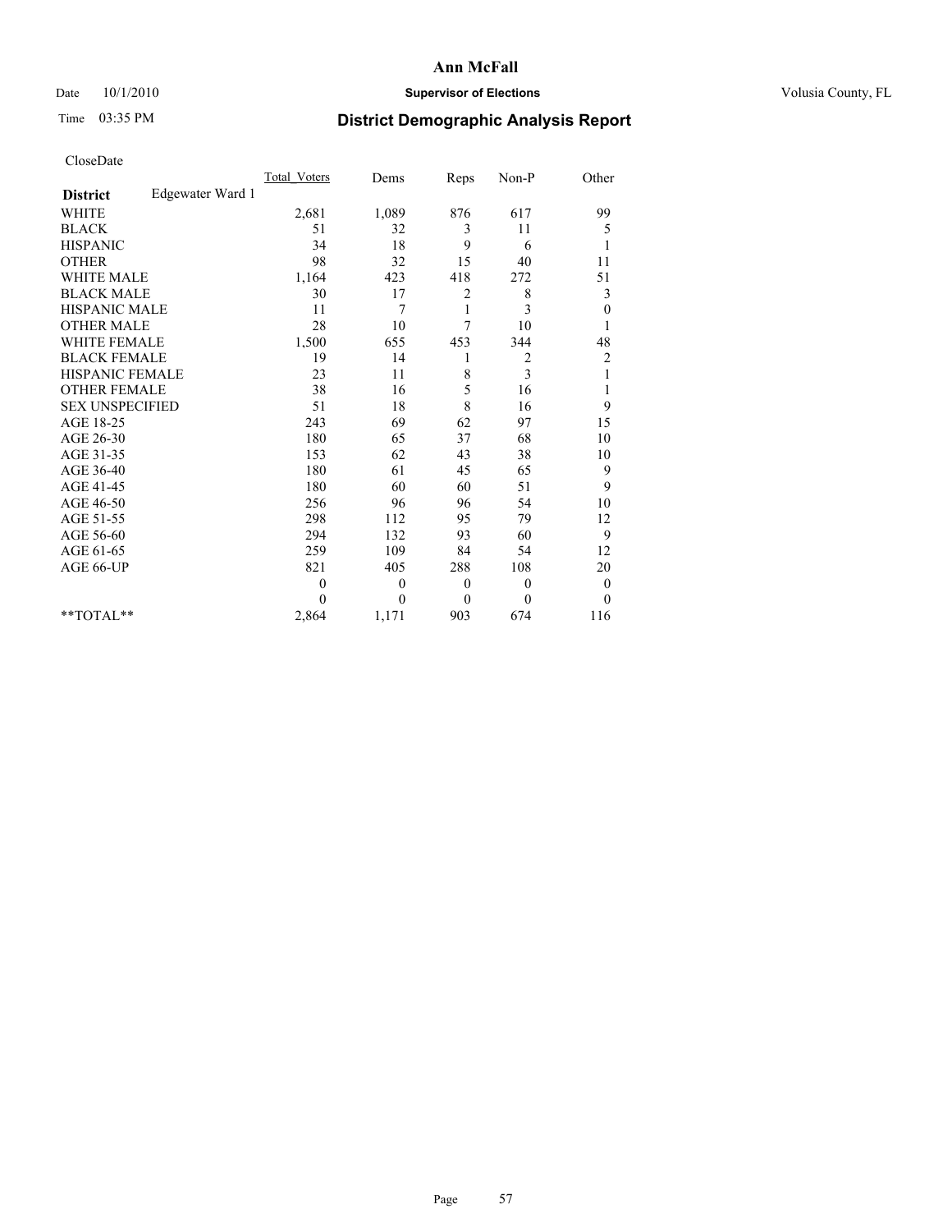# Ann McFall

Date 10/1/2010 **Supervisor of Elections** Volusia County, FL

Time 03:35 PM **District Demographic Analysis Report**

CloseDate

| | Total_Voters | Dems | Reps | Non-P | Other |
|---|---|---|---|---|---|
| **District** Edgewater Ward 1 | | | | | |
| WHITE | 2,681 | 1,089 | 876 | 617 | 99 |
| BLACK | 51 | 32 | 3 | 11 | 5 |
| HISPANIC | 34 | 18 | 9 | 6 | 1 |
| OTHER | 98 | 32 | 15 | 40 | 11 |
| WHITE MALE | 1,164 | 423 | 418 | 272 | 51 |
| BLACK MALE | 30 | 17 | 2 | 8 | 3 |
| HISPANIC MALE | 11 | 7 | 1 | 3 | 0 |
| OTHER MALE | 28 | 10 | 7 | 10 | 1 |
| WHITE FEMALE | 1,500 | 655 | 453 | 344 | 48 |
| BLACK FEMALE | 19 | 14 | 1 | 2 | 2 |
| HISPANIC FEMALE | 23 | 11 | 8 | 3 | 1 |
| OTHER FEMALE | 38 | 16 | 5 | 16 | 1 |
| SEX UNSPECIFIED | 51 | 18 | 8 | 16 | 9 |
| AGE 18-25 | 243 | 69 | 62 | 97 | 15 |
| AGE 26-30 | 180 | 65 | 37 | 68 | 10 |
| AGE 31-35 | 153 | 62 | 43 | 38 | 10 |
| AGE 36-40 | 180 | 61 | 45 | 65 | 9 |
| AGE 41-45 | 180 | 60 | 60 | 51 | 9 |
| AGE 46-50 | 256 | 96 | 96 | 54 | 10 |
| AGE 51-55 | 298 | 112 | 95 | 79 | 12 |
| AGE 56-60 | 294 | 132 | 93 | 60 | 9 |
| AGE 61-65 | 259 | 109 | 84 | 54 | 12 |
| AGE 66-UP | 821 | 405 | 288 | 108 | 20 |
| | 0 | 0 | 0 | 0 | 0 |
| | 0 | 0 | 0 | 0 | 0 |
| **TOTAL** | 2,864 | 1,171 | 903 | 674 | 116 |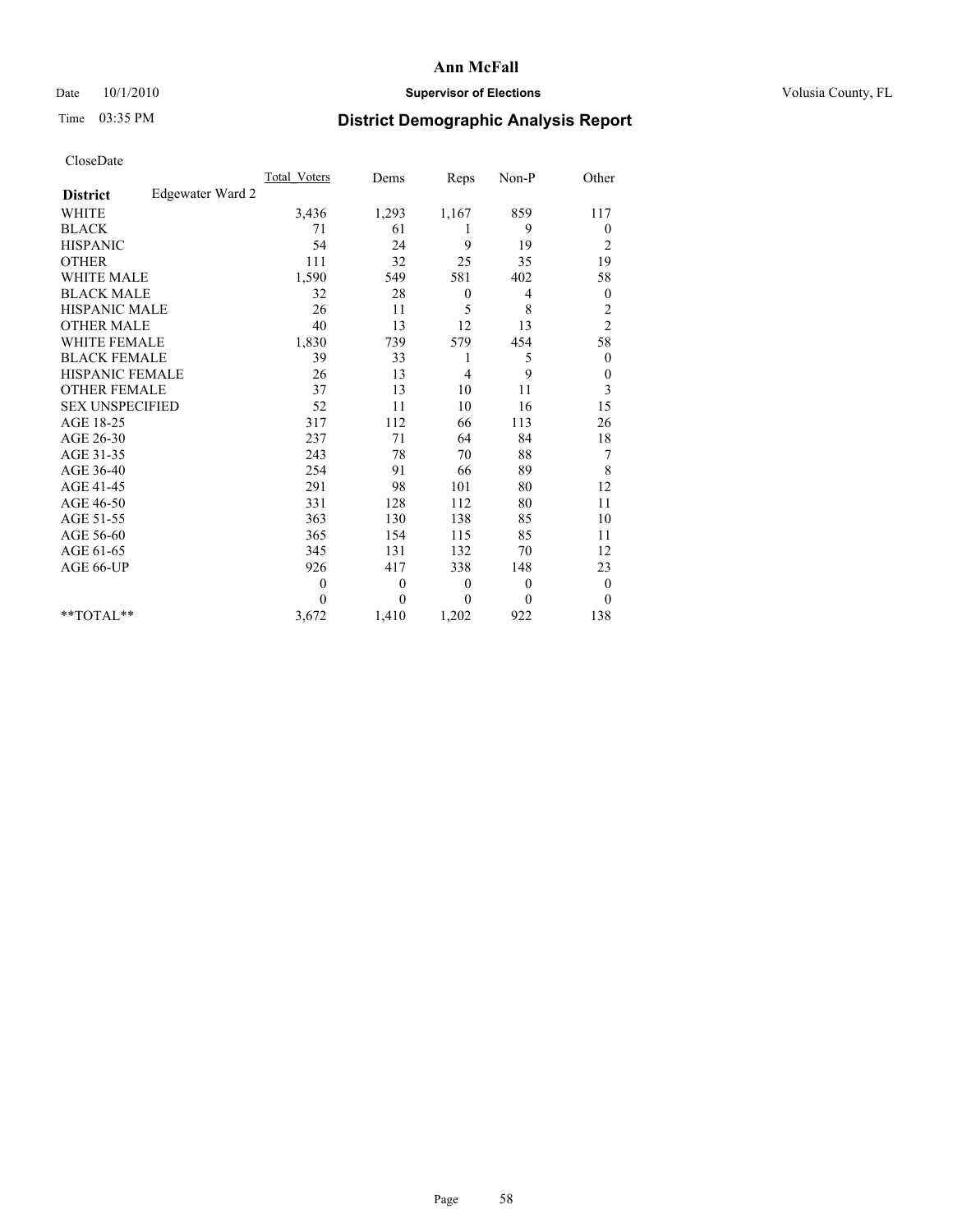# Ann McFall

Date 10/1/2010 **Supervisor of Elections** Volusia County, FL

Time 03:35 PM

## District Demographic Analysis Report

CloseDate

| | Total_Voters | Dems | Reps | Non-P | Other |
|---|---|---|---|---|---|
| **District** Edgewater Ward 2 | | | | | |
| WHITE | 3,436 | 1,293 | 1,167 | 859 | 117 |
| BLACK | 71 | 61 | 1 | 9 | 0 |
| HISPANIC | 54 | 24 | 9 | 19 | 2 |
| OTHER | 111 | 32 | 25 | 35 | 19 |
| WHITE MALE | 1,590 | 549 | 581 | 402 | 58 |
| BLACK MALE | 32 | 28 | 0 | 4 | 0 |
| HISPANIC MALE | 26 | 11 | 5 | 8 | 2 |
| OTHER MALE | 40 | 13 | 12 | 13 | 2 |
| WHITE FEMALE | 1,830 | 739 | 579 | 454 | 58 |
| BLACK FEMALE | 39 | 33 | 1 | 5 | 0 |
| HISPANIC FEMALE | 26 | 13 | 4 | 9 | 0 |
| OTHER FEMALE | 37 | 13 | 10 | 11 | 3 |
| SEX UNSPECIFIED | 52 | 11 | 10 | 16 | 15 |
| AGE 18-25 | 317 | 112 | 66 | 113 | 26 |
| AGE 26-30 | 237 | 71 | 64 | 84 | 18 |
| AGE 31-35 | 243 | 78 | 70 | 88 | 7 |
| AGE 36-40 | 254 | 91 | 66 | 89 | 8 |
| AGE 41-45 | 291 | 98 | 101 | 80 | 12 |
| AGE 46-50 | 331 | 128 | 112 | 80 | 11 |
| AGE 51-55 | 363 | 130 | 138 | 85 | 10 |
| AGE 56-60 | 365 | 154 | 115 | 85 | 11 |
| AGE 61-65 | 345 | 131 | 132 | 70 | 12 |
| AGE 66-UP | 926 | 417 | 338 | 148 | 23 |
| | 0 | 0 | 0 | 0 | 0 |
| | 0 | 0 | 0 | 0 | 0 |
| **TOTAL** | 3,672 | 1,410 | 1,202 | 922 | 138 |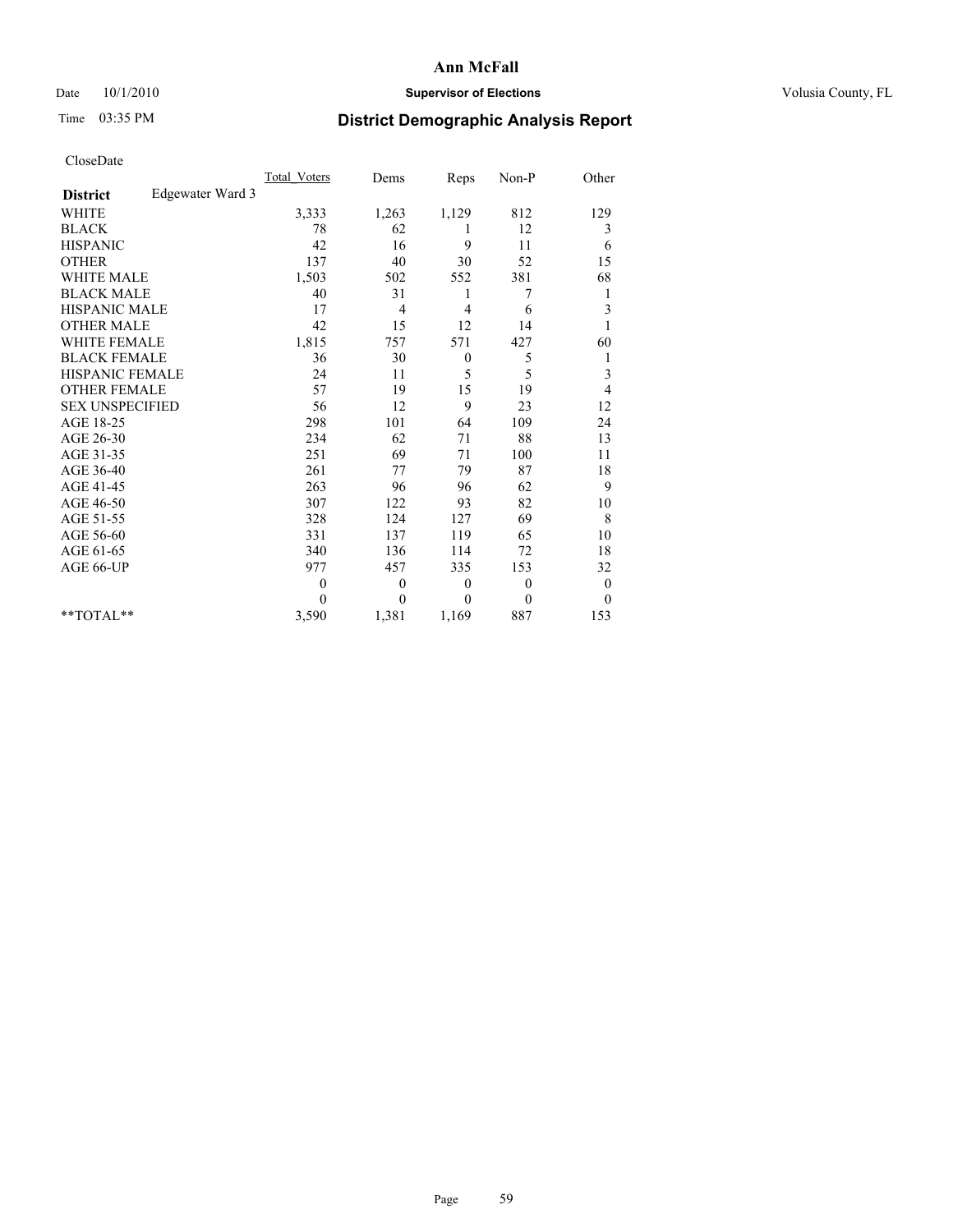# Ann McFall

Date 10/1/2010 **Supervisor of Elections** Volusia County, FL

Time 03:35 PM

## District Demographic Analysis Report

CloseDate

| | Total_Voters | Dems | Reps | Non-P | Other |
|---|---|---|---|---|---|
| **District** Edgewater Ward 3 | | | | | |
| WHITE | 3,333 | 1,263 | 1,129 | 812 | 129 |
| BLACK | 78 | 62 | 1 | 12 | 3 |
| HISPANIC | 42 | 16 | 9 | 11 | 6 |
| OTHER | 137 | 40 | 30 | 52 | 15 |
| WHITE MALE | 1,503 | 502 | 552 | 381 | 68 |
| BLACK MALE | 40 | 31 | 1 | 7 | 1 |
| HISPANIC MALE | 17 | 4 | 4 | 6 | 3 |
| OTHER MALE | 42 | 15 | 12 | 14 | 1 |
| WHITE FEMALE | 1,815 | 757 | 571 | 427 | 60 |
| BLACK FEMALE | 36 | 30 | 0 | 5 | 1 |
| HISPANIC FEMALE | 24 | 11 | 5 | 5 | 3 |
| OTHER FEMALE | 57 | 19 | 15 | 19 | 4 |
| SEX UNSPECIFIED | 56 | 12 | 9 | 23 | 12 |
| AGE 18-25 | 298 | 101 | 64 | 109 | 24 |
| AGE 26-30 | 234 | 62 | 71 | 88 | 13 |
| AGE 31-35 | 251 | 69 | 71 | 100 | 11 |
| AGE 36-40 | 261 | 77 | 79 | 87 | 18 |
| AGE 41-45 | 263 | 96 | 96 | 62 | 9 |
| AGE 46-50 | 307 | 122 | 93 | 82 | 10 |
| AGE 51-55 | 328 | 124 | 127 | 69 | 8 |
| AGE 56-60 | 331 | 137 | 119 | 65 | 10 |
| AGE 61-65 | 340 | 136 | 114 | 72 | 18 |
| AGE 66-UP | 977 | 457 | 335 | 153 | 32 |
| | 0 | 0 | 0 | 0 | 0 |
| | 0 | 0 | 0 | 0 | 0 |
| **TOTAL** | 3,590 | 1,381 | 1,169 | 887 | 153 |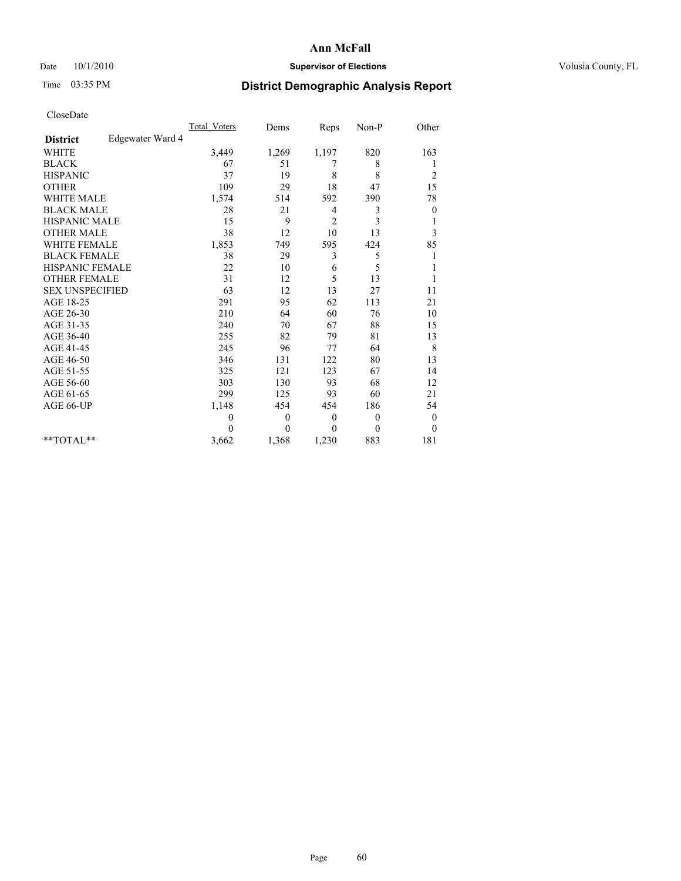CloseDate

| | Total_Voters | Dems | Reps | Non-P | Other |
|---|---|---|---|---|---|
| **District** Edgewater Ward 4 | | | | | |
| WHITE | 3,449 | 1,269 | 1,197 | 820 | 163 |
| BLACK | 67 | 51 | 7 | 8 | 1 |
| HISPANIC | 37 | 19 | 8 | 8 | 2 |
| OTHER | 109 | 29 | 18 | 47 | 15 |
| WHITE MALE | 1,574 | 514 | 592 | 390 | 78 |
| BLACK MALE | 28 | 21 | 4 | 3 | 0 |
| HISPANIC MALE | 15 | 9 | 2 | 3 | 1 |
| OTHER MALE | 38 | 12 | 10 | 13 | 3 |
| WHITE FEMALE | 1,853 | 749 | 595 | 424 | 85 |
| BLACK FEMALE | 38 | 29 | 3 | 5 | 1 |
| HISPANIC FEMALE | 22 | 10 | 6 | 5 | 1 |
| OTHER FEMALE | 31 | 12 | 5 | 13 | 1 |
| SEX UNSPECIFIED | 63 | 12 | 13 | 27 | 11 |
| AGE 18-25 | 291 | 95 | 62 | 113 | 21 |
| AGE 26-30 | 210 | 64 | 60 | 76 | 10 |
| AGE 31-35 | 240 | 70 | 67 | 88 | 15 |
| AGE 36-40 | 255 | 82 | 79 | 81 | 13 |
| AGE 41-45 | 245 | 96 | 77 | 64 | 8 |
| AGE 46-50 | 346 | 131 | 122 | 80 | 13 |
| AGE 51-55 | 325 | 121 | 123 | 67 | 14 |
| AGE 56-60 | 303 | 130 | 93 | 68 | 12 |
| AGE 61-65 | 299 | 125 | 93 | 60 | 21 |
| AGE 66-UP | 1,148 | 454 | 454 | 186 | 54 |
| | 0 | 0 | 0 | 0 | 0 |
| | 0 | 0 | 0 | 0 | 0 |
| **TOTAL** | 3,662 | 1,368 | 1,230 | 883 | 181 |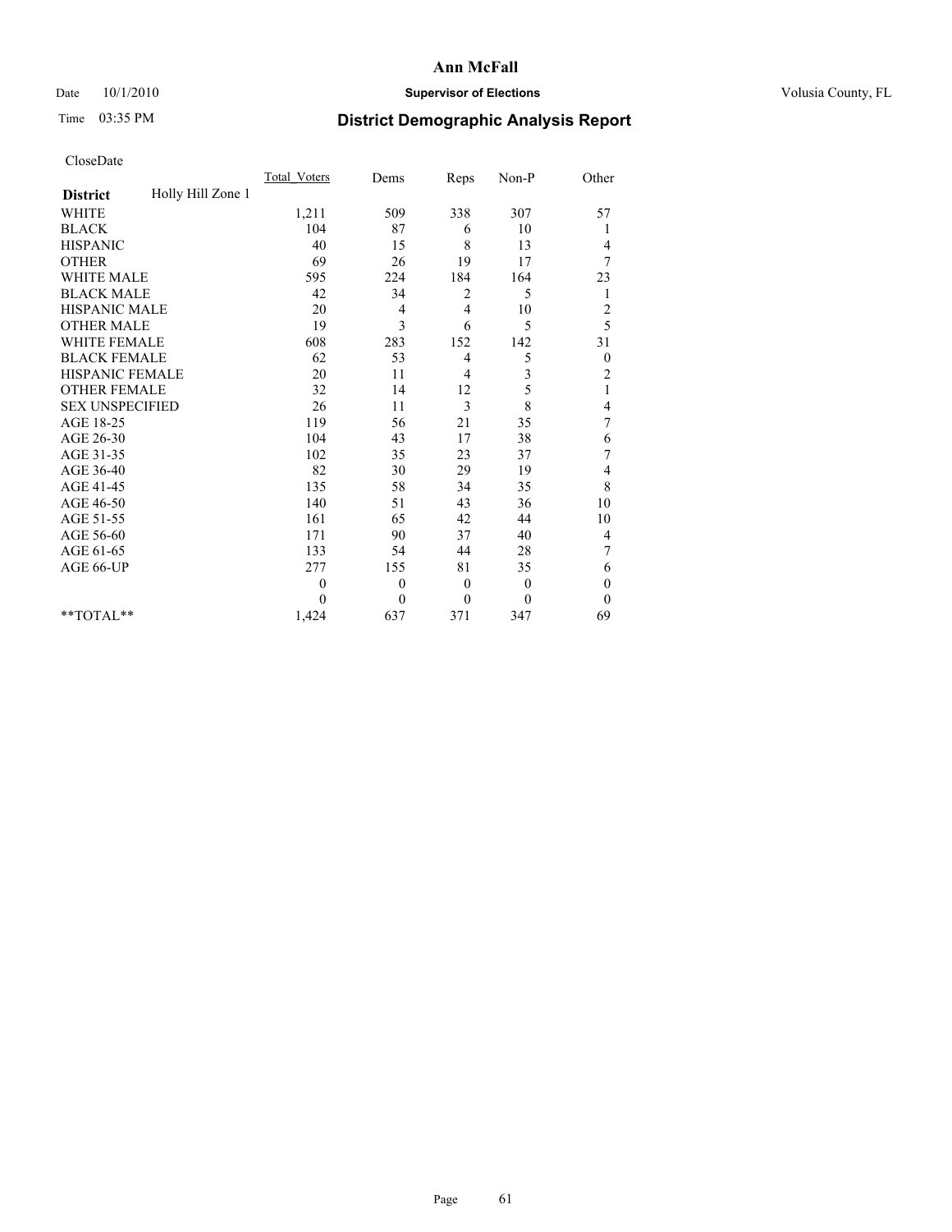**Ann McFall**

Date 10/1/2010 **Supervisor of Elections** Volusia County, FL

Time 03:35 PM

# District Demographic Analysis Report

CloseDate

| **District** Holly Hill Zone 1 | Total_Voters | Dems | Reps | Non-P | Other |
|---|---|---|---|---|---|
| WHITE | 1,211 | 509 | 338 | 307 | 57 |
| BLACK | 104 | 87 | 6 | 10 | 1 |
| HISPANIC | 40 | 15 | 8 | 13 | 4 |
| OTHER | 69 | 26 | 19 | 17 | 7 |
| WHITE MALE | 595 | 224 | 184 | 164 | 23 |
| BLACK MALE | 42 | 34 | 2 | 5 | 1 |
| HISPANIC MALE | 20 | 4 | 4 | 10 | 2 |
| OTHER MALE | 19 | 3 | 6 | 5 | 5 |
| WHITE FEMALE | 608 | 283 | 152 | 142 | 31 |
| BLACK FEMALE | 62 | 53 | 4 | 5 | 0 |
| HISPANIC FEMALE | 20 | 11 | 4 | 3 | 2 |
| OTHER FEMALE | 32 | 14 | 12 | 5 | 1 |
| SEX UNSPECIFIED | 26 | 11 | 3 | 8 | 4 |
| AGE 18-25 | 119 | 56 | 21 | 35 | 7 |
| AGE 26-30 | 104 | 43 | 17 | 38 | 6 |
| AGE 31-35 | 102 | 35 | 23 | 37 | 7 |
| AGE 36-40 | 82 | 30 | 29 | 19 | 4 |
| AGE 41-45 | 135 | 58 | 34 | 35 | 8 |
| AGE 46-50 | 140 | 51 | 43 | 36 | 10 |
| AGE 51-55 | 161 | 65 | 42 | 44 | 10 |
| AGE 56-60 | 171 | 90 | 37 | 40 | 4 |
| AGE 61-65 | 133 | 54 | 44 | 28 | 7 |
| AGE 66-UP | 277 | 155 | 81 | 35 | 6 |
| | 0 | 0 | 0 | 0 | 0 |
| | 0 | 0 | 0 | 0 | 0 |
| **TOTAL** | 1,424 | 637 | 371 | 347 | 69 |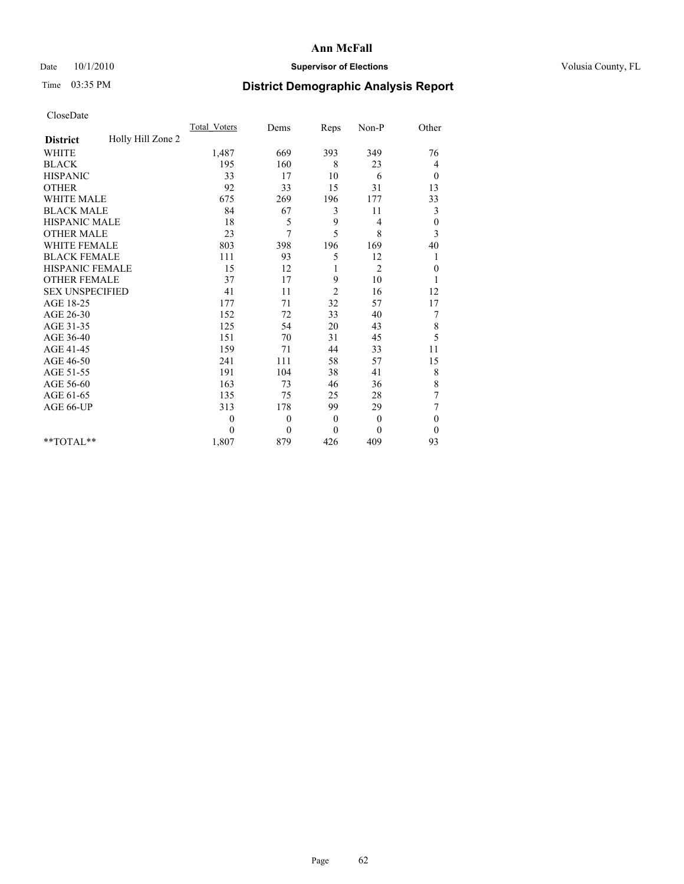**Ann McFall**

Date 10/1/2010 **Supervisor of Elections** Volusia County, FL

Time 03:35 PM **District Demographic Analysis Report**

CloseDate

| **District** Holly Hill Zone 2 | Total_Voters | Dems | Reps | Non-P | Other |
|---|---|---|---|---|---|
| WHITE | 1,487 | 669 | 393 | 349 | 76 |
| BLACK | 195 | 160 | 8 | 23 | 4 |
| HISPANIC | 33 | 17 | 10 | 6 | 0 |
| OTHER | 92 | 33 | 15 | 31 | 13 |
| WHITE MALE | 675 | 269 | 196 | 177 | 33 |
| BLACK MALE | 84 | 67 | 3 | 11 | 3 |
| HISPANIC MALE | 18 | 5 | 9 | 4 | 0 |
| OTHER MALE | 23 | 7 | 5 | 8 | 3 |
| WHITE FEMALE | 803 | 398 | 196 | 169 | 40 |
| BLACK FEMALE | 111 | 93 | 5 | 12 | 1 |
| HISPANIC FEMALE | 15 | 12 | 1 | 2 | 0 |
| OTHER FEMALE | 37 | 17 | 9 | 10 | 1 |
| SEX UNSPECIFIED | 41 | 11 | 2 | 16 | 12 |
| AGE 18-25 | 177 | 71 | 32 | 57 | 17 |
| AGE 26-30 | 152 | 72 | 33 | 40 | 7 |
| AGE 31-35 | 125 | 54 | 20 | 43 | 8 |
| AGE 36-40 | 151 | 70 | 31 | 45 | 5 |
| AGE 41-45 | 159 | 71 | 44 | 33 | 11 |
| AGE 46-50 | 241 | 111 | 58 | 57 | 15 |
| AGE 51-55 | 191 | 104 | 38 | 41 | 8 |
| AGE 56-60 | 163 | 73 | 46 | 36 | 8 |
| AGE 61-65 | 135 | 75 | 25 | 28 | 7 |
| AGE 66-UP | 313 | 178 | 99 | 29 | 7 |
| | 0 | 0 | 0 | 0 | 0 |
| | 0 | 0 | 0 | 0 | 0 |
| **TOTAL** | 1,807 | 879 | 426 | 409 | 93 |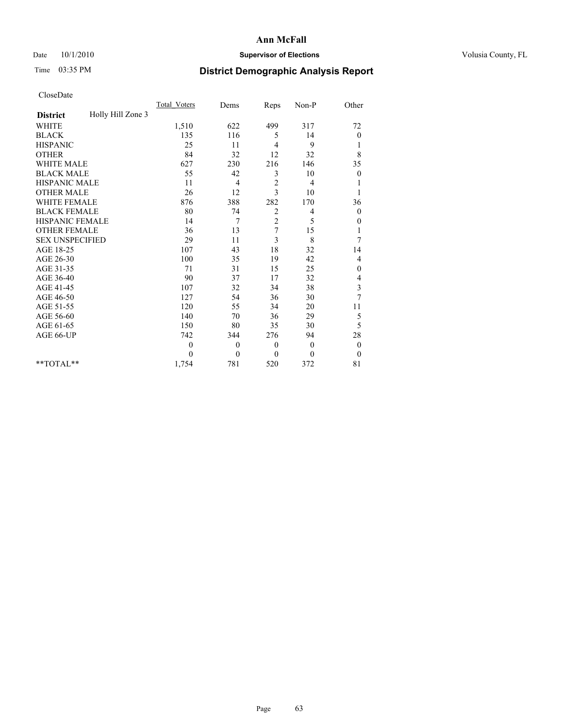# Ann McFall

Date 10/1/2010 **Supervisor of Elections** Volusia County, FL

Time 03:35 PM

## District Demographic Analysis Report

CloseDate

| | Total_Voters | Dems | Reps | Non-P | Other |
|---|---|---|---|---|---|
| **District** Holly Hill Zone 3 | | | | | |
| WHITE | 1,510 | 622 | 499 | 317 | 72 |
| BLACK | 135 | 116 | 5 | 14 | 0 |
| HISPANIC | 25 | 11 | 4 | 9 | 1 |
| OTHER | 84 | 32 | 12 | 32 | 8 |
| WHITE MALE | 627 | 230 | 216 | 146 | 35 |
| BLACK MALE | 55 | 42 | 3 | 10 | 0 |
| HISPANIC MALE | 11 | 4 | 2 | 4 | 1 |
| OTHER MALE | 26 | 12 | 3 | 10 | 1 |
| WHITE FEMALE | 876 | 388 | 282 | 170 | 36 |
| BLACK FEMALE | 80 | 74 | 2 | 4 | 0 |
| HISPANIC FEMALE | 14 | 7 | 2 | 5 | 0 |
| OTHER FEMALE | 36 | 13 | 7 | 15 | 1 |
| SEX UNSPECIFIED | 29 | 11 | 3 | 8 | 7 |
| AGE 18-25 | 107 | 43 | 18 | 32 | 14 |
| AGE 26-30 | 100 | 35 | 19 | 42 | 4 |
| AGE 31-35 | 71 | 31 | 15 | 25 | 0 |
| AGE 36-40 | 90 | 37 | 17 | 32 | 4 |
| AGE 41-45 | 107 | 32 | 34 | 38 | 3 |
| AGE 46-50 | 127 | 54 | 36 | 30 | 7 |
| AGE 51-55 | 120 | 55 | 34 | 20 | 11 |
| AGE 56-60 | 140 | 70 | 36 | 29 | 5 |
| AGE 61-65 | 150 | 80 | 35 | 30 | 5 |
| AGE 66-UP | 742 | 344 | 276 | 94 | 28 |
| | 0 | 0 | 0 | 0 | 0 |
| | 0 | 0 | 0 | 0 | 0 |
| **TOTAL** | 1,754 | 781 | 520 | 372 | 81 |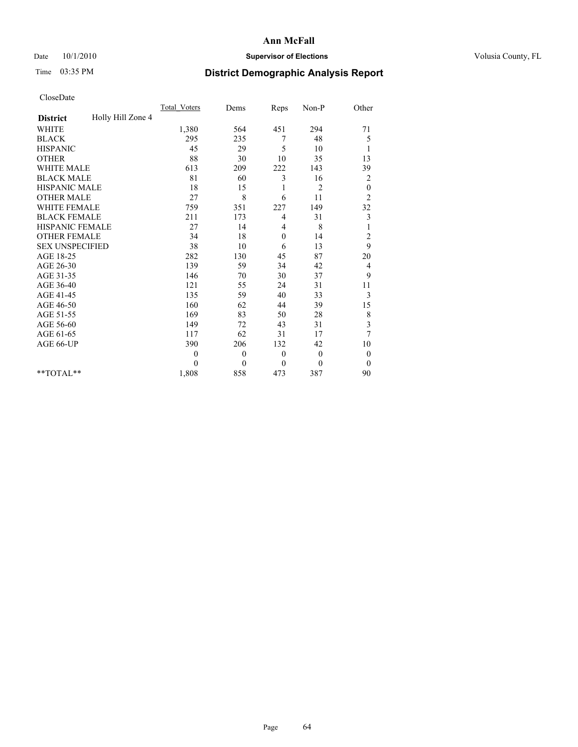CloseDate

| | Total_Voters | Dems | Reps | Non-P | Other |
|---|---|---|---|---|---|
| **District** Holly Hill Zone 4 | | | | | |
| WHITE | 1,380 | 564 | 451 | 294 | 71 |
| BLACK | 295 | 235 | 7 | 48 | 5 |
| HISPANIC | 45 | 29 | 5 | 10 | 1 |
| OTHER | 88 | 30 | 10 | 35 | 13 |
| WHITE MALE | 613 | 209 | 222 | 143 | 39 |
| BLACK MALE | 81 | 60 | 3 | 16 | 2 |
| HISPANIC MALE | 18 | 15 | 1 | 2 | 0 |
| OTHER MALE | 27 | 8 | 6 | 11 | 2 |
| WHITE FEMALE | 759 | 351 | 227 | 149 | 32 |
| BLACK FEMALE | 211 | 173 | 4 | 31 | 3 |
| HISPANIC FEMALE | 27 | 14 | 4 | 8 | 1 |
| OTHER FEMALE | 34 | 18 | 0 | 14 | 2 |
| SEX UNSPECIFIED | 38 | 10 | 6 | 13 | 9 |
| AGE 18-25 | 282 | 130 | 45 | 87 | 20 |
| AGE 26-30 | 139 | 59 | 34 | 42 | 4 |
| AGE 31-35 | 146 | 70 | 30 | 37 | 9 |
| AGE 36-40 | 121 | 55 | 24 | 31 | 11 |
| AGE 41-45 | 135 | 59 | 40 | 33 | 3 |
| AGE 46-50 | 160 | 62 | 44 | 39 | 15 |
| AGE 51-55 | 169 | 83 | 50 | 28 | 8 |
| AGE 56-60 | 149 | 72 | 43 | 31 | 3 |
| AGE 61-65 | 117 | 62 | 31 | 17 | 7 |
| AGE 66-UP | 390 | 206 | 132 | 42 | 10 |
| | 0 | 0 | 0 | 0 | 0 |
| | 0 | 0 | 0 | 0 | 0 |
| **TOTAL** | 1,808 | 858 | 473 | 387 | 90 |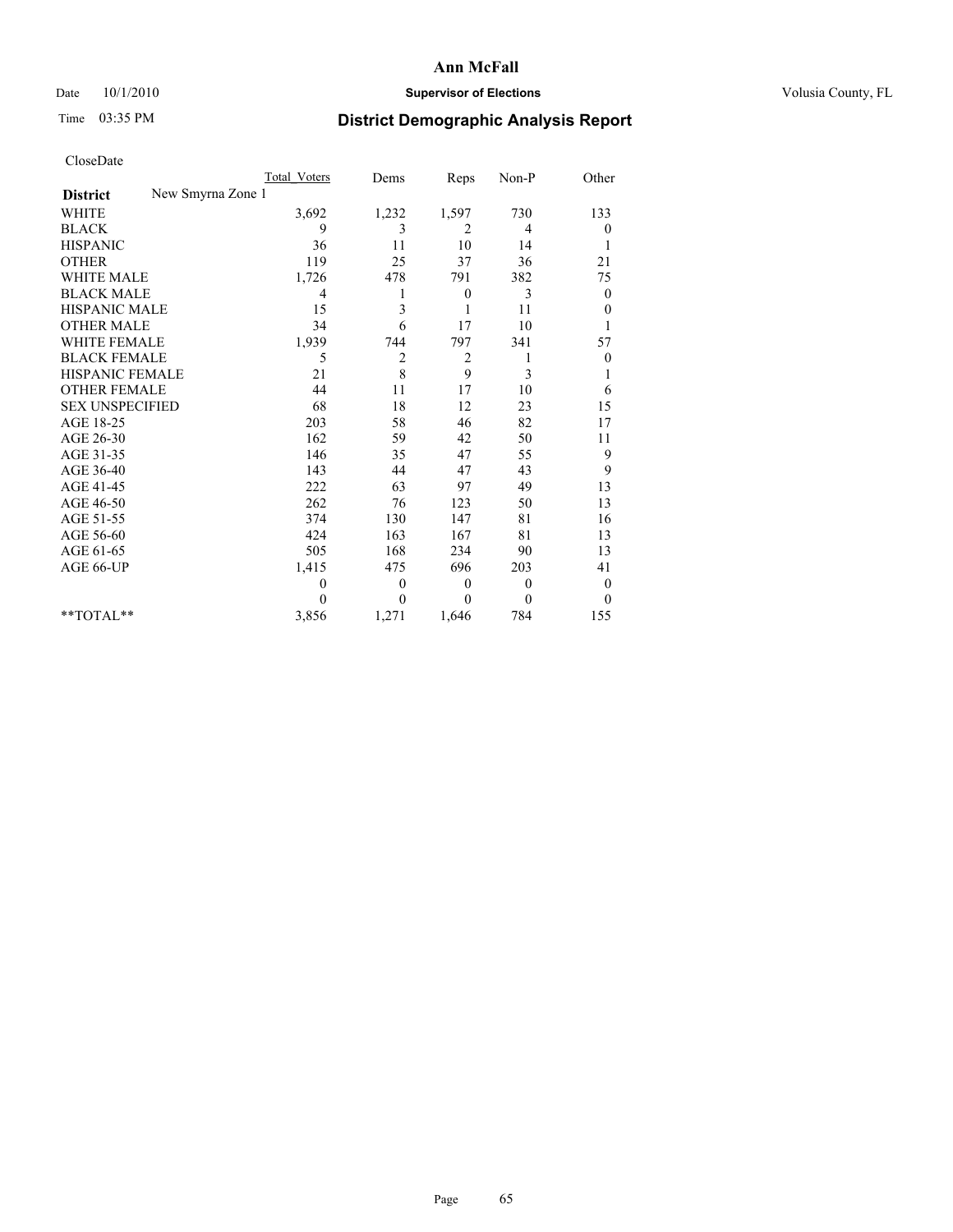**Ann McFall**

Date 10/1/2010 **Supervisor of Elections** Volusia County, FL

Time 03:35 PM **District Demographic Analysis Report**

CloseDate

| | Total_Voters | Dems | Reps | Non-P | Other |
|---|---|---|---|---|---|
| **District** New Smyrna Zone 1 | | | | | |
| WHITE | 3,692 | 1,232 | 1,597 | 730 | 133 |
| BLACK | 9 | 3 | 2 | 4 | 0 |
| HISPANIC | 36 | 11 | 10 | 14 | 1 |
| OTHER | 119 | 25 | 37 | 36 | 21 |
| WHITE MALE | 1,726 | 478 | 791 | 382 | 75 |
| BLACK MALE | 4 | 1 | 0 | 3 | 0 |
| HISPANIC MALE | 15 | 3 | 1 | 11 | 0 |
| OTHER MALE | 34 | 6 | 17 | 10 | 1 |
| WHITE FEMALE | 1,939 | 744 | 797 | 341 | 57 |
| BLACK FEMALE | 5 | 2 | 2 | 1 | 0 |
| HISPANIC FEMALE | 21 | 8 | 9 | 3 | 1 |
| OTHER FEMALE | 44 | 11 | 17 | 10 | 6 |
| SEX UNSPECIFIED | 68 | 18 | 12 | 23 | 15 |
| AGE 18-25 | 203 | 58 | 46 | 82 | 17 |
| AGE 26-30 | 162 | 59 | 42 | 50 | 11 |
| AGE 31-35 | 146 | 35 | 47 | 55 | 9 |
| AGE 36-40 | 143 | 44 | 47 | 43 | 9 |
| AGE 41-45 | 222 | 63 | 97 | 49 | 13 |
| AGE 46-50 | 262 | 76 | 123 | 50 | 13 |
| AGE 51-55 | 374 | 130 | 147 | 81 | 16 |
| AGE 56-60 | 424 | 163 | 167 | 81 | 13 |
| AGE 61-65 | 505 | 168 | 234 | 90 | 13 |
| AGE 66-UP | 1,415 | 475 | 696 | 203 | 41 |
| | 0 | 0 | 0 | 0 | 0 |
| | 0 | 0 | 0 | 0 | 0 |
| **TOTAL** | 3,856 | 1,271 | 1,646 | 784 | 155 |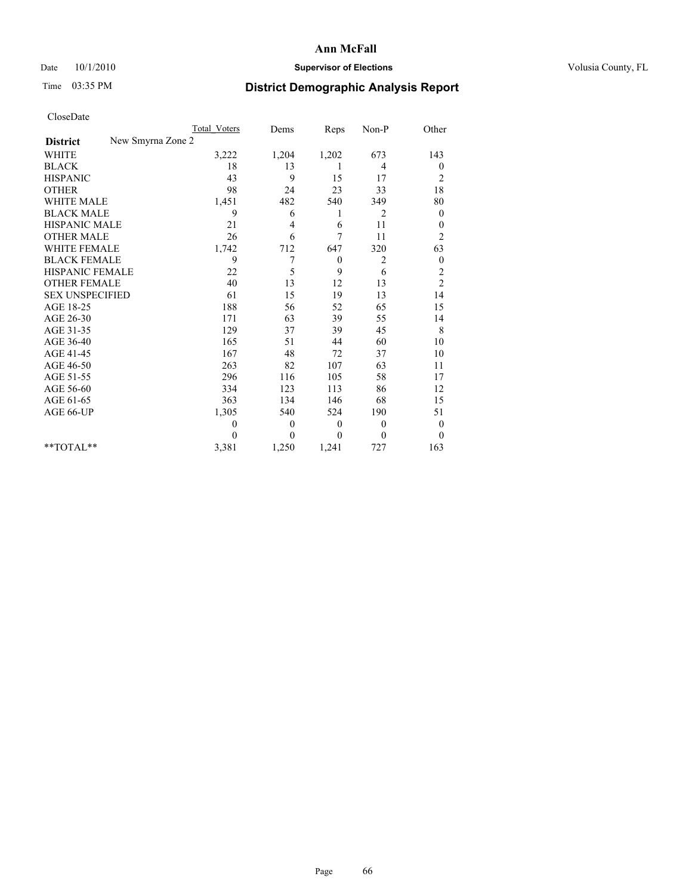# Ann McFall

Date 10/1/2010 **Supervisor of Elections** Volusia County, FL

Time 03:35 PM

## District Demographic Analysis Report

CloseDate

| | Total_Voters | Dems | Reps | Non-P | Other |
|---|---|---|---|---|---|
| **District** New Smyrna Zone 2 | | | | | |
| WHITE | 3,222 | 1,204 | 1,202 | 673 | 143 |
| BLACK | 18 | 13 | 1 | 4 | 0 |
| HISPANIC | 43 | 9 | 15 | 17 | 2 |
| OTHER | 98 | 24 | 23 | 33 | 18 |
| WHITE MALE | 1,451 | 482 | 540 | 349 | 80 |
| BLACK MALE | 9 | 6 | 1 | 2 | 0 |
| HISPANIC MALE | 21 | 4 | 6 | 11 | 0 |
| OTHER MALE | 26 | 6 | 7 | 11 | 2 |
| WHITE FEMALE | 1,742 | 712 | 647 | 320 | 63 |
| BLACK FEMALE | 9 | 7 | 0 | 2 | 0 |
| HISPANIC FEMALE | 22 | 5 | 9 | 6 | 2 |
| OTHER FEMALE | 40 | 13 | 12 | 13 | 2 |
| SEX UNSPECIFIED | 61 | 15 | 19 | 13 | 14 |
| AGE 18-25 | 188 | 56 | 52 | 65 | 15 |
| AGE 26-30 | 171 | 63 | 39 | 55 | 14 |
| AGE 31-35 | 129 | 37 | 39 | 45 | 8 |
| AGE 36-40 | 165 | 51 | 44 | 60 | 10 |
| AGE 41-45 | 167 | 48 | 72 | 37 | 10 |
| AGE 46-50 | 263 | 82 | 107 | 63 | 11 |
| AGE 51-55 | 296 | 116 | 105 | 58 | 17 |
| AGE 56-60 | 334 | 123 | 113 | 86 | 12 |
| AGE 61-65 | 363 | 134 | 146 | 68 | 15 |
| AGE 66-UP | 1,305 | 540 | 524 | 190 | 51 |
| | 0 | 0 | 0 | 0 | 0 |
| | 0 | 0 | 0 | 0 | 0 |
| **TOTAL** | 3,381 | 1,250 | 1,241 | 727 | 163 |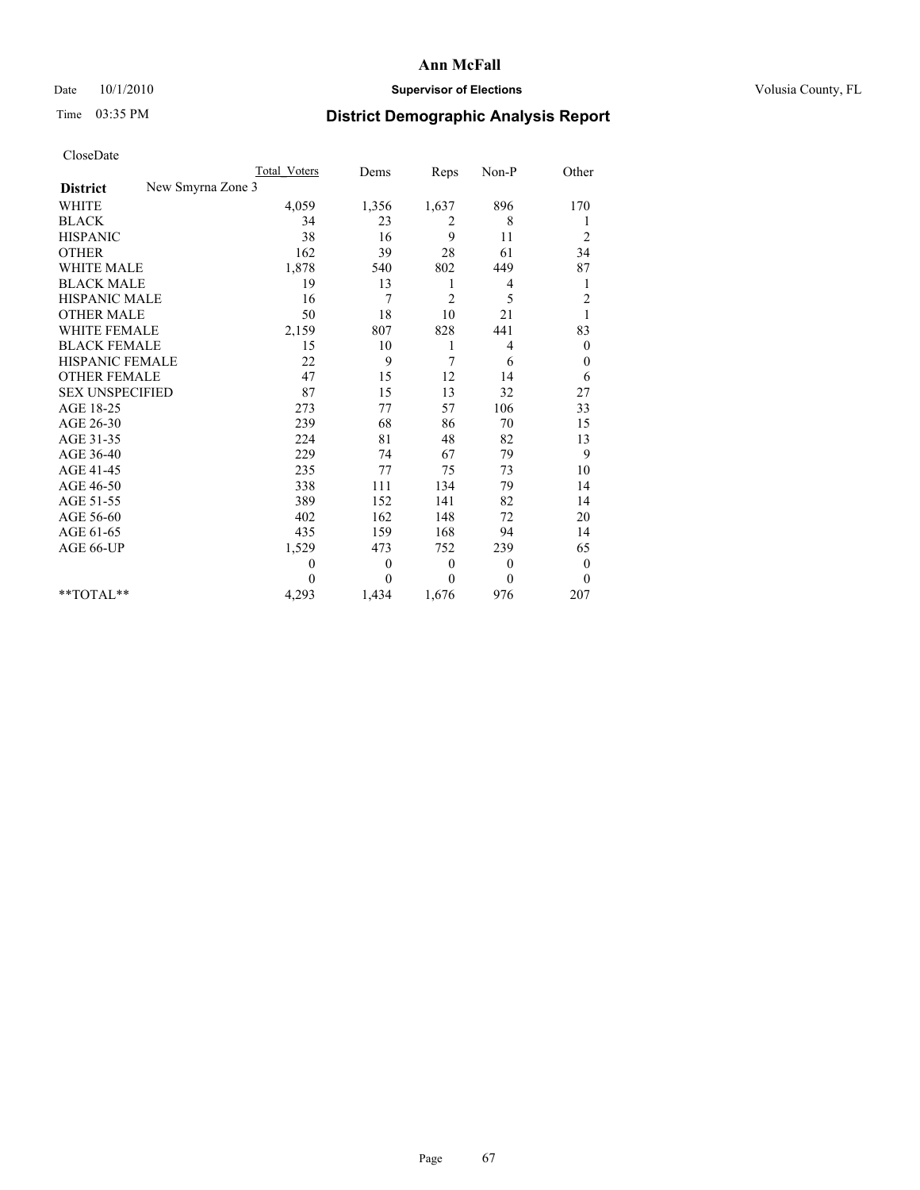**Ann McFall**

Date 10/1/2010 **Supervisor of Elections** Volusia County, FL

Time 03:35 PM

# District Demographic Analysis Report

CloseDate

| | Total Voters | Dems | Reps | Non-P | Other |
|---|---|---|---|---|---|
| **District** New Smyrna Zone 3 | | | | | |
| WHITE | 4,059 | 1,356 | 1,637 | 896 | 170 |
| BLACK | 34 | 23 | 2 | 8 | 1 |
| HISPANIC | 38 | 16 | 9 | 11 | 2 |
| OTHER | 162 | 39 | 28 | 61 | 34 |
| WHITE MALE | 1,878 | 540 | 802 | 449 | 87 |
| BLACK MALE | 19 | 13 | 1 | 4 | 1 |
| HISPANIC MALE | 16 | 7 | 2 | 5 | 2 |
| OTHER MALE | 50 | 18 | 10 | 21 | 1 |
| WHITE FEMALE | 2,159 | 807 | 828 | 441 | 83 |
| BLACK FEMALE | 15 | 10 | 1 | 4 | 0 |
| HISPANIC FEMALE | 22 | 9 | 7 | 6 | 0 |
| OTHER FEMALE | 47 | 15 | 12 | 14 | 6 |
| SEX UNSPECIFIED | 87 | 15 | 13 | 32 | 27 |
| AGE 18-25 | 273 | 77 | 57 | 106 | 33 |
| AGE 26-30 | 239 | 68 | 86 | 70 | 15 |
| AGE 31-35 | 224 | 81 | 48 | 82 | 13 |
| AGE 36-40 | 229 | 74 | 67 | 79 | 9 |
| AGE 41-45 | 235 | 77 | 75 | 73 | 10 |
| AGE 46-50 | 338 | 111 | 134 | 79 | 14 |
| AGE 51-55 | 389 | 152 | 141 | 82 | 14 |
| AGE 56-60 | 402 | 162 | 148 | 72 | 20 |
| AGE 61-65 | 435 | 159 | 168 | 94 | 14 |
| AGE 66-UP | 1,529 | 473 | 752 | 239 | 65 |
| | 0 | 0 | 0 | 0 | 0 |
| | 0 | 0 | 0 | 0 | 0 |
| **TOTAL** | 4,293 | 1,434 | 1,676 | 976 | 207 |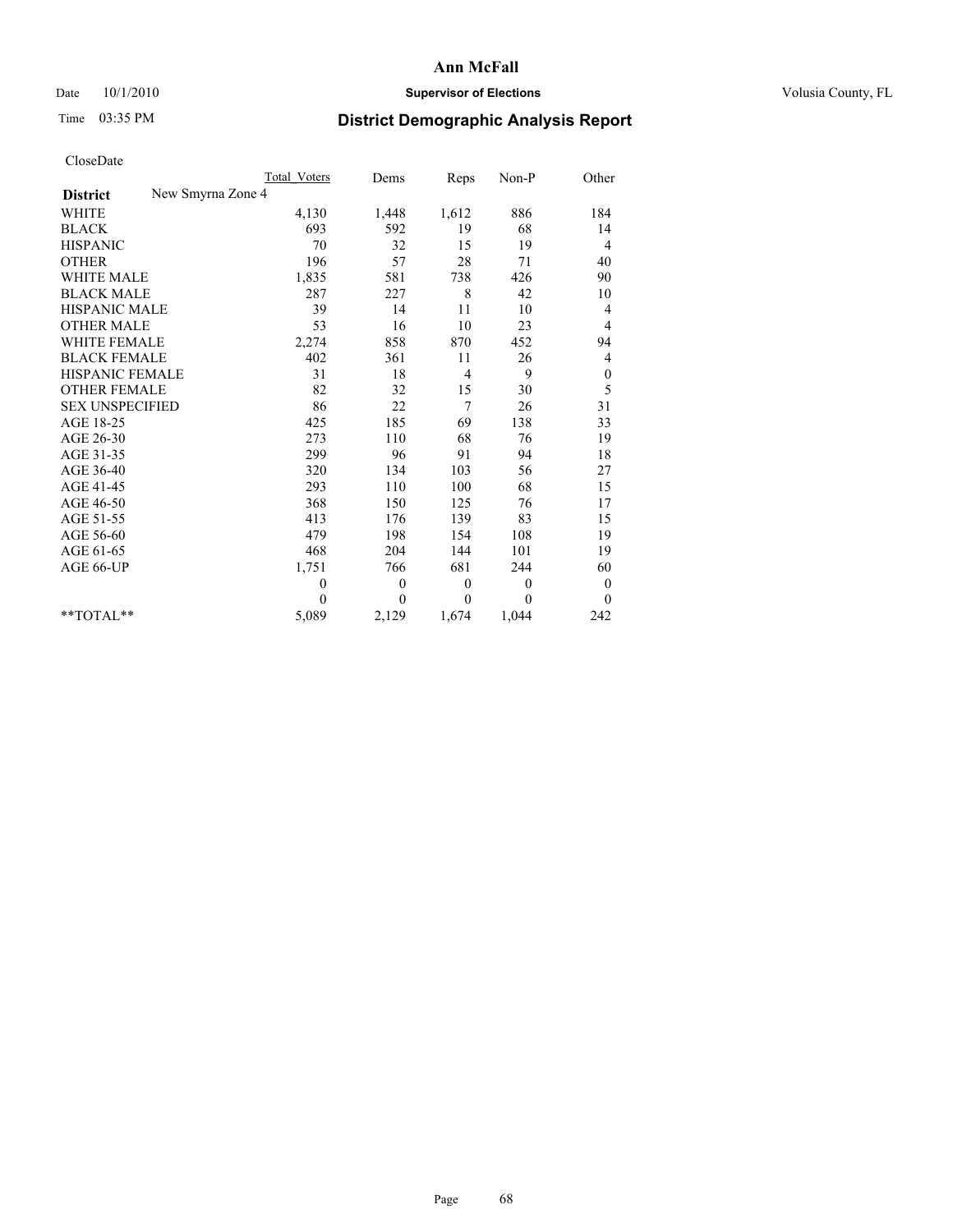# Ann McFall

Date 10/1/2010 **Supervisor of Elections** Volusia County, FL

Time 03:35 PM **District Demographic Analysis Report**

CloseDate

| | Total Voters | Dems | Reps | Non-P | Other |
|---|---|---|---|---|---|
| **District** New Smyrna Zone 4 | | | | | |
| WHITE | 4,130 | 1,448 | 1,612 | 886 | 184 |
| BLACK | 693 | 592 | 19 | 68 | 14 |
| HISPANIC | 70 | 32 | 15 | 19 | 4 |
| OTHER | 196 | 57 | 28 | 71 | 40 |
| WHITE MALE | 1,835 | 581 | 738 | 426 | 90 |
| BLACK MALE | 287 | 227 | 8 | 42 | 10 |
| HISPANIC MALE | 39 | 14 | 11 | 10 | 4 |
| OTHER MALE | 53 | 16 | 10 | 23 | 4 |
| WHITE FEMALE | 2,274 | 858 | 870 | 452 | 94 |
| BLACK FEMALE | 402 | 361 | 11 | 26 | 4 |
| HISPANIC FEMALE | 31 | 18 | 4 | 9 | 0 |
| OTHER FEMALE | 82 | 32 | 15 | 30 | 5 |
| SEX UNSPECIFIED | 86 | 22 | 7 | 26 | 31 |
| AGE 18-25 | 425 | 185 | 69 | 138 | 33 |
| AGE 26-30 | 273 | 110 | 68 | 76 | 19 |
| AGE 31-35 | 299 | 96 | 91 | 94 | 18 |
| AGE 36-40 | 320 | 134 | 103 | 56 | 27 |
| AGE 41-45 | 293 | 110 | 100 | 68 | 15 |
| AGE 46-50 | 368 | 150 | 125 | 76 | 17 |
| AGE 51-55 | 413 | 176 | 139 | 83 | 15 |
| AGE 56-60 | 479 | 198 | 154 | 108 | 19 |
| AGE 61-65 | 468 | 204 | 144 | 101 | 19 |
| AGE 66-UP | 1,751 | 766 | 681 | 244 | 60 |
| | 0 | 0 | 0 | 0 | 0 |
| | 0 | 0 | 0 | 0 | 0 |
| **TOTAL** | 5,089 | 2,129 | 1,674 | 1,044 | 242 |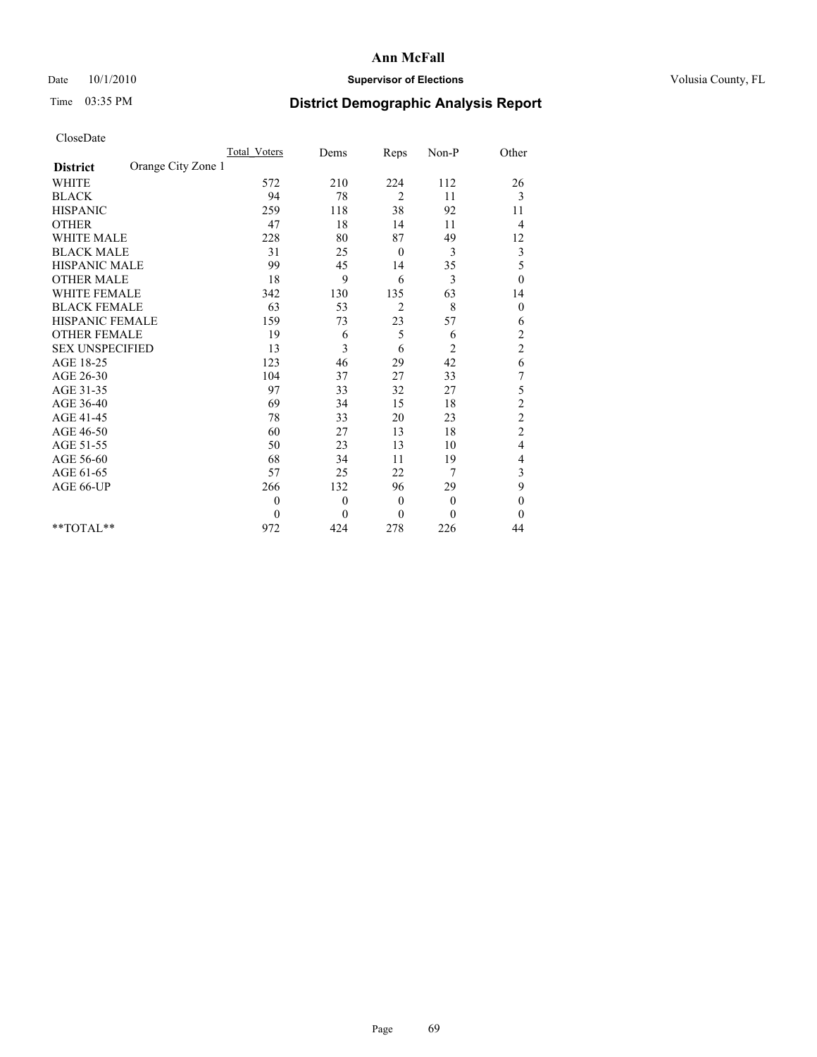Date 10/1/2010

Time 03:35 PM

# Ann McFall

## Supervisor of Elections

Volusia County, FL

## District Demographic Analysis Report

CloseDate

| | Total_Voters | Dems | Reps | Non-P | Other |
|---|---|---|---|---|---|
| **District** Orange City Zone 1 | | | | | |
| WHITE | 572 | 210 | 224 | 112 | 26 |
| BLACK | 94 | 78 | 2 | 11 | 3 |
| HISPANIC | 259 | 118 | 38 | 92 | 11 |
| OTHER | 47 | 18 | 14 | 11 | 4 |
| WHITE MALE | 228 | 80 | 87 | 49 | 12 |
| BLACK MALE | 31 | 25 | 0 | 3 | 3 |
| HISPANIC MALE | 99 | 45 | 14 | 35 | 5 |
| OTHER MALE | 18 | 9 | 6 | 3 | 0 |
| WHITE FEMALE | 342 | 130 | 135 | 63 | 14 |
| BLACK FEMALE | 63 | 53 | 2 | 8 | 0 |
| HISPANIC FEMALE | 159 | 73 | 23 | 57 | 6 |
| OTHER FEMALE | 19 | 6 | 5 | 6 | 2 |
| SEX UNSPECIFIED | 13 | 3 | 6 | 2 | 2 |
| AGE 18-25 | 123 | 46 | 29 | 42 | 6 |
| AGE 26-30 | 104 | 37 | 27 | 33 | 7 |
| AGE 31-35 | 97 | 33 | 32 | 27 | 5 |
| AGE 36-40 | 69 | 34 | 15 | 18 | 2 |
| AGE 41-45 | 78 | 33 | 20 | 23 | 2 |
| AGE 46-50 | 60 | 27 | 13 | 18 | 2 |
| AGE 51-55 | 50 | 23 | 13 | 10 | 4 |
| AGE 56-60 | 68 | 34 | 11 | 19 | 4 |
| AGE 61-65 | 57 | 25 | 22 | 7 | 3 |
| AGE 66-UP | 266 | 132 | 96 | 29 | 9 |
| | 0 | 0 | 0 | 0 | 0 |
| | 0 | 0 | 0 | 0 | 0 |
| **TOTAL** | 972 | 424 | 278 | 226 | 44 |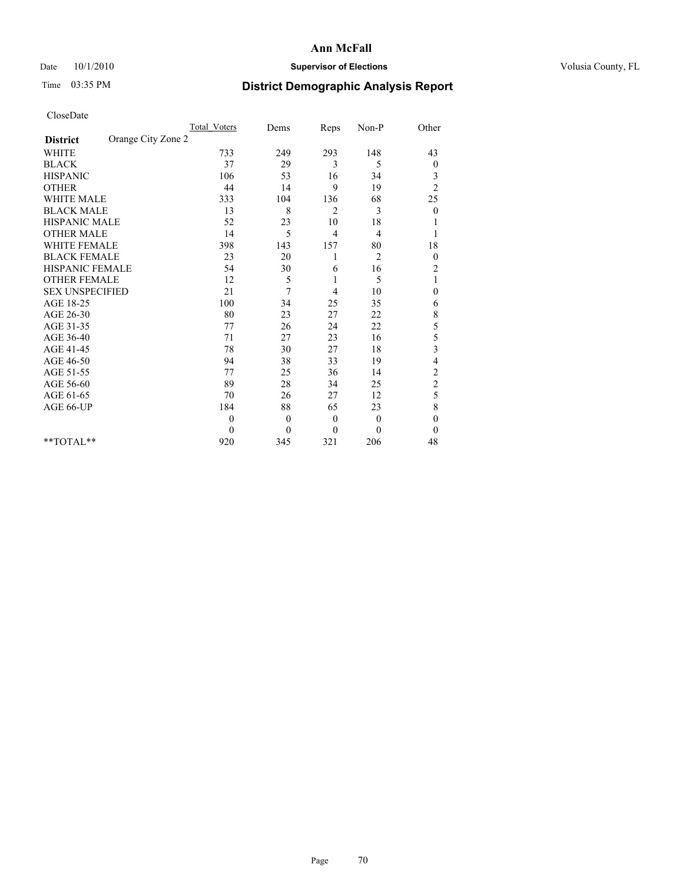**Ann McFall**

Date 10/1/2010 **Supervisor of Elections** Volusia County, FL

Time 03:35 PM **District Demographic Analysis Report**

CloseDate

| | Total_Voters | Dems | Reps | Non-P | Other |
|---|---|---|---|---|---|
| **District** Orange City Zone 2 | | | | | |
| WHITE | 733 | 249 | 293 | 148 | 43 |
| BLACK | 37 | 29 | 3 | 5 | 0 |
| HISPANIC | 106 | 53 | 16 | 34 | 3 |
| OTHER | 44 | 14 | 9 | 19 | 2 |
| WHITE MALE | 333 | 104 | 136 | 68 | 25 |
| BLACK MALE | 13 | 8 | 2 | 3 | 0 |
| HISPANIC MALE | 52 | 23 | 10 | 18 | 1 |
| OTHER MALE | 14 | 5 | 4 | 4 | 1 |
| WHITE FEMALE | 398 | 143 | 157 | 80 | 18 |
| BLACK FEMALE | 23 | 20 | 1 | 2 | 0 |
| HISPANIC FEMALE | 54 | 30 | 6 | 16 | 2 |
| OTHER FEMALE | 12 | 5 | 1 | 5 | 1 |
| SEX UNSPECIFIED | 21 | 7 | 4 | 10 | 0 |
| AGE 18-25 | 100 | 34 | 25 | 35 | 6 |
| AGE 26-30 | 80 | 23 | 27 | 22 | 8 |
| AGE 31-35 | 77 | 26 | 24 | 22 | 5 |
| AGE 36-40 | 71 | 27 | 23 | 16 | 5 |
| AGE 41-45 | 78 | 30 | 27 | 18 | 3 |
| AGE 46-50 | 94 | 38 | 33 | 19 | 4 |
| AGE 51-55 | 77 | 25 | 36 | 14 | 2 |
| AGE 56-60 | 89 | 28 | 34 | 25 | 2 |
| AGE 61-65 | 70 | 26 | 27 | 12 | 5 |
| AGE 66-UP | 184 | 88 | 65 | 23 | 8 |
| | 0 | 0 | 0 | 0 | 0 |
| | 0 | 0 | 0 | 0 | 0 |
| **TOTAL** | 920 | 345 | 321 | 206 | 48 |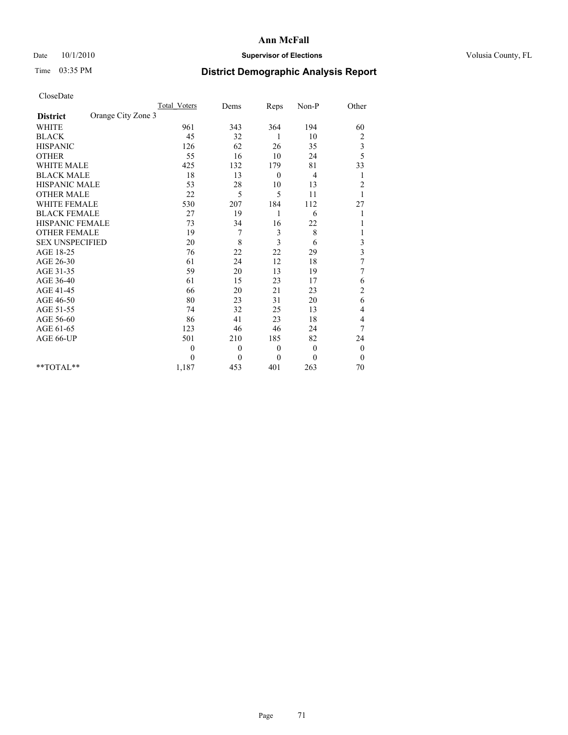# Ann McFall

Date 10/1/2010 **Supervisor of Elections** Volusia County, FL

Time 03:35 PM

## District Demographic Analysis Report

CloseDate

| | Total_Voters | Dems | Reps | Non-P | Other |
|---|---|---|---|---|---|
| **District** Orange City Zone 3 | | | | | |
| WHITE | 961 | 343 | 364 | 194 | 60 |
| BLACK | 45 | 32 | 1 | 10 | 2 |
| HISPANIC | 126 | 62 | 26 | 35 | 3 |
| OTHER | 55 | 16 | 10 | 24 | 5 |
| WHITE MALE | 425 | 132 | 179 | 81 | 33 |
| BLACK MALE | 18 | 13 | 0 | 4 | 1 |
| HISPANIC MALE | 53 | 28 | 10 | 13 | 2 |
| OTHER MALE | 22 | 5 | 5 | 11 | 1 |
| WHITE FEMALE | 530 | 207 | 184 | 112 | 27 |
| BLACK FEMALE | 27 | 19 | 1 | 6 | 1 |
| HISPANIC FEMALE | 73 | 34 | 16 | 22 | 1 |
| OTHER FEMALE | 19 | 7 | 3 | 8 | 1 |
| SEX UNSPECIFIED | 20 | 8 | 3 | 6 | 3 |
| AGE 18-25 | 76 | 22 | 22 | 29 | 3 |
| AGE 26-30 | 61 | 24 | 12 | 18 | 7 |
| AGE 31-35 | 59 | 20 | 13 | 19 | 7 |
| AGE 36-40 | 61 | 15 | 23 | 17 | 6 |
| AGE 41-45 | 66 | 20 | 21 | 23 | 2 |
| AGE 46-50 | 80 | 23 | 31 | 20 | 6 |
| AGE 51-55 | 74 | 32 | 25 | 13 | 4 |
| AGE 56-60 | 86 | 41 | 23 | 18 | 4 |
| AGE 61-65 | 123 | 46 | 46 | 24 | 7 |
| AGE 66-UP | 501 | 210 | 185 | 82 | 24 |
| | 0 | 0 | 0 | 0 | 0 |
| | 0 | 0 | 0 | 0 | 0 |
| **TOTAL** | 1,187 | 453 | 401 | 263 | 70 |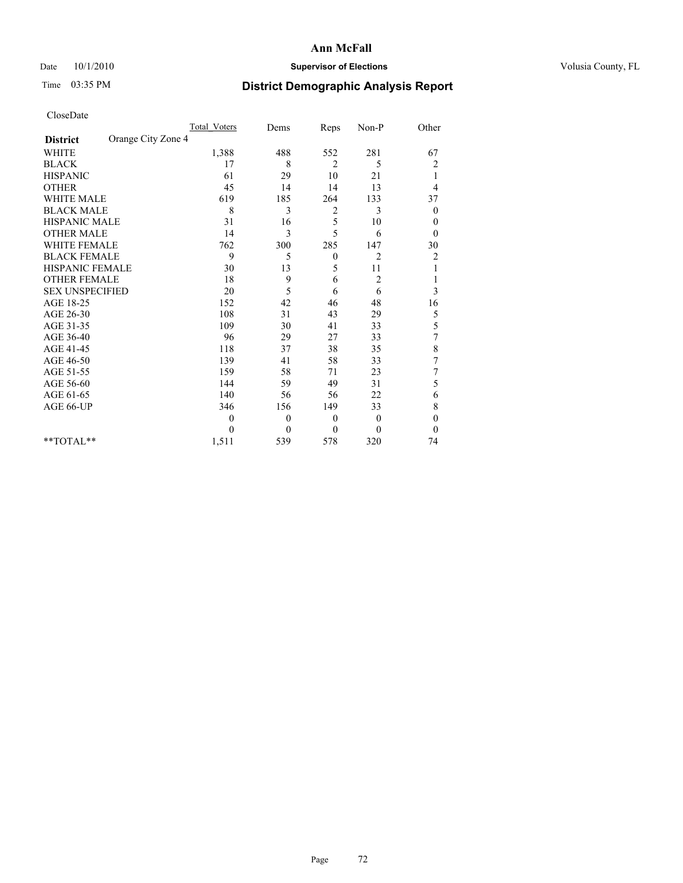# Ann McFall

Date 10/1/2010 **Supervisor of Elections** Volusia County, FL

Time 03:35 PM **District Demographic Analysis Report**

CloseDate

| | Total_Voters | Dems | Reps | Non-P | Other |
|---|---|---|---|---|---|
| **District** Orange City Zone 4 | | | | | |
| WHITE | 1,388 | 488 | 552 | 281 | 67 |
| BLACK | 17 | 8 | 2 | 5 | 2 |
| HISPANIC | 61 | 29 | 10 | 21 | 1 |
| OTHER | 45 | 14 | 14 | 13 | 4 |
| WHITE MALE | 619 | 185 | 264 | 133 | 37 |
| BLACK MALE | 8 | 3 | 2 | 3 | 0 |
| HISPANIC MALE | 31 | 16 | 5 | 10 | 0 |
| OTHER MALE | 14 | 3 | 5 | 6 | 0 |
| WHITE FEMALE | 762 | 300 | 285 | 147 | 30 |
| BLACK FEMALE | 9 | 5 | 0 | 2 | 2 |
| HISPANIC FEMALE | 30 | 13 | 5 | 11 | 1 |
| OTHER FEMALE | 18 | 9 | 6 | 2 | 1 |
| SEX UNSPECIFIED | 20 | 5 | 6 | 6 | 3 |
| AGE 18-25 | 152 | 42 | 46 | 48 | 16 |
| AGE 26-30 | 108 | 31 | 43 | 29 | 5 |
| AGE 31-35 | 109 | 30 | 41 | 33 | 5 |
| AGE 36-40 | 96 | 29 | 27 | 33 | 7 |
| AGE 41-45 | 118 | 37 | 38 | 35 | 8 |
| AGE 46-50 | 139 | 41 | 58 | 33 | 7 |
| AGE 51-55 | 159 | 58 | 71 | 23 | 7 |
| AGE 56-60 | 144 | 59 | 49 | 31 | 5 |
| AGE 61-65 | 140 | 56 | 56 | 22 | 6 |
| AGE 66-UP | 346 | 156 | 149 | 33 | 8 |
| | 0 | 0 | 0 | 0 | 0 |
| | 0 | 0 | 0 | 0 | 0 |
| **TOTAL** | 1,511 | 539 | 578 | 320 | 74 |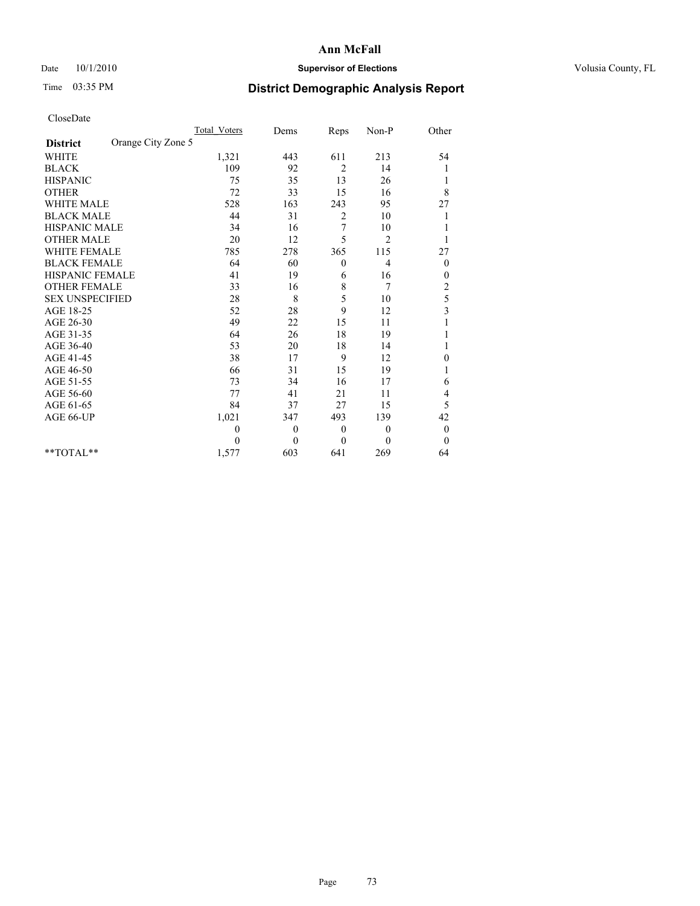# Ann McFall

Date 10/1/2010 **Supervisor of Elections** Volusia County, FL

Time 03:35 PM **District Demographic Analysis Report**

CloseDate

| **District** Orange City Zone 5 | Total Voters | Dems | Reps | Non-P | Other |
|---|---|---|---|---|---|
| WHITE | 1,321 | 443 | 611 | 213 | 54 |
| BLACK | 109 | 92 | 2 | 14 | 1 |
| HISPANIC | 75 | 35 | 13 | 26 | 1 |
| OTHER | 72 | 33 | 15 | 16 | 8 |
| WHITE MALE | 528 | 163 | 243 | 95 | 27 |
| BLACK MALE | 44 | 31 | 2 | 10 | 1 |
| HISPANIC MALE | 34 | 16 | 7 | 10 | 1 |
| OTHER MALE | 20 | 12 | 5 | 2 | 1 |
| WHITE FEMALE | 785 | 278 | 365 | 115 | 27 |
| BLACK FEMALE | 64 | 60 | 0 | 4 | 0 |
| HISPANIC FEMALE | 41 | 19 | 6 | 16 | 0 |
| OTHER FEMALE | 33 | 16 | 8 | 7 | 2 |
| SEX UNSPECIFIED | 28 | 8 | 5 | 10 | 5 |
| AGE 18-25 | 52 | 28 | 9 | 12 | 3 |
| AGE 26-30 | 49 | 22 | 15 | 11 | 1 |
| AGE 31-35 | 64 | 26 | 18 | 19 | 1 |
| AGE 36-40 | 53 | 20 | 18 | 14 | 1 |
| AGE 41-45 | 38 | 17 | 9 | 12 | 0 |
| AGE 46-50 | 66 | 31 | 15 | 19 | 1 |
| AGE 51-55 | 73 | 34 | 16 | 17 | 6 |
| AGE 56-60 | 77 | 41 | 21 | 11 | 4 |
| AGE 61-65 | 84 | 37 | 27 | 15 | 5 |
| AGE 66-UP | 1,021 | 347 | 493 | 139 | 42 |
| | 0 | 0 | 0 | 0 | 0 |
| | 0 | 0 | 0 | 0 | 0 |
| **TOTAL** | 1,577 | 603 | 641 | 269 | 64 |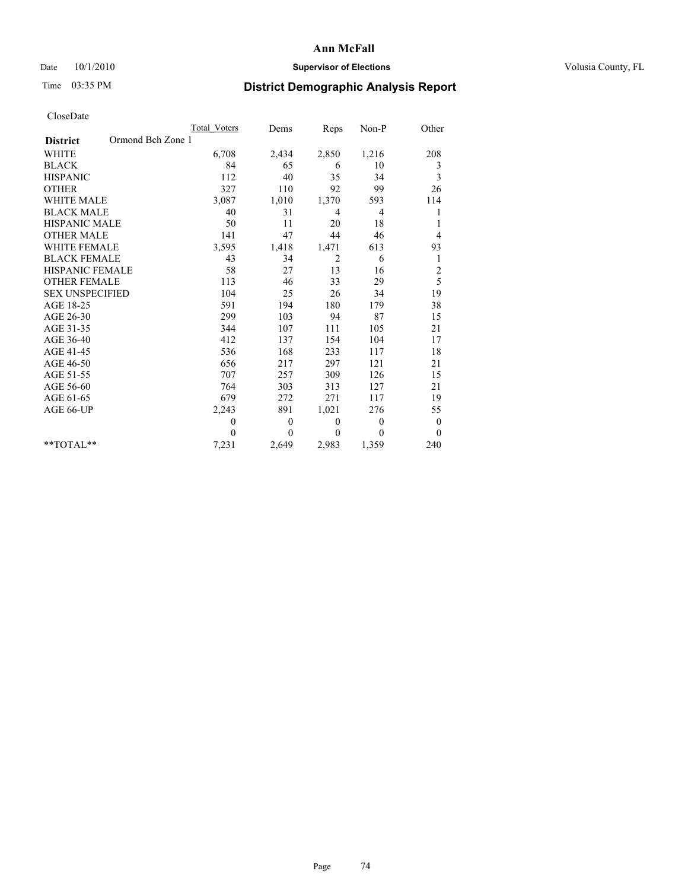# Ann McFall

Date 10/1/2010 **Supervisor of Elections** Volusia County, FL

Time 03:35 PM

## District Demographic Analysis Report

CloseDate

| **District** Ormond Bch Zone 1 | Total_Voters | Dems | Reps | Non-P | Other |
|---|---|---|---|---|---|
| WHITE | 6,708 | 2,434 | 2,850 | 1,216 | 208 |
| BLACK | 84 | 65 | 6 | 10 | 3 |
| HISPANIC | 112 | 40 | 35 | 34 | 3 |
| OTHER | 327 | 110 | 92 | 99 | 26 |
| WHITE MALE | 3,087 | 1,010 | 1,370 | 593 | 114 |
| BLACK MALE | 40 | 31 | 4 | 4 | 1 |
| HISPANIC MALE | 50 | 11 | 20 | 18 | 1 |
| OTHER MALE | 141 | 47 | 44 | 46 | 4 |
| WHITE FEMALE | 3,595 | 1,418 | 1,471 | 613 | 93 |
| BLACK FEMALE | 43 | 34 | 2 | 6 | 1 |
| HISPANIC FEMALE | 58 | 27 | 13 | 16 | 2 |
| OTHER FEMALE | 113 | 46 | 33 | 29 | 5 |
| SEX UNSPECIFIED | 104 | 25 | 26 | 34 | 19 |
| AGE 18-25 | 591 | 194 | 180 | 179 | 38 |
| AGE 26-30 | 299 | 103 | 94 | 87 | 15 |
| AGE 31-35 | 344 | 107 | 111 | 105 | 21 |
| AGE 36-40 | 412 | 137 | 154 | 104 | 17 |
| AGE 41-45 | 536 | 168 | 233 | 117 | 18 |
| AGE 46-50 | 656 | 217 | 297 | 121 | 21 |
| AGE 51-55 | 707 | 257 | 309 | 126 | 15 |
| AGE 56-60 | 764 | 303 | 313 | 127 | 21 |
| AGE 61-65 | 679 | 272 | 271 | 117 | 19 |
| AGE 66-UP | 2,243 | 891 | 1,021 | 276 | 55 |
| | 0 | 0 | 0 | 0 | 0 |
| | 0 | 0 | 0 | 0 | 0 |
| **TOTAL** | 7,231 | 2,649 | 2,983 | 1,359 | 240 |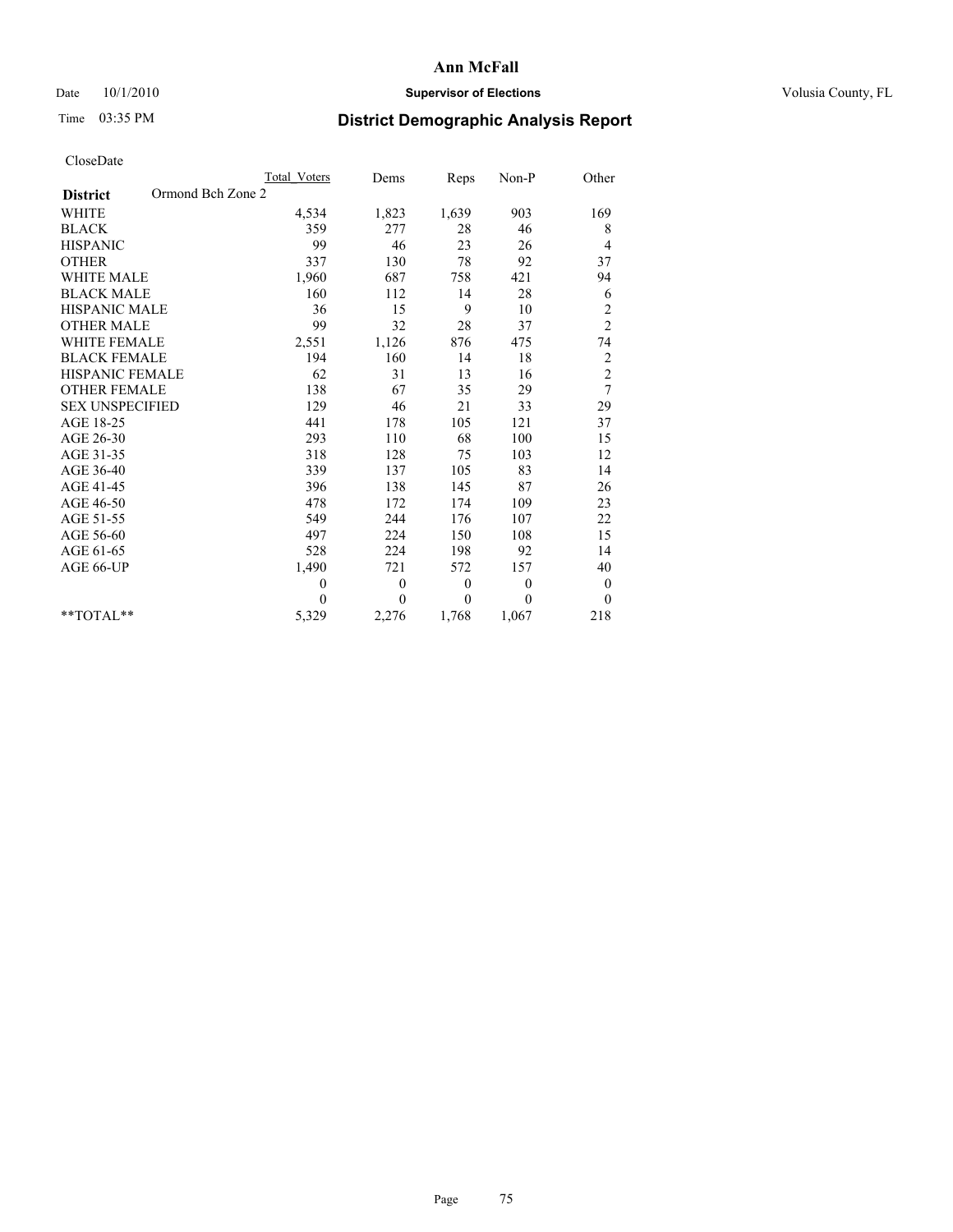**Ann McFall**

Date 10/1/2010 **Supervisor of Elections** Volusia County, FL

Time 03:35 PM

## District Demographic Analysis Report

CloseDate

| | Total_Voters | Dems | Reps | Non-P | Other |
|---|---|---|---|---|---|
| **District** Ormond Bch Zone 2 | | | | | |
| WHITE | 4,534 | 1,823 | 1,639 | 903 | 169 |
| BLACK | 359 | 277 | 28 | 46 | 8 |
| HISPANIC | 99 | 46 | 23 | 26 | 4 |
| OTHER | 337 | 130 | 78 | 92 | 37 |
| WHITE MALE | 1,960 | 687 | 758 | 421 | 94 |
| BLACK MALE | 160 | 112 | 14 | 28 | 6 |
| HISPANIC MALE | 36 | 15 | 9 | 10 | 2 |
| OTHER MALE | 99 | 32 | 28 | 37 | 2 |
| WHITE FEMALE | 2,551 | 1,126 | 876 | 475 | 74 |
| BLACK FEMALE | 194 | 160 | 14 | 18 | 2 |
| HISPANIC FEMALE | 62 | 31 | 13 | 16 | 2 |
| OTHER FEMALE | 138 | 67 | 35 | 29 | 7 |
| SEX UNSPECIFIED | 129 | 46 | 21 | 33 | 29 |
| AGE 18-25 | 441 | 178 | 105 | 121 | 37 |
| AGE 26-30 | 293 | 110 | 68 | 100 | 15 |
| AGE 31-35 | 318 | 128 | 75 | 103 | 12 |
| AGE 36-40 | 339 | 137 | 105 | 83 | 14 |
| AGE 41-45 | 396 | 138 | 145 | 87 | 26 |
| AGE 46-50 | 478 | 172 | 174 | 109 | 23 |
| AGE 51-55 | 549 | 244 | 176 | 107 | 22 |
| AGE 56-60 | 497 | 224 | 150 | 108 | 15 |
| AGE 61-65 | 528 | 224 | 198 | 92 | 14 |
| AGE 66-UP | 1,490 | 721 | 572 | 157 | 40 |
| | 0 | 0 | 0 | 0 | 0 |
| | 0 | 0 | 0 | 0 | 0 |
| **TOTAL** | 5,329 | 2,276 | 1,768 | 1,067 | 218 |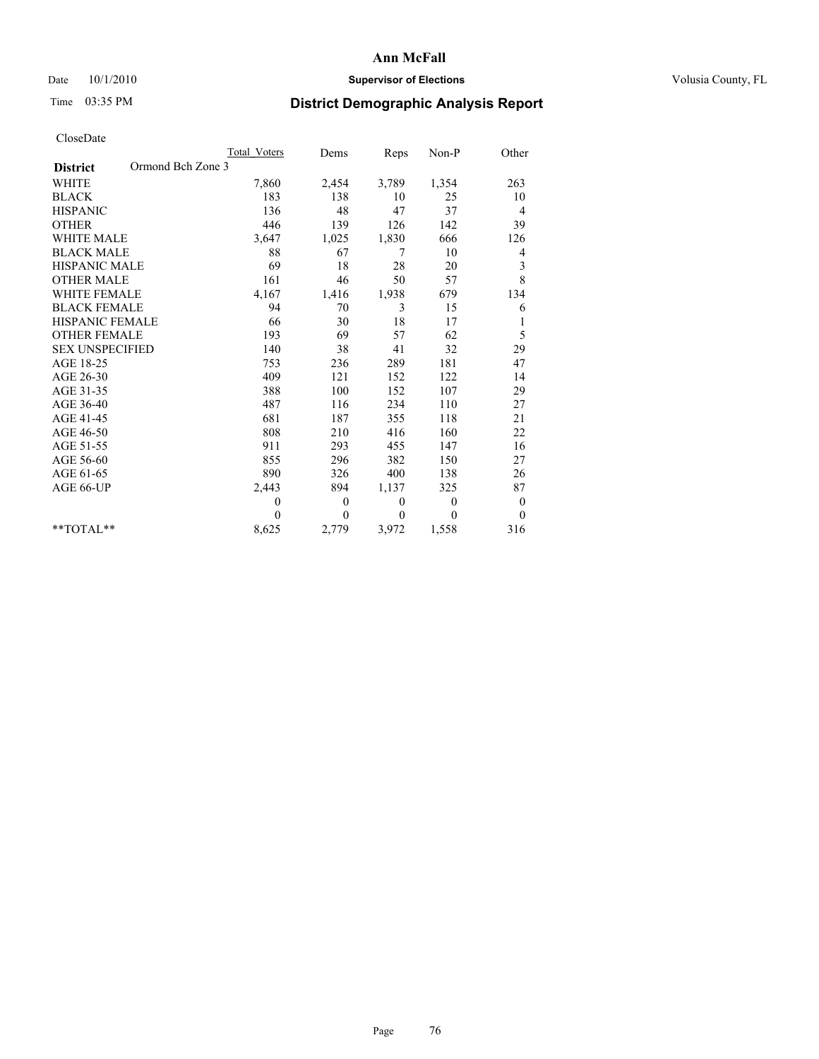**Ann McFall**

Date 10/1/2010 **Supervisor of Elections** Volusia County, FL

Time 03:35 PM

## District Demographic Analysis Report

CloseDate

| | Total Voters | Dems | Reps | Non-P | Other |
|---|---|---|---|---|---|
| **District** Ormond Bch Zone 3 | | | | | |
| WHITE | 7,860 | 2,454 | 3,789 | 1,354 | 263 |
| BLACK | 183 | 138 | 10 | 25 | 10 |
| HISPANIC | 136 | 48 | 47 | 37 | 4 |
| OTHER | 446 | 139 | 126 | 142 | 39 |
| WHITE MALE | 3,647 | 1,025 | 1,830 | 666 | 126 |
| BLACK MALE | 88 | 67 | 7 | 10 | 4 |
| HISPANIC MALE | 69 | 18 | 28 | 20 | 3 |
| OTHER MALE | 161 | 46 | 50 | 57 | 8 |
| WHITE FEMALE | 4,167 | 1,416 | 1,938 | 679 | 134 |
| BLACK FEMALE | 94 | 70 | 3 | 15 | 6 |
| HISPANIC FEMALE | 66 | 30 | 18 | 17 | 1 |
| OTHER FEMALE | 193 | 69 | 57 | 62 | 5 |
| SEX UNSPECIFIED | 140 | 38 | 41 | 32 | 29 |
| AGE 18-25 | 753 | 236 | 289 | 181 | 47 |
| AGE 26-30 | 409 | 121 | 152 | 122 | 14 |
| AGE 31-35 | 388 | 100 | 152 | 107 | 29 |
| AGE 36-40 | 487 | 116 | 234 | 110 | 27 |
| AGE 41-45 | 681 | 187 | 355 | 118 | 21 |
| AGE 46-50 | 808 | 210 | 416 | 160 | 22 |
| AGE 51-55 | 911 | 293 | 455 | 147 | 16 |
| AGE 56-60 | 855 | 296 | 382 | 150 | 27 |
| AGE 61-65 | 890 | 326 | 400 | 138 | 26 |
| AGE 66-UP | 2,443 | 894 | 1,137 | 325 | 87 |
| | 0 | 0 | 0 | 0 | 0 |
| | 0 | 0 | 0 | 0 | 0 |
| **TOTAL** | 8,625 | 2,779 | 3,972 | 1,558 | 316 |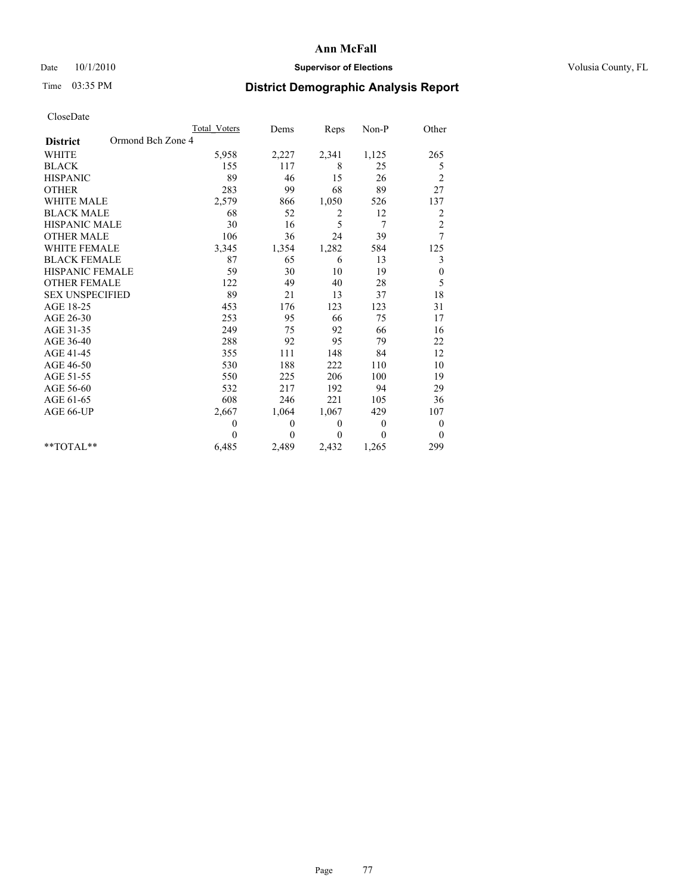**Ann McFall**

Date 10/1/2010 **Supervisor of Elections** Volusia County, FL

Time 03:35 PM

## District Demographic Analysis Report

CloseDate

| | Total_Voters | Dems | Reps | Non-P | Other |
|---|---|---|---|---|---|
| **District** Ormond Bch Zone 4 | | | | | |
| WHITE | 5,958 | 2,227 | 2,341 | 1,125 | 265 |
| BLACK | 155 | 117 | 8 | 25 | 5 |
| HISPANIC | 89 | 46 | 15 | 26 | 2 |
| OTHER | 283 | 99 | 68 | 89 | 27 |
| WHITE MALE | 2,579 | 866 | 1,050 | 526 | 137 |
| BLACK MALE | 68 | 52 | 2 | 12 | 2 |
| HISPANIC MALE | 30 | 16 | 5 | 7 | 2 |
| OTHER MALE | 106 | 36 | 24 | 39 | 7 |
| WHITE FEMALE | 3,345 | 1,354 | 1,282 | 584 | 125 |
| BLACK FEMALE | 87 | 65 | 6 | 13 | 3 |
| HISPANIC FEMALE | 59 | 30 | 10 | 19 | 0 |
| OTHER FEMALE | 122 | 49 | 40 | 28 | 5 |
| SEX UNSPECIFIED | 89 | 21 | 13 | 37 | 18 |
| AGE 18-25 | 453 | 176 | 123 | 123 | 31 |
| AGE 26-30 | 253 | 95 | 66 | 75 | 17 |
| AGE 31-35 | 249 | 75 | 92 | 66 | 16 |
| AGE 36-40 | 288 | 92 | 95 | 79 | 22 |
| AGE 41-45 | 355 | 111 | 148 | 84 | 12 |
| AGE 46-50 | 530 | 188 | 222 | 110 | 10 |
| AGE 51-55 | 550 | 225 | 206 | 100 | 19 |
| AGE 56-60 | 532 | 217 | 192 | 94 | 29 |
| AGE 61-65 | 608 | 246 | 221 | 105 | 36 |
| AGE 66-UP | 2,667 | 1,064 | 1,067 | 429 | 107 |
| | 0 | 0 | 0 | 0 | 0 |
| | 0 | 0 | 0 | 0 | 0 |
| **TOTAL** | 6,485 | 2,489 | 2,432 | 1,265 | 299 |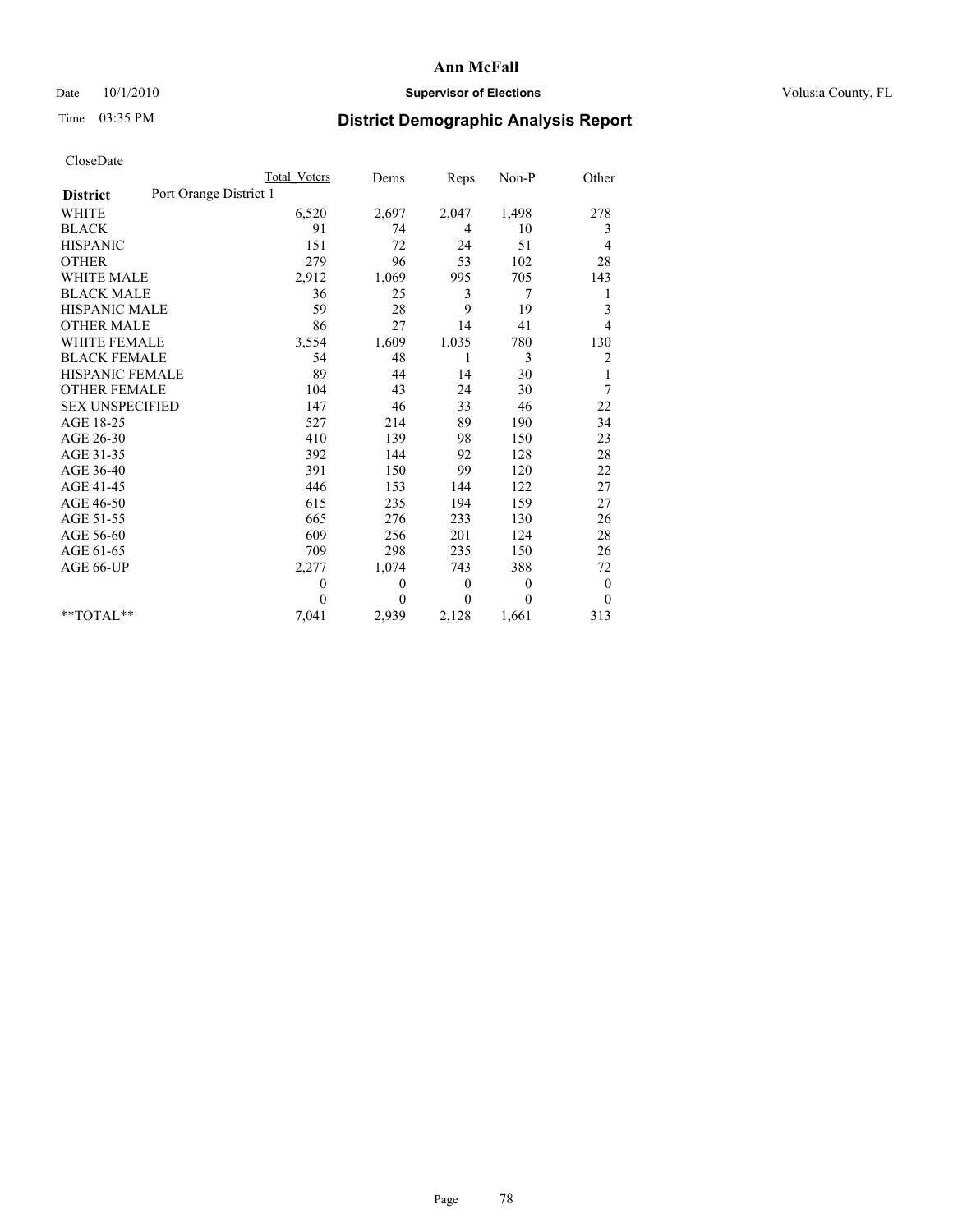# Ann McFall

Date 10/1/2010 **Supervisor of Elections** Volusia County, FL

Time 03:35 PM **District Demographic Analysis Report**

CloseDate

| | Total Voters | Dems | Reps | Non-P | Other |
|---|---|---|---|---|---|
| **District** Port Orange District 1 | | | | | |
| WHITE | 6,520 | 2,697 | 2,047 | 1,498 | 278 |
| BLACK | 91 | 74 | 4 | 10 | 3 |
| HISPANIC | 151 | 72 | 24 | 51 | 4 |
| OTHER | 279 | 96 | 53 | 102 | 28 |
| WHITE MALE | 2,912 | 1,069 | 995 | 705 | 143 |
| BLACK MALE | 36 | 25 | 3 | 7 | 1 |
| HISPANIC MALE | 59 | 28 | 9 | 19 | 3 |
| OTHER MALE | 86 | 27 | 14 | 41 | 4 |
| WHITE FEMALE | 3,554 | 1,609 | 1,035 | 780 | 130 |
| BLACK FEMALE | 54 | 48 | 1 | 3 | 2 |
| HISPANIC FEMALE | 89 | 44 | 14 | 30 | 1 |
| OTHER FEMALE | 104 | 43 | 24 | 30 | 7 |
| SEX UNSPECIFIED | 147 | 46 | 33 | 46 | 22 |
| AGE 18-25 | 527 | 214 | 89 | 190 | 34 |
| AGE 26-30 | 410 | 139 | 98 | 150 | 23 |
| AGE 31-35 | 392 | 144 | 92 | 128 | 28 |
| AGE 36-40 | 391 | 150 | 99 | 120 | 22 |
| AGE 41-45 | 446 | 153 | 144 | 122 | 27 |
| AGE 46-50 | 615 | 235 | 194 | 159 | 27 |
| AGE 51-55 | 665 | 276 | 233 | 130 | 26 |
| AGE 56-60 | 609 | 256 | 201 | 124 | 28 |
| AGE 61-65 | 709 | 298 | 235 | 150 | 26 |
| AGE 66-UP | 2,277 | 1,074 | 743 | 388 | 72 |
| | 0 | 0 | 0 | 0 | 0 |
| | 0 | 0 | 0 | 0 | 0 |
| **TOTAL** | 7,041 | 2,939 | 2,128 | 1,661 | 313 |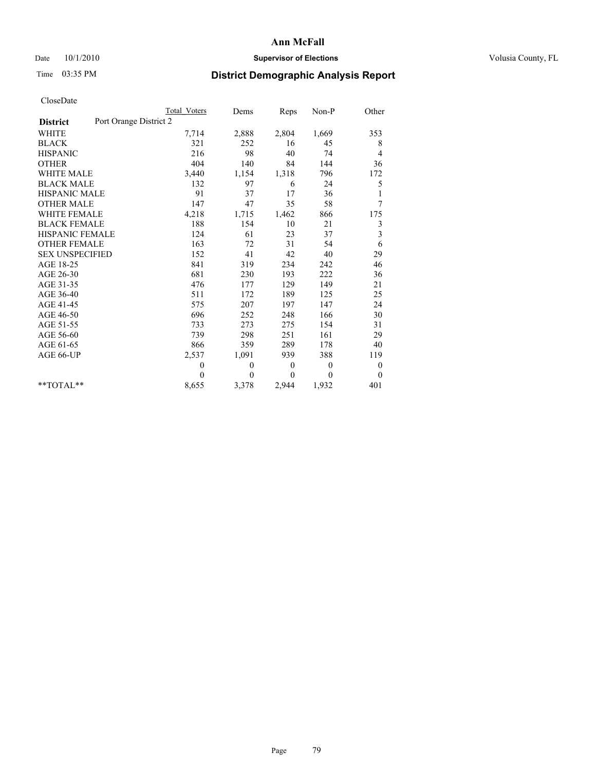**Ann McFall**

Date 10/1/2010 **Supervisor of Elections** Volusia County, FL

Time 03:35 PM

## District Demographic Analysis Report

CloseDate

| | Total Voters | Dems | Reps | Non-P | Other |
|---|---|---|---|---|---|
| **District** Port Orange District 2 | | | | | |
| WHITE | 7,714 | 2,888 | 2,804 | 1,669 | 353 |
| BLACK | 321 | 252 | 16 | 45 | 8 |
| HISPANIC | 216 | 98 | 40 | 74 | 4 |
| OTHER | 404 | 140 | 84 | 144 | 36 |
| WHITE MALE | 3,440 | 1,154 | 1,318 | 796 | 172 |
| BLACK MALE | 132 | 97 | 6 | 24 | 5 |
| HISPANIC MALE | 91 | 37 | 17 | 36 | 1 |
| OTHER MALE | 147 | 47 | 35 | 58 | 7 |
| WHITE FEMALE | 4,218 | 1,715 | 1,462 | 866 | 175 |
| BLACK FEMALE | 188 | 154 | 10 | 21 | 3 |
| HISPANIC FEMALE | 124 | 61 | 23 | 37 | 3 |
| OTHER FEMALE | 163 | 72 | 31 | 54 | 6 |
| SEX UNSPECIFIED | 152 | 41 | 42 | 40 | 29 |
| AGE 18-25 | 841 | 319 | 234 | 242 | 46 |
| AGE 26-30 | 681 | 230 | 193 | 222 | 36 |
| AGE 31-35 | 476 | 177 | 129 | 149 | 21 |
| AGE 36-40 | 511 | 172 | 189 | 125 | 25 |
| AGE 41-45 | 575 | 207 | 197 | 147 | 24 |
| AGE 46-50 | 696 | 252 | 248 | 166 | 30 |
| AGE 51-55 | 733 | 273 | 275 | 154 | 31 |
| AGE 56-60 | 739 | 298 | 251 | 161 | 29 |
| AGE 61-65 | 866 | 359 | 289 | 178 | 40 |
| AGE 66-UP | 2,537 | 1,091 | 939 | 388 | 119 |
| | 0 | 0 | 0 | 0 | 0 |
| | 0 | 0 | 0 | 0 | 0 |
| **TOTAL** | 8,655 | 3,378 | 2,944 | 1,932 | 401 |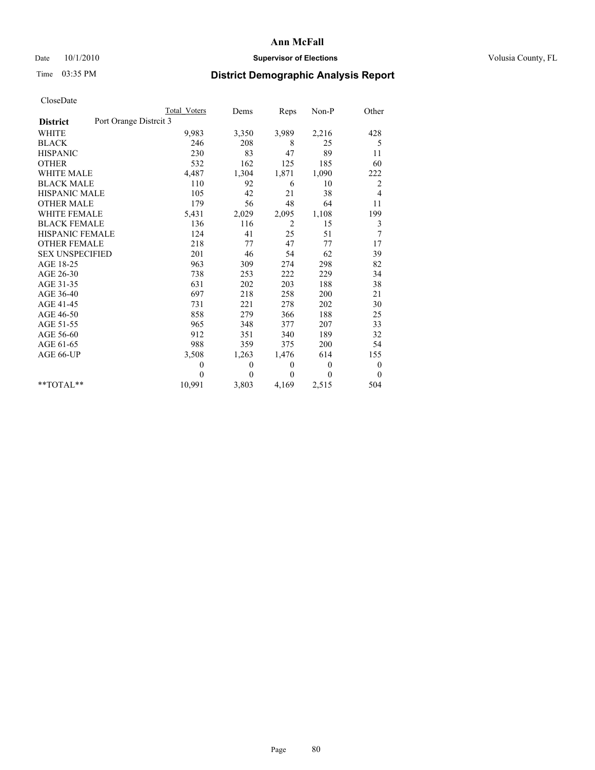**Ann McFall**

Date 10/1/2010 **Supervisor of Elections** Volusia County, FL

Time 03:35 PM **District Demographic Analysis Report**

CloseDate

| **District** | Port Orange Distrcit 3 | Total Voters | Dems | Reps | Non-P | Other |
|---|---|---|---|---|---|---|
| WHITE | | 9,983 | 3,350 | 3,989 | 2,216 | 428 |
| BLACK | | 246 | 208 | 8 | 25 | 5 |
| HISPANIC | | 230 | 83 | 47 | 89 | 11 |
| OTHER | | 532 | 162 | 125 | 185 | 60 |
| WHITE MALE | | 4,487 | 1,304 | 1,871 | 1,090 | 222 |
| BLACK MALE | | 110 | 92 | 6 | 10 | 2 |
| HISPANIC MALE | | 105 | 42 | 21 | 38 | 4 |
| OTHER MALE | | 179 | 56 | 48 | 64 | 11 |
| WHITE FEMALE | | 5,431 | 2,029 | 2,095 | 1,108 | 199 |
| BLACK FEMALE | | 136 | 116 | 2 | 15 | 3 |
| HISPANIC FEMALE | | 124 | 41 | 25 | 51 | 7 |
| OTHER FEMALE | | 218 | 77 | 47 | 77 | 17 |
| SEX UNSPECIFIED | | 201 | 46 | 54 | 62 | 39 |
| AGE 18-25 | | 963 | 309 | 274 | 298 | 82 |
| AGE 26-30 | | 738 | 253 | 222 | 229 | 34 |
| AGE 31-35 | | 631 | 202 | 203 | 188 | 38 |
| AGE 36-40 | | 697 | 218 | 258 | 200 | 21 |
| AGE 41-45 | | 731 | 221 | 278 | 202 | 30 |
| AGE 46-50 | | 858 | 279 | 366 | 188 | 25 |
| AGE 51-55 | | 965 | 348 | 377 | 207 | 33 |
| AGE 56-60 | | 912 | 351 | 340 | 189 | 32 |
| AGE 61-65 | | 988 | 359 | 375 | 200 | 54 |
| AGE 66-UP | | 3,508 | 1,263 | 1,476 | 614 | 155 |
| | | 0 | 0 | 0 | 0 | 0 |
| | | 0 | 0 | 0 | 0 | 0 |
| **TOTAL** | | 10,991 | 3,803 | 4,169 | 2,515 | 504 |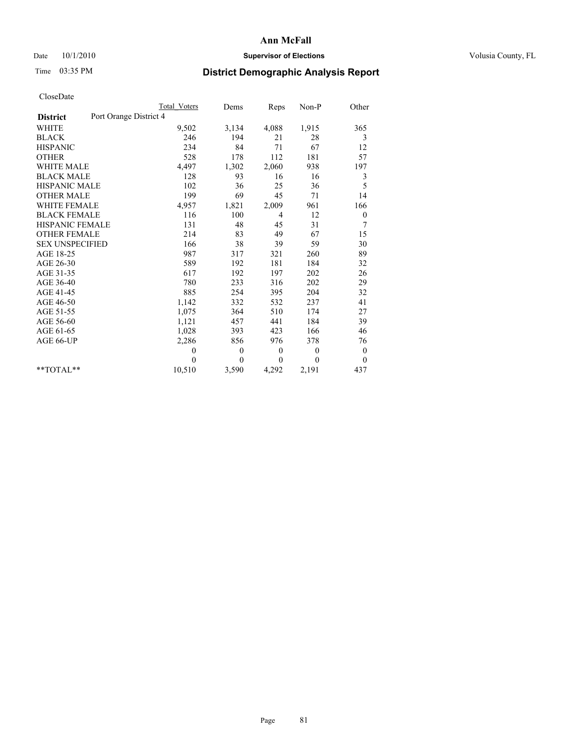Ann McFall

Date 10/1/2010 **Supervisor of Elections** Volusia County, FL

Time 03:35 PM **District Demographic Analysis Report**

CloseDate

| | Total Voters | Dems | Reps | Non-P | Other |
|---|---|---|---|---|---|
| **District** Port Orange District 4 | | | | | |
| WHITE | 9,502 | 3,134 | 4,088 | 1,915 | 365 |
| BLACK | 246 | 194 | 21 | 28 | 3 |
| HISPANIC | 234 | 84 | 71 | 67 | 12 |
| OTHER | 528 | 178 | 112 | 181 | 57 |
| WHITE MALE | 4,497 | 1,302 | 2,060 | 938 | 197 |
| BLACK MALE | 128 | 93 | 16 | 16 | 3 |
| HISPANIC MALE | 102 | 36 | 25 | 36 | 5 |
| OTHER MALE | 199 | 69 | 45 | 71 | 14 |
| WHITE FEMALE | 4,957 | 1,821 | 2,009 | 961 | 166 |
| BLACK FEMALE | 116 | 100 | 4 | 12 | 0 |
| HISPANIC FEMALE | 131 | 48 | 45 | 31 | 7 |
| OTHER FEMALE | 214 | 83 | 49 | 67 | 15 |
| SEX UNSPECIFIED | 166 | 38 | 39 | 59 | 30 |
| AGE 18-25 | 987 | 317 | 321 | 260 | 89 |
| AGE 26-30 | 589 | 192 | 181 | 184 | 32 |
| AGE 31-35 | 617 | 192 | 197 | 202 | 26 |
| AGE 36-40 | 780 | 233 | 316 | 202 | 29 |
| AGE 41-45 | 885 | 254 | 395 | 204 | 32 |
| AGE 46-50 | 1,142 | 332 | 532 | 237 | 41 |
| AGE 51-55 | 1,075 | 364 | 510 | 174 | 27 |
| AGE 56-60 | 1,121 | 457 | 441 | 184 | 39 |
| AGE 61-65 | 1,028 | 393 | 423 | 166 | 46 |
| AGE 66-UP | 2,286 | 856 | 976 | 378 | 76 |
| | 0 | 0 | 0 | 0 | 0 |
| | 0 | 0 | 0 | 0 | 0 |
| **TOTAL** | 10,510 | 3,590 | 4,292 | 2,191 | 437 |